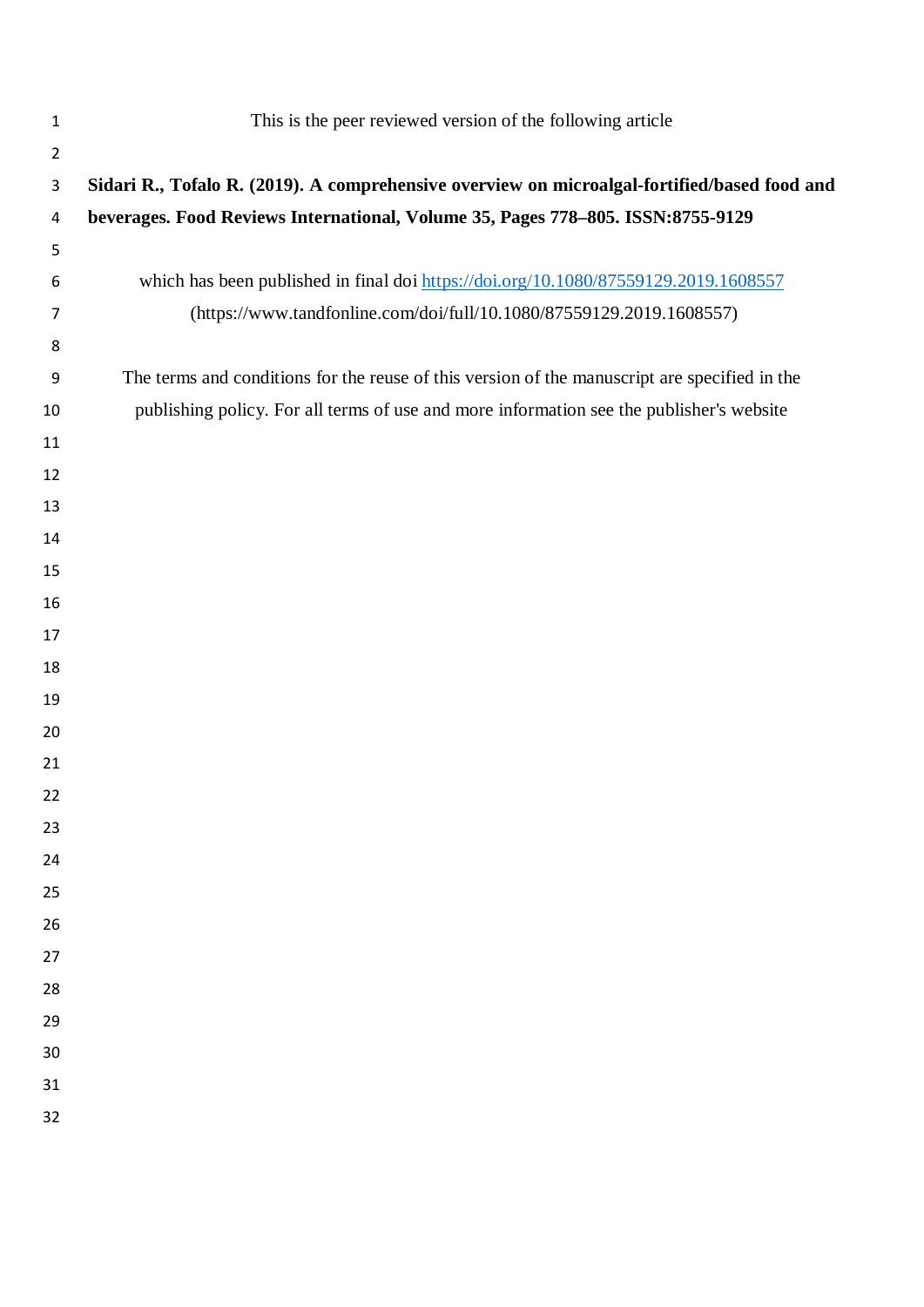This is the peer reviewed version of the following article

**Sidari R., Tofalo R. (2019). A comprehensive overview on microalgal-fortified/based food and beverages. Food Reviews International, Volume 35, Pages 778–805. ISSN:8755-9129**

which has been published in final doi https://doi.org/10.1080/87559129.2019.1608557
(https://www.tandfonline.com/doi/full/10.1080/87559129.2019.1608557)

The terms and conditions for the reuse of this version of the manuscript are specified in the publishing policy. For all terms of use and more information see the publisher's website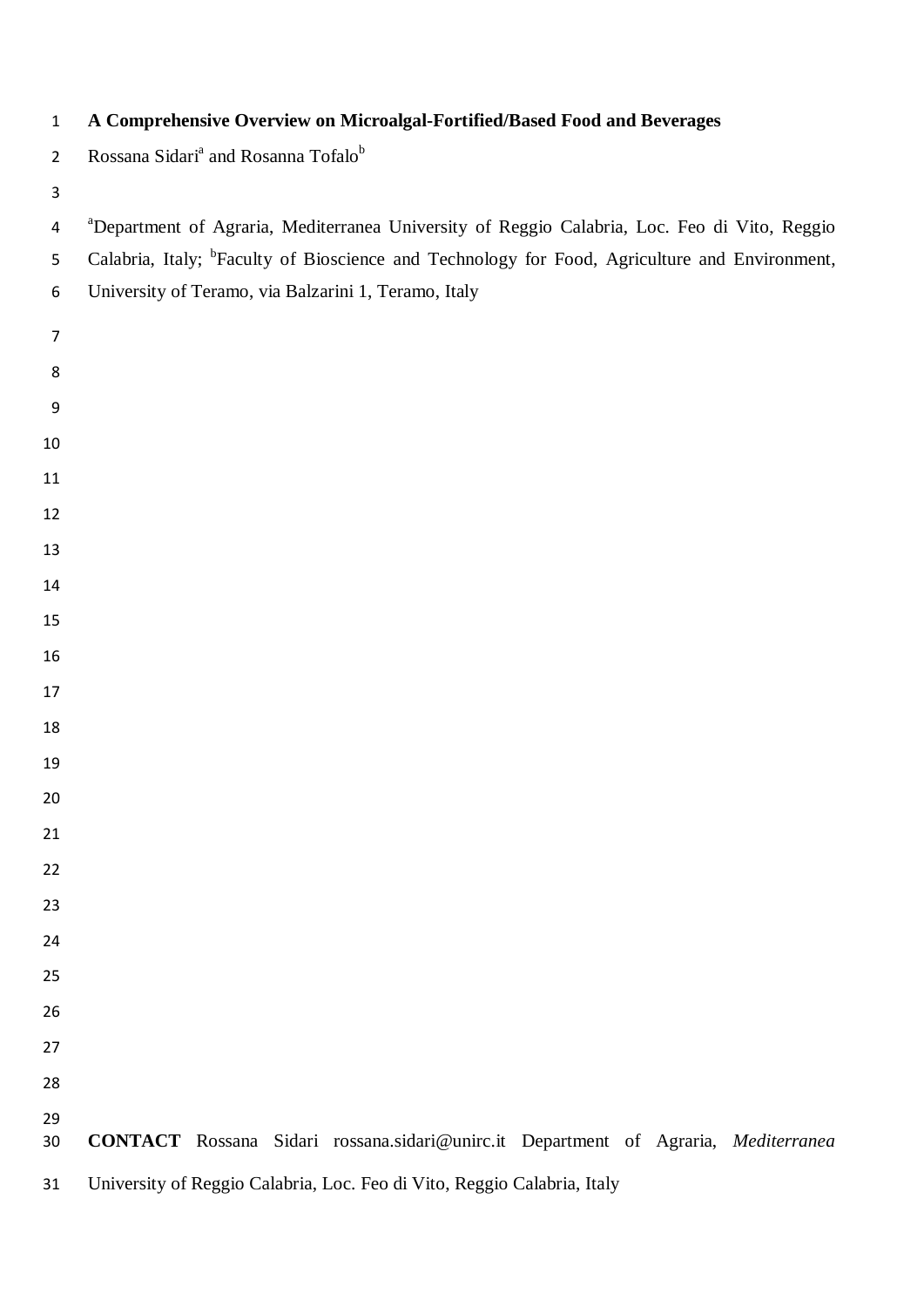# A Comprehensive Overview on Microalgal-Fortified/Based Food and Beverages

Rossana Sidari[a] and Rosanna Tofalo[b]

[a]Department of Agraria, Mediterranea University of Reggio Calabria, Loc. Feo di Vito, Reggio Calabria, Italy; [b]Faculty of Bioscience and Technology for Food, Agriculture and Environment, University of Teramo, via Balzarini 1, Teramo, Italy

**CONTACT** Rossana Sidari rossana.sidari@unirc.it Department of Agraria, *Mediterranea* University of Reggio Calabria, Loc. Feo di Vito, Reggio Calabria, Italy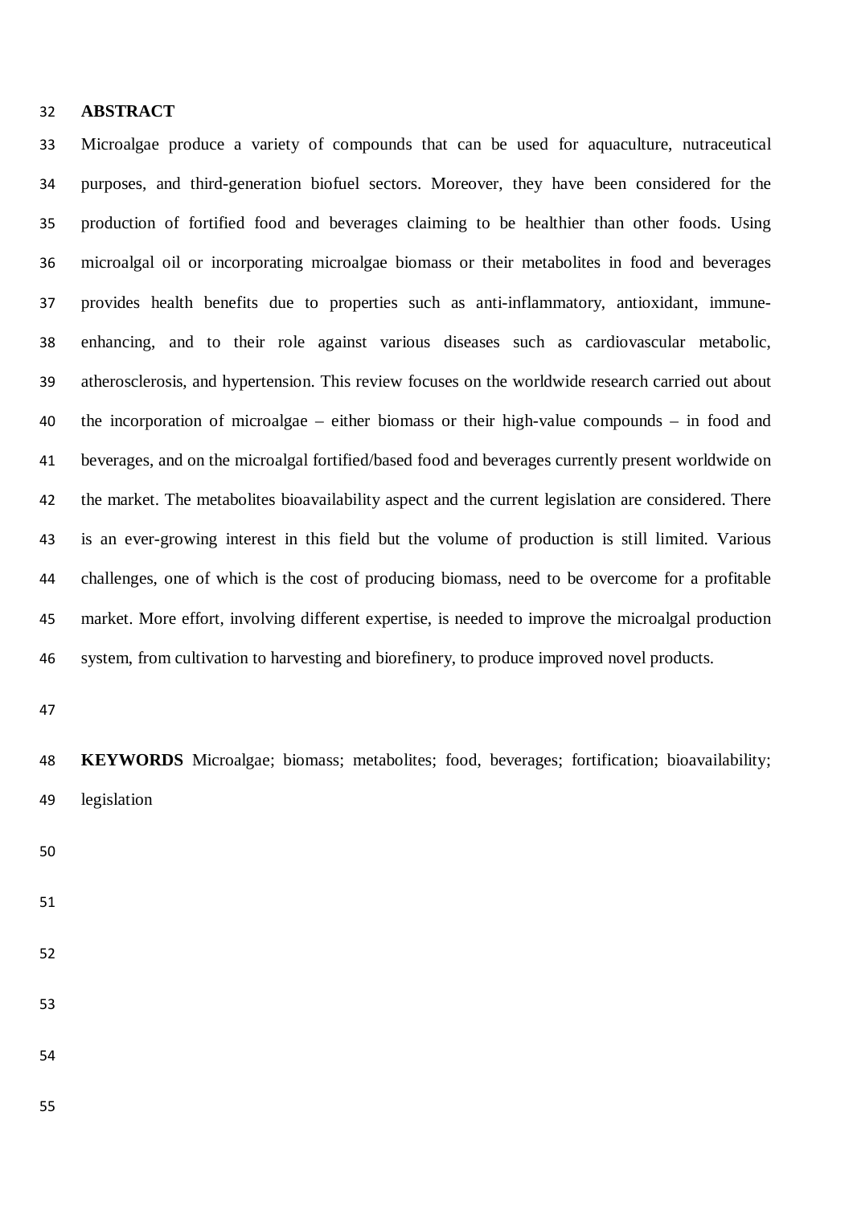## ABSTRACT

Microalgae produce a variety of compounds that can be used for aquaculture, nutraceutical purposes, and third-generation biofuel sectors. Moreover, they have been considered for the production of fortified food and beverages claiming to be healthier than other foods. Using microalgal oil or incorporating microalgae biomass or their metabolites in food and beverages provides health benefits due to properties such as anti-inflammatory, antioxidant, immune-enhancing, and to their role against various diseases such as cardiovascular metabolic, atherosclerosis, and hypertension. This review focuses on the worldwide research carried out about the incorporation of microalgae – either biomass or their high-value compounds – in food and beverages, and on the microalgal fortified/based food and beverages currently present worldwide on the market. The metabolites bioavailability aspect and the current legislation are considered. There is an ever-growing interest in this field but the volume of production is still limited. Various challenges, one of which is the cost of producing biomass, need to be overcome for a profitable market. More effort, involving different expertise, is needed to improve the microalgal production system, from cultivation to harvesting and biorefinery, to produce improved novel products.

**KEYWORDS** Microalgae; biomass; metabolites; food, beverages; fortification; bioavailability; legislation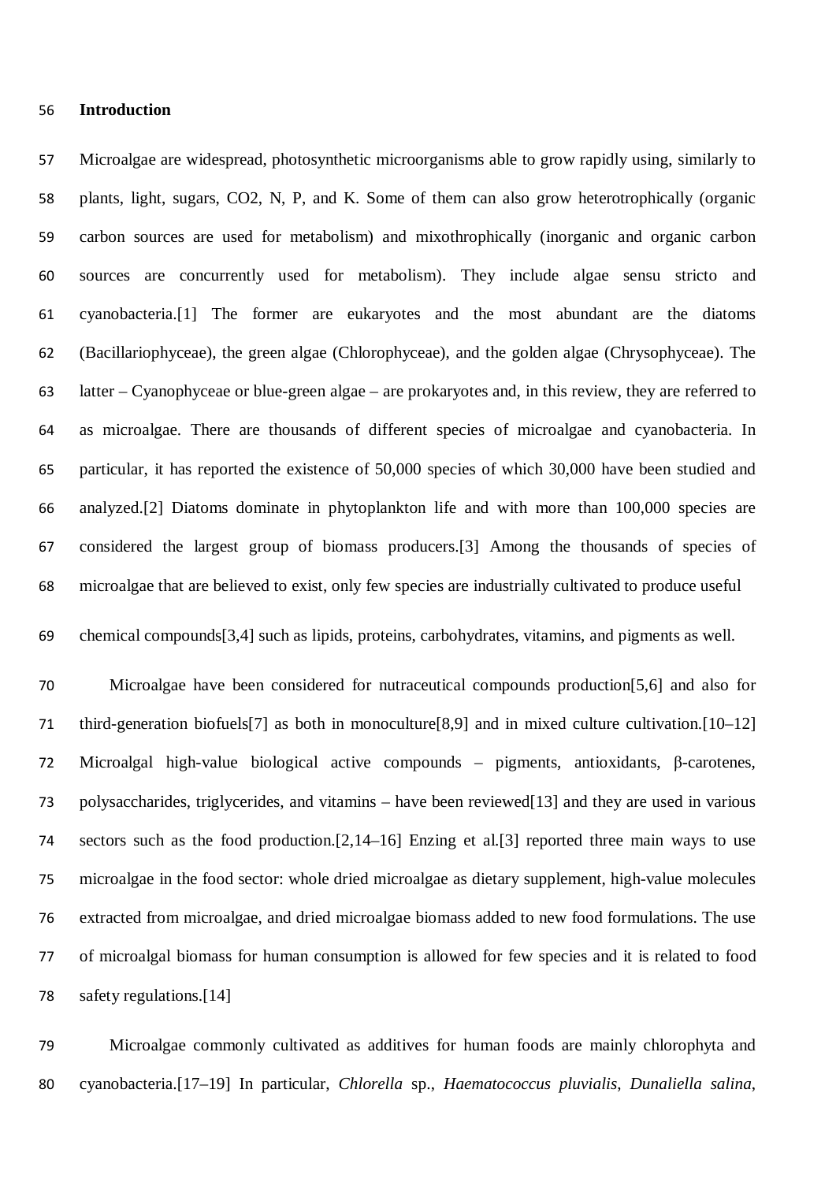## Introduction

Microalgae are widespread, photosynthetic microorganisms able to grow rapidly using, similarly to plants, light, sugars, CO2, N, P, and K. Some of them can also grow heterotrophically (organic carbon sources are used for metabolism) and mixothrophically (inorganic and organic carbon sources are concurrently used for metabolism). They include algae sensu stricto and cyanobacteria.[1] The former are eukaryotes and the most abundant are the diatoms (Bacillariophyceae), the green algae (Chlorophyceae), and the golden algae (Chrysophyceae). The latter – Cyanophyceae or blue-green algae – are prokaryotes and, in this review, they are referred to as microalgae. There are thousands of different species of microalgae and cyanobacteria. In particular, it has reported the existence of 50,000 species of which 30,000 have been studied and analyzed.[2] Diatoms dominate in phytoplankton life and with more than 100,000 species are considered the largest group of biomass producers.[3] Among the thousands of species of microalgae that are believed to exist, only few species are industrially cultivated to produce useful chemical compounds[3,4] such as lipids, proteins, carbohydrates, vitamins, and pigments as well.

Microalgae have been considered for nutraceutical compounds production[5,6] and also for third-generation biofuels[7] as both in monoculture[8,9] and in mixed culture cultivation.[10–12] Microalgal high-value biological active compounds – pigments, antioxidants, β-carotenes, polysaccharides, triglycerides, and vitamins – have been reviewed[13] and they are used in various sectors such as the food production.[2,14–16] Enzing et al.[3] reported three main ways to use microalgae in the food sector: whole dried microalgae as dietary supplement, high-value molecules extracted from microalgae, and dried microalgae biomass added to new food formulations. The use of microalgal biomass for human consumption is allowed for few species and it is related to food safety regulations.[14]

Microalgae commonly cultivated as additives for human foods are mainly chlorophyta and cyanobacteria.[17–19] In particular, *Chlorella* sp., *Haematococcus pluvialis*, *Dunaliella salina*,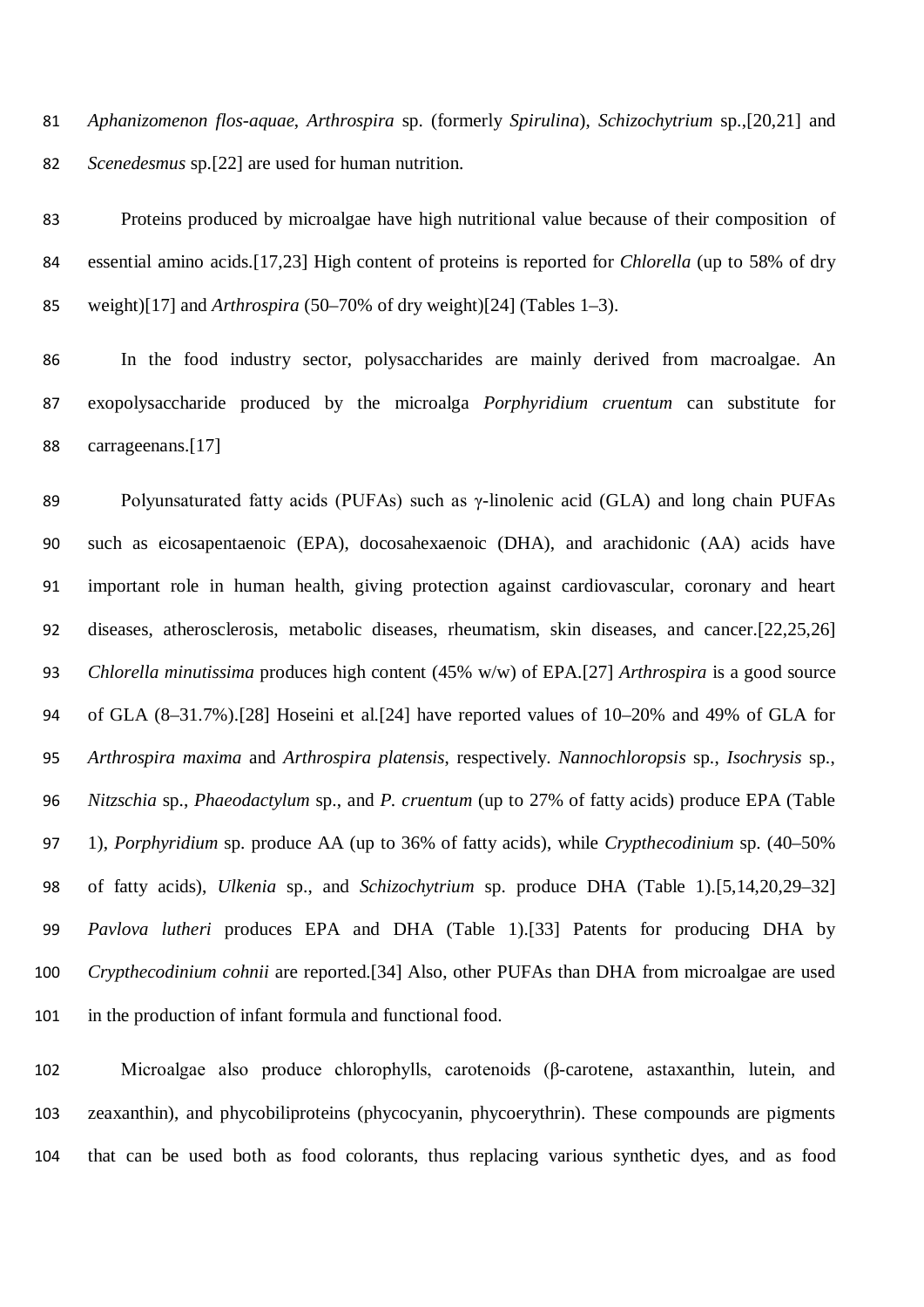*Aphanizomenon flos-aquae*, *Arthrospira* sp. (formerly *Spirulina*), *Schizochytrium* sp.,[20,21] and *Scenedesmus* sp.[22] are used for human nutrition.

Proteins produced by microalgae have high nutritional value because of their composition of essential amino acids.[17,23] High content of proteins is reported for *Chlorella* (up to 58% of dry weight)[17] and *Arthrospira* (50–70% of dry weight)[24] (Tables 1–3).

In the food industry sector, polysaccharides are mainly derived from macroalgae. An exopolysaccharide produced by the microalga *Porphyridium cruentum* can substitute for carrageenans.[17]

Polyunsaturated fatty acids (PUFAs) such as γ-linolenic acid (GLA) and long chain PUFAs such as eicosapentaenoic (EPA), docosahexaenoic (DHA), and arachidonic (AA) acids have important role in human health, giving protection against cardiovascular, coronary and heart diseases, atherosclerosis, metabolic diseases, rheumatism, skin diseases, and cancer.[22,25,26] *Chlorella minutissima* produces high content (45% w/w) of EPA.[27] *Arthrospira* is a good source of GLA (8–31.7%).[28] Hoseini et al.[24] have reported values of 10–20% and 49% of GLA for *Arthrospira maxima* and *Arthrospira platensis*, respectively. *Nannochloropsis* sp., *Isochrysis* sp., *Nitzschia* sp., *Phaeodactylum* sp., and *P. cruentum* (up to 27% of fatty acids) produce EPA (Table 1), *Porphyridium* sp. produce AA (up to 36% of fatty acids), while *Crypthecodinium* sp. (40–50% of fatty acids), *Ulkenia* sp., and *Schizochytrium* sp. produce DHA (Table 1).[5,14,20,29–32] *Pavlova lutheri* produces EPA and DHA (Table 1).[33] Patents for producing DHA by *Crypthecodinium cohnii* are reported.[34] Also, other PUFAs than DHA from microalgae are used in the production of infant formula and functional food.

Microalgae also produce chlorophylls, carotenoids (β-carotene, astaxanthin, lutein, and zeaxanthin), and phycobiliproteins (phycocyanin, phycoerythrin). These compounds are pigments that can be used both as food colorants, thus replacing various synthetic dyes, and as food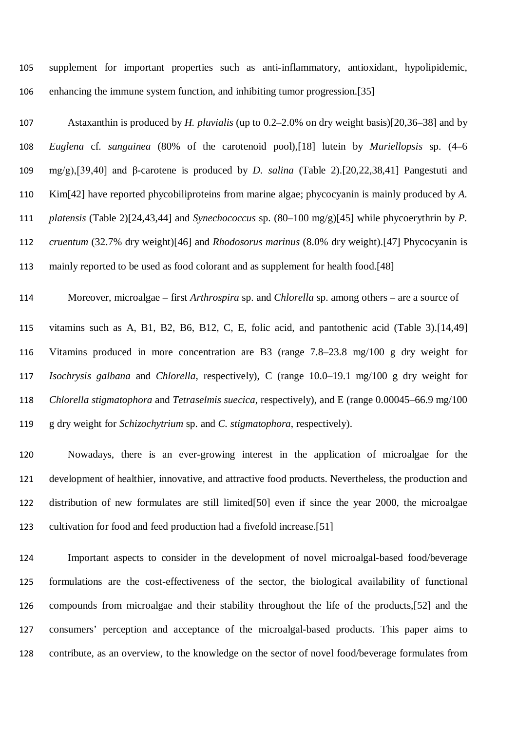supplement for important properties such as anti-inflammatory, antioxidant, hypolipidemic, enhancing the immune system function, and inhibiting tumor progression.[35]

Astaxanthin is produced by *H. pluvialis* (up to 0.2–2.0% on dry weight basis)[20,36–38] and by *Euglena* cf. *sanguinea* (80% of the carotenoid pool),[18] lutein by *Muriellopsis* sp. (4–6 mg/g),[39,40] and β-carotene is produced by *D. salina* (Table 2).[20,22,38,41] Pangestuti and Kim[42] have reported phycobiliproteins from marine algae; phycocyanin is mainly produced by *A. platensis* (Table 2)[24,43,44] and *Synechococcus* sp. (80–100 mg/g)[45] while phycoerythrin by *P. cruentum* (32.7% dry weight)[46] and *Rhodosorus marinus* (8.0% dry weight).[47] Phycocyanin is mainly reported to be used as food colorant and as supplement for health food.[48]

Moreover, microalgae – first *Arthrospira* sp. and *Chlorella* sp. among others – are a source of vitamins such as A, B1, B2, B6, B12, C, E, folic acid, and pantothenic acid (Table 3).[14,49] Vitamins produced in more concentration are B3 (range 7.8–23.8 mg/100 g dry weight for *Isochrysis galbana* and *Chlorella*, respectively), C (range 10.0–19.1 mg/100 g dry weight for *Chlorella stigmatophora* and *Tetraselmis suecica*, respectively), and E (range 0.00045–66.9 mg/100 g dry weight for *Schizochytrium* sp. and *C. stigmatophora*, respectively).

Nowadays, there is an ever-growing interest in the application of microalgae for the development of healthier, innovative, and attractive food products. Nevertheless, the production and distribution of new formulates are still limited[50] even if since the year 2000, the microalgae cultivation for food and feed production had a fivefold increase.[51]

Important aspects to consider in the development of novel microalgal-based food/beverage formulations are the cost-effectiveness of the sector, the biological availability of functional compounds from microalgae and their stability throughout the life of the products,[52] and the consumers' perception and acceptance of the microalgal-based products. This paper aims to contribute, as an overview, to the knowledge on the sector of novel food/beverage formulates from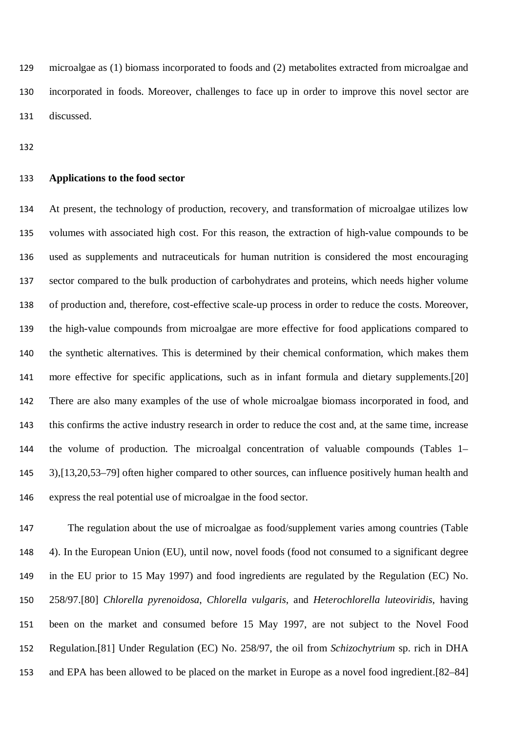microalgae as (1) biomass incorporated to foods and (2) metabolites extracted from microalgae and incorporated in foods. Moreover, challenges to face up in order to improve this novel sector are discussed.

## Applications to the food sector

At present, the technology of production, recovery, and transformation of microalgae utilizes low volumes with associated high cost. For this reason, the extraction of high-value compounds to be used as supplements and nutraceuticals for human nutrition is considered the most encouraging sector compared to the bulk production of carbohydrates and proteins, which needs higher volume of production and, therefore, cost-effective scale-up process in order to reduce the costs. Moreover, the high-value compounds from microalgae are more effective for food applications compared to the synthetic alternatives. This is determined by their chemical conformation, which makes them more effective for specific applications, such as in infant formula and dietary supplements.[20] There are also many examples of the use of whole microalgae biomass incorporated in food, and this confirms the active industry research in order to reduce the cost and, at the same time, increase the volume of production. The microalgal concentration of valuable compounds (Tables 1–3),[13,20,53–79] often higher compared to other sources, can influence positively human health and express the real potential use of microalgae in the food sector.

The regulation about the use of microalgae as food/supplement varies among countries (Table 4). In the European Union (EU), until now, novel foods (food not consumed to a significant degree in the EU prior to 15 May 1997) and food ingredients are regulated by the Regulation (EC) No. 258/97.[80] *Chlorella pyrenoidosa*, *Chlorella vulgaris*, and *Heterochlorella luteoviridis*, having been on the market and consumed before 15 May 1997, are not subject to the Novel Food Regulation.[81] Under Regulation (EC) No. 258/97, the oil from *Schizochytrium* sp. rich in DHA and EPA has been allowed to be placed on the market in Europe as a novel food ingredient.[82–84]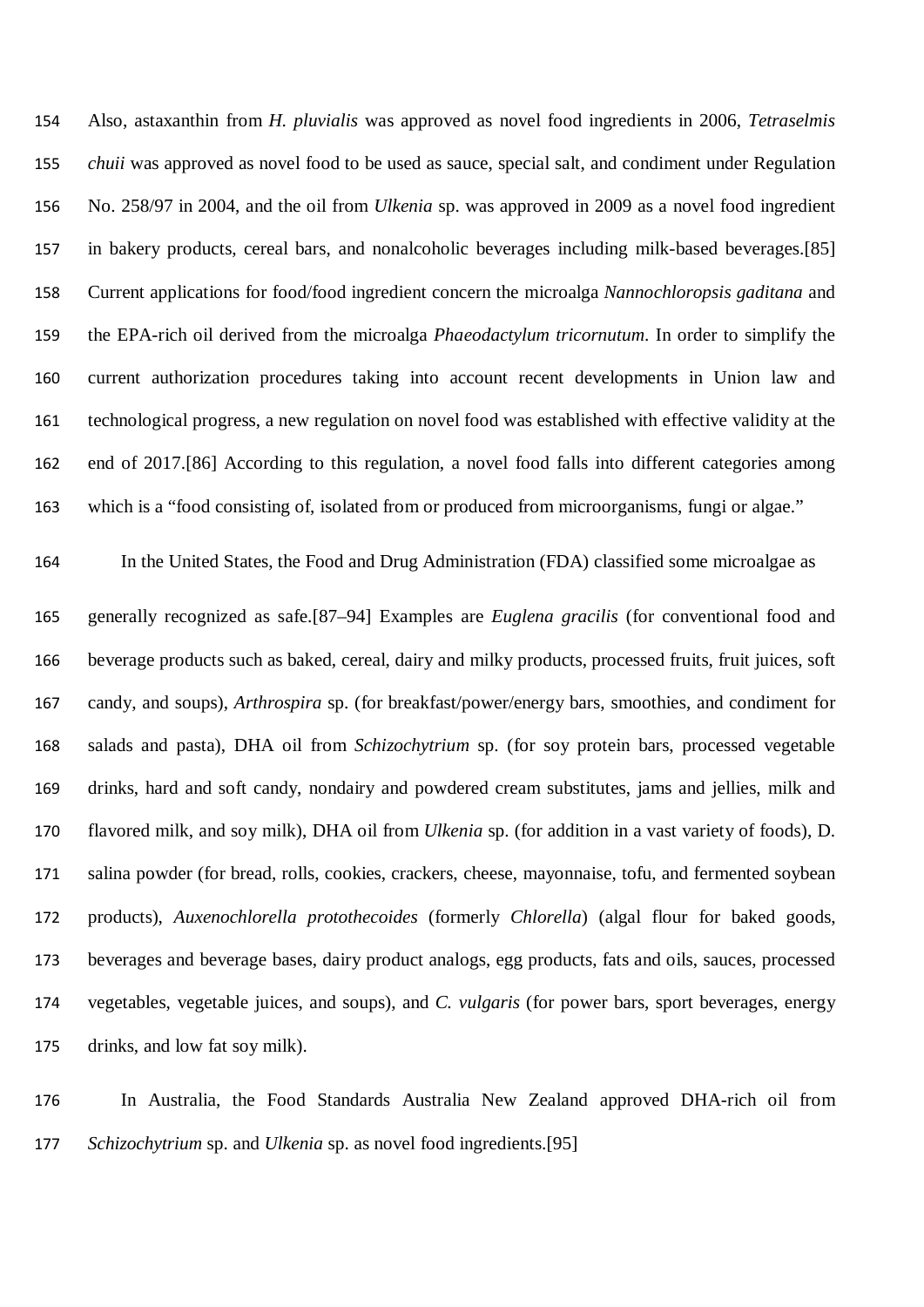Also, astaxanthin from *H. pluvialis* was approved as novel food ingredients in 2006, *Tetraselmis chuii* was approved as novel food to be used as sauce, special salt, and condiment under Regulation No. 258/97 in 2004, and the oil from *Ulkenia* sp. was approved in 2009 as a novel food ingredient in bakery products, cereal bars, and nonalcoholic beverages including milk-based beverages.[85] Current applications for food/food ingredient concern the microalga *Nannochloropsis gaditana* and the EPA-rich oil derived from the microalga *Phaeodactylum tricornutum*. In order to simplify the current authorization procedures taking into account recent developments in Union law and technological progress, a new regulation on novel food was established with effective validity at the end of 2017.[86] According to this regulation, a novel food falls into different categories among which is a "food consisting of, isolated from or produced from microorganisms, fungi or algae."

In the United States, the Food and Drug Administration (FDA) classified some microalgae as generally recognized as safe.[87–94] Examples are *Euglena gracilis* (for conventional food and beverage products such as baked, cereal, dairy and milky products, processed fruits, fruit juices, soft candy, and soups), *Arthrospira* sp. (for breakfast/power/energy bars, smoothies, and condiment for salads and pasta), DHA oil from *Schizochytrium* sp. (for soy protein bars, processed vegetable drinks, hard and soft candy, nondairy and powdered cream substitutes, jams and jellies, milk and flavored milk, and soy milk), DHA oil from *Ulkenia* sp. (for addition in a vast variety of foods), D. salina powder (for bread, rolls, cookies, crackers, cheese, mayonnaise, tofu, and fermented soybean products), *Auxenochlorella protothecoides* (formerly *Chlorella*) (algal flour for baked goods, beverages and beverage bases, dairy product analogs, egg products, fats and oils, sauces, processed vegetables, vegetable juices, and soups), and *C. vulgaris* (for power bars, sport beverages, energy drinks, and low fat soy milk).

In Australia, the Food Standards Australia New Zealand approved DHA-rich oil from *Schizochytrium* sp. and *Ulkenia* sp. as novel food ingredients.[95]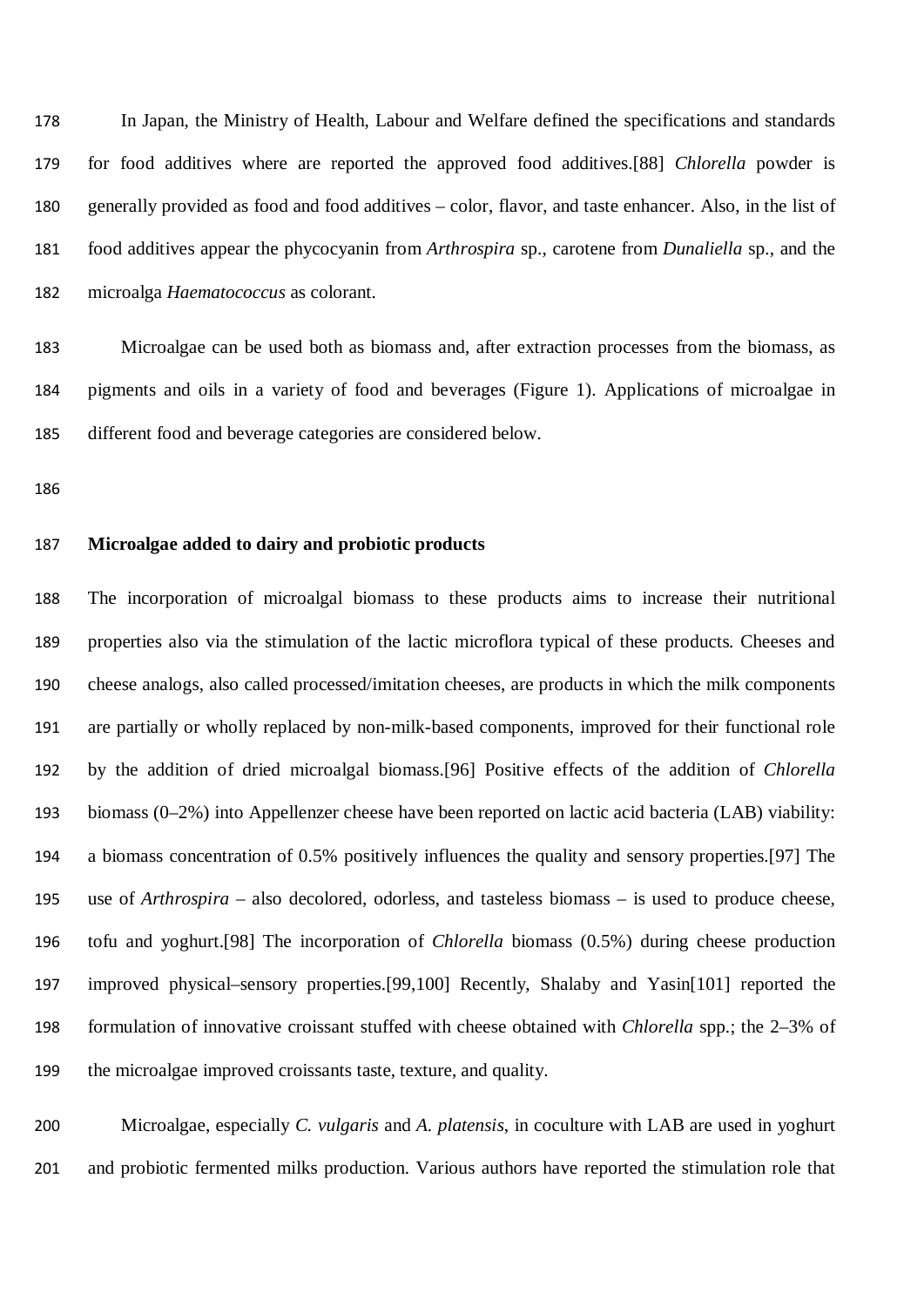In Japan, the Ministry of Health, Labour and Welfare defined the specifications and standards for food additives where are reported the approved food additives.[88] *Chlorella* powder is generally provided as food and food additives – color, flavor, and taste enhancer. Also, in the list of food additives appear the phycocyanin from *Arthrospira* sp., carotene from *Dunaliella* sp., and the microalga *Haematococcus* as colorant.

Microalgae can be used both as biomass and, after extraction processes from the biomass, as pigments and oils in a variety of food and beverages (Figure 1). Applications of microalgae in different food and beverage categories are considered below.

**Microalgae added to dairy and probiotic products**

The incorporation of microalgal biomass to these products aims to increase their nutritional properties also via the stimulation of the lactic microflora typical of these products. Cheeses and cheese analogs, also called processed/imitation cheeses, are products in which the milk components are partially or wholly replaced by non-milk-based components, improved for their functional role by the addition of dried microalgal biomass.[96] Positive effects of the addition of *Chlorella* biomass (0–2%) into Appellenzer cheese have been reported on lactic acid bacteria (LAB) viability: a biomass concentration of 0.5% positively influences the quality and sensory properties.[97] The use of *Arthrospira* – also decolored, odorless, and tasteless biomass – is used to produce cheese, tofu and yoghurt.[98] The incorporation of *Chlorella* biomass (0.5%) during cheese production improved physical–sensory properties.[99,100] Recently, Shalaby and Yasin[101] reported the formulation of innovative croissant stuffed with cheese obtained with *Chlorella* spp.; the 2–3% of the microalgae improved croissants taste, texture, and quality.

Microalgae, especially *C. vulgaris* and *A. platensis*, in coculture with LAB are used in yoghurt and probiotic fermented milks production. Various authors have reported the stimulation role that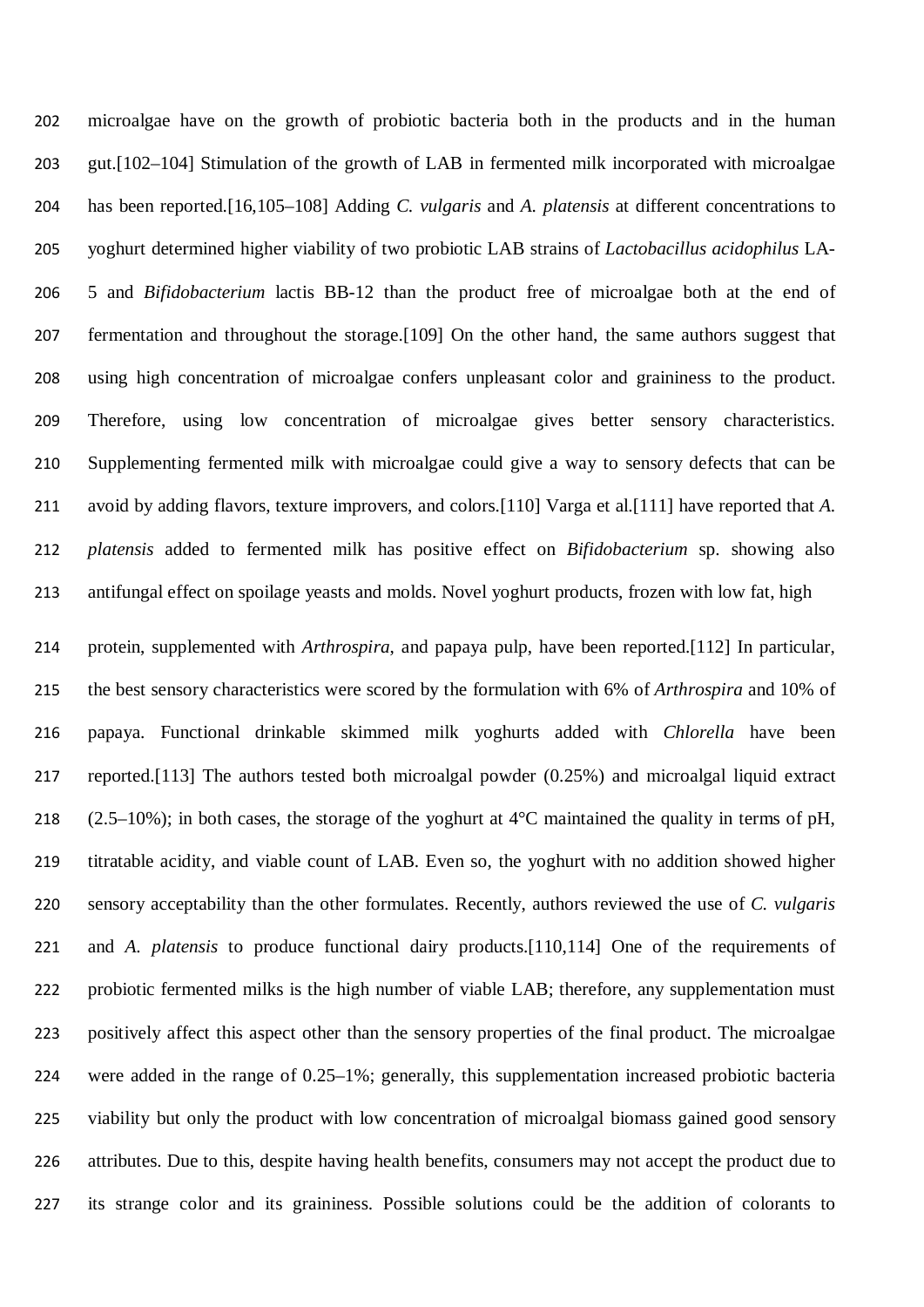microalgae have on the growth of probiotic bacteria both in the products and in the human gut.[102–104] Stimulation of the growth of LAB in fermented milk incorporated with microalgae has been reported.[16,105–108] Adding *C. vulgaris* and *A. platensis* at different concentrations to yoghurt determined higher viability of two probiotic LAB strains of *Lactobacillus acidophilus* LA-5 and *Bifidobacterium* lactis BB-12 than the product free of microalgae both at the end of fermentation and throughout the storage.[109] On the other hand, the same authors suggest that using high concentration of microalgae confers unpleasant color and graininess to the product. Therefore, using low concentration of microalgae gives better sensory characteristics. Supplementing fermented milk with microalgae could give a way to sensory defects that can be avoid by adding flavors, texture improvers, and colors.[110] Varga et al.[111] have reported that *A. platensis* added to fermented milk has positive effect on *Bifidobacterium* sp. showing also antifungal effect on spoilage yeasts and molds. Novel yoghurt products, frozen with low fat, high protein, supplemented with *Arthrospira*, and papaya pulp, have been reported.[112] In particular, the best sensory characteristics were scored by the formulation with 6% of *Arthrospira* and 10% of papaya. Functional drinkable skimmed milk yoghurts added with *Chlorella* have been reported.[113] The authors tested both microalgal powder (0.25%) and microalgal liquid extract (2.5–10%); in both cases, the storage of the yoghurt at 4°C maintained the quality in terms of pH, titratable acidity, and viable count of LAB. Even so, the yoghurt with no addition showed higher sensory acceptability than the other formulates. Recently, authors reviewed the use of *C. vulgaris* and *A. platensis* to produce functional dairy products.[110,114] One of the requirements of probiotic fermented milks is the high number of viable LAB; therefore, any supplementation must positively affect this aspect other than the sensory properties of the final product. The microalgae were added in the range of 0.25–1%; generally, this supplementation increased probiotic bacteria viability but only the product with low concentration of microalgal biomass gained good sensory attributes. Due to this, despite having health benefits, consumers may not accept the product due to its strange color and its graininess. Possible solutions could be the addition of colorants to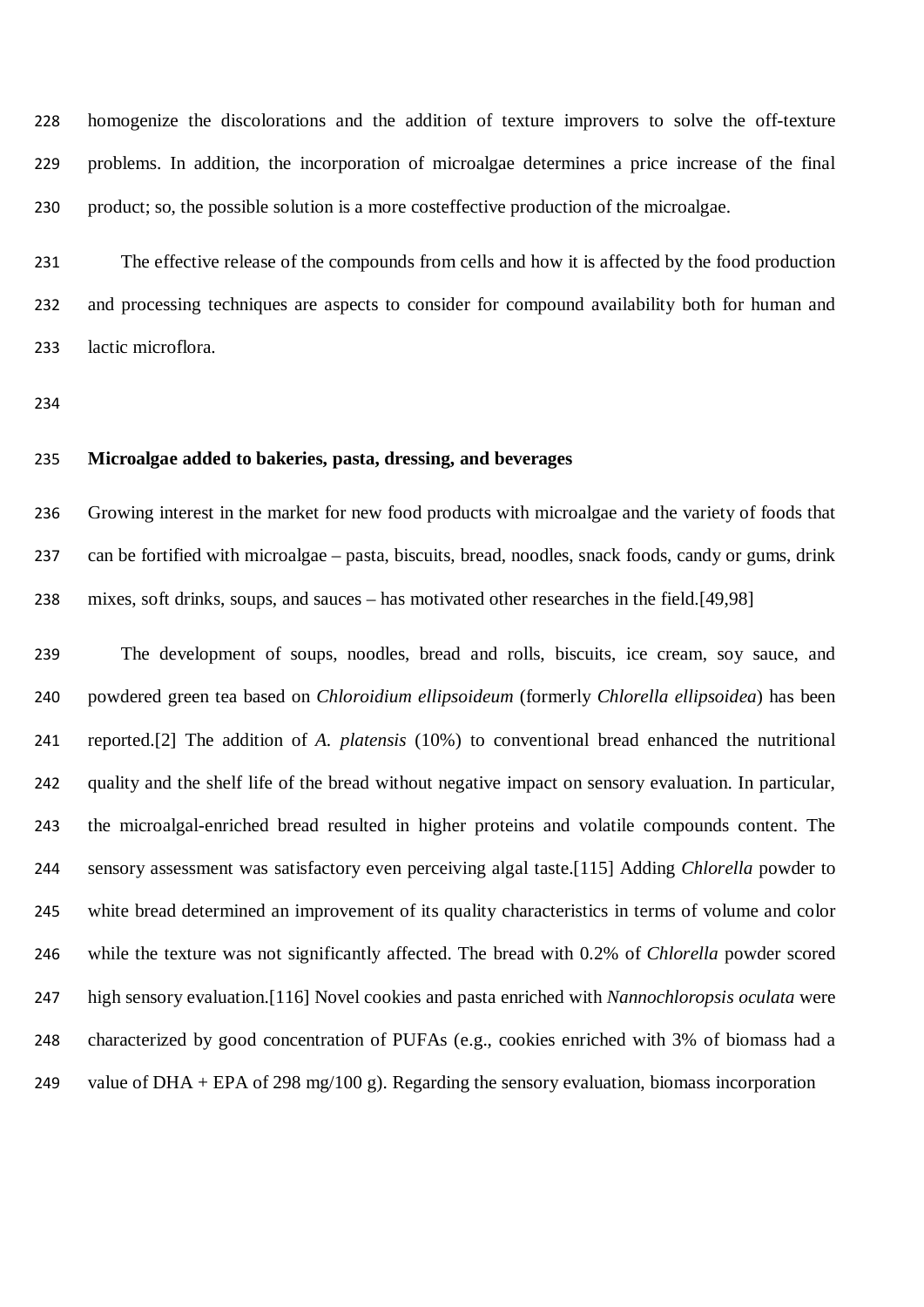homogenize the discolorations and the addition of texture improvers to solve the off-texture problems. In addition, the incorporation of microalgae determines a price increase of the final product; so, the possible solution is a more costeffective production of the microalgae.

The effective release of the compounds from cells and how it is affected by the food production and processing techniques are aspects to consider for compound availability both for human and lactic microflora.

**Microalgae added to bakeries, pasta, dressing, and beverages**

Growing interest in the market for new food products with microalgae and the variety of foods that can be fortified with microalgae – pasta, biscuits, bread, noodles, snack foods, candy or gums, drink mixes, soft drinks, soups, and sauces – has motivated other researches in the field.[49,98]

The development of soups, noodles, bread and rolls, biscuits, ice cream, soy sauce, and powdered green tea based on *Chloroidium ellipsoideum* (formerly *Chlorella ellipsoidea*) has been reported.[2] The addition of *A. platensis* (10%) to conventional bread enhanced the nutritional quality and the shelf life of the bread without negative impact on sensory evaluation. In particular, the microalgal-enriched bread resulted in higher proteins and volatile compounds content. The sensory assessment was satisfactory even perceiving algal taste.[115] Adding *Chlorella* powder to white bread determined an improvement of its quality characteristics in terms of volume and color while the texture was not significantly affected. The bread with 0.2% of *Chlorella* powder scored high sensory evaluation.[116] Novel cookies and pasta enriched with *Nannochloropsis oculata* were characterized by good concentration of PUFAs (e.g., cookies enriched with 3% of biomass had a value of DHA + EPA of 298 mg/100 g). Regarding the sensory evaluation, biomass incorporation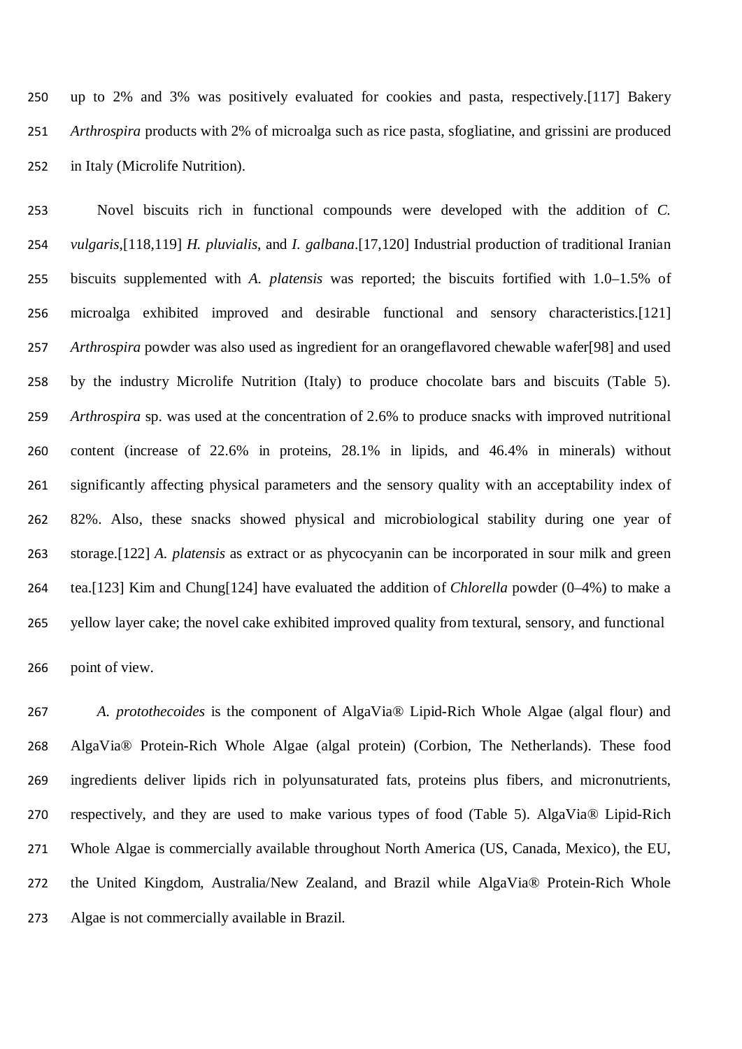up to 2% and 3% was positively evaluated for cookies and pasta, respectively.[117] Bakery *Arthrospira* products with 2% of microalga such as rice pasta, sfogliatine, and grissini are produced in Italy (Microlife Nutrition).

Novel biscuits rich in functional compounds were developed with the addition of *C. vulgaris*,[118,119] *H. pluvialis*, and *I. galbana*.[17,120] Industrial production of traditional Iranian biscuits supplemented with *A. platensis* was reported; the biscuits fortified with 1.0–1.5% of microalga exhibited improved and desirable functional and sensory characteristics.[121] *Arthrospira* powder was also used as ingredient for an orangeflavored chewable wafer[98] and used by the industry Microlife Nutrition (Italy) to produce chocolate bars and biscuits (Table 5). *Arthrospira* sp. was used at the concentration of 2.6% to produce snacks with improved nutritional content (increase of 22.6% in proteins, 28.1% in lipids, and 46.4% in minerals) without significantly affecting physical parameters and the sensory quality with an acceptability index of 82%. Also, these snacks showed physical and microbiological stability during one year of storage.[122] *A. platensis* as extract or as phycocyanin can be incorporated in sour milk and green tea.[123] Kim and Chung[124] have evaluated the addition of *Chlorella* powder (0–4%) to make a yellow layer cake; the novel cake exhibited improved quality from textural, sensory, and functional point of view.

*A. protothecoides* is the component of AlgaVia® Lipid-Rich Whole Algae (algal flour) and AlgaVia® Protein-Rich Whole Algae (algal protein) (Corbion, The Netherlands). These food ingredients deliver lipids rich in polyunsaturated fats, proteins plus fibers, and micronutrients, respectively, and they are used to make various types of food (Table 5). AlgaVia® Lipid-Rich Whole Algae is commercially available throughout North America (US, Canada, Mexico), the EU, the United Kingdom, Australia/New Zealand, and Brazil while AlgaVia® Protein-Rich Whole Algae is not commercially available in Brazil.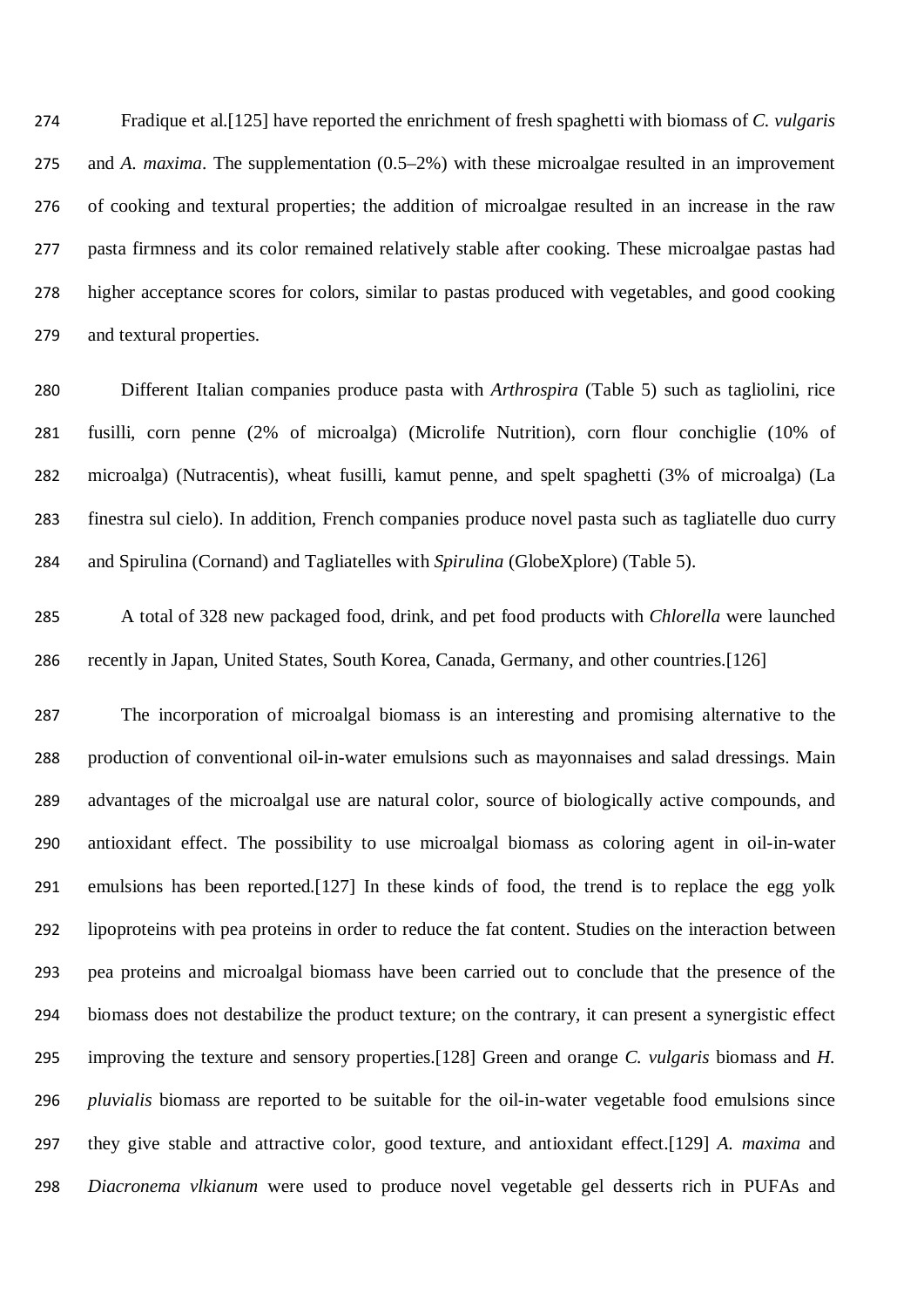Fradique et al.[125] have reported the enrichment of fresh spaghetti with biomass of *C. vulgaris* and *A. maxima*. The supplementation (0.5–2%) with these microalgae resulted in an improvement of cooking and textural properties; the addition of microalgae resulted in an increase in the raw pasta firmness and its color remained relatively stable after cooking. These microalgae pastas had higher acceptance scores for colors, similar to pastas produced with vegetables, and good cooking and textural properties.

Different Italian companies produce pasta with *Arthrospira* (Table 5) such as tagliolini, rice fusilli, corn penne (2% of microalga) (Microlife Nutrition), corn flour conchiglie (10% of microalga) (Nutracentis), wheat fusilli, kamut penne, and spelt spaghetti (3% of microalga) (La finestra sul cielo). In addition, French companies produce novel pasta such as tagliatelle duo curry and Spirulina (Cornand) and Tagliatelles with *Spirulina* (GlobeXplore) (Table 5).

A total of 328 new packaged food, drink, and pet food products with *Chlorella* were launched recently in Japan, United States, South Korea, Canada, Germany, and other countries.[126]

The incorporation of microalgal biomass is an interesting and promising alternative to the production of conventional oil-in-water emulsions such as mayonnaises and salad dressings. Main advantages of the microalgal use are natural color, source of biologically active compounds, and antioxidant effect. The possibility to use microalgal biomass as coloring agent in oil-in-water emulsions has been reported.[127] In these kinds of food, the trend is to replace the egg yolk lipoproteins with pea proteins in order to reduce the fat content. Studies on the interaction between pea proteins and microalgal biomass have been carried out to conclude that the presence of the biomass does not destabilize the product texture; on the contrary, it can present a synergistic effect improving the texture and sensory properties.[128] Green and orange *C. vulgaris* biomass and *H. pluvialis* biomass are reported to be suitable for the oil-in-water vegetable food emulsions since they give stable and attractive color, good texture, and antioxidant effect.[129] *A. maxima* and *Diacronema vlkianum* were used to produce novel vegetable gel desserts rich in PUFAs and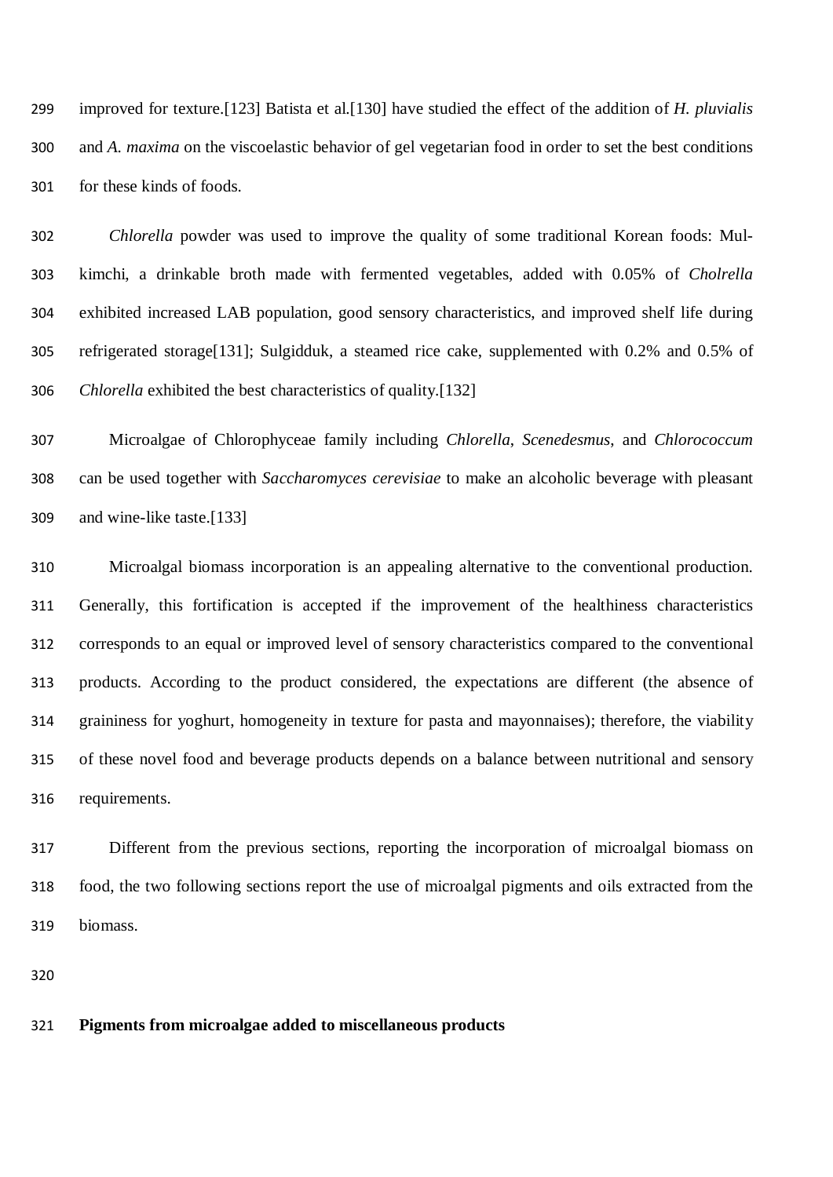improved for texture.[123] Batista et al.[130] have studied the effect of the addition of *H. pluvialis* and *A. maxima* on the viscoelastic behavior of gel vegetarian food in order to set the best conditions for these kinds of foods.

*Chlorella* powder was used to improve the quality of some traditional Korean foods: Mul-kimchi, a drinkable broth made with fermented vegetables, added with 0.05% of *Cholrella* exhibited increased LAB population, good sensory characteristics, and improved shelf life during refrigerated storage[131]; Sulgidduk, a steamed rice cake, supplemented with 0.2% and 0.5% of *Chlorella* exhibited the best characteristics of quality.[132]

Microalgae of Chlorophyceae family including *Chlorella*, *Scenedesmus*, and *Chlorococcum* can be used together with *Saccharomyces cerevisiae* to make an alcoholic beverage with pleasant and wine-like taste.[133]

Microalgal biomass incorporation is an appealing alternative to the conventional production. Generally, this fortification is accepted if the improvement of the healthiness characteristics corresponds to an equal or improved level of sensory characteristics compared to the conventional products. According to the product considered, the expectations are different (the absence of graininess for yoghurt, homogeneity in texture for pasta and mayonnaises); therefore, the viability of these novel food and beverage products depends on a balance between nutritional and sensory requirements.

Different from the previous sections, reporting the incorporation of microalgal biomass on food, the two following sections report the use of microalgal pigments and oils extracted from the biomass.

## Pigments from microalgae added to miscellaneous products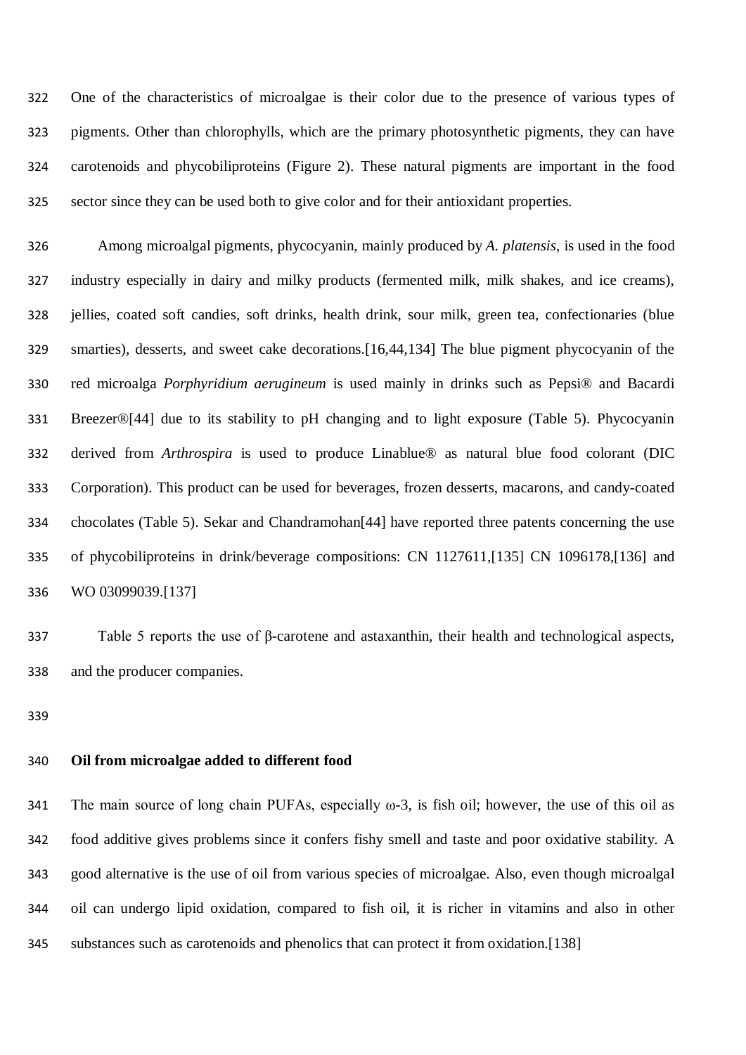One of the characteristics of microalgae is their color due to the presence of various types of pigments. Other than chlorophylls, which are the primary photosynthetic pigments, they can have carotenoids and phycobiliproteins (Figure 2). These natural pigments are important in the food sector since they can be used both to give color and for their antioxidant properties.

Among microalgal pigments, phycocyanin, mainly produced by *A. platensis*, is used in the food industry especially in dairy and milky products (fermented milk, milk shakes, and ice creams), jellies, coated soft candies, soft drinks, health drink, sour milk, green tea, confectionaries (blue smarties), desserts, and sweet cake decorations.[16,44,134] The blue pigment phycocyanin of the red microalga *Porphyridium aerugineum* is used mainly in drinks such as Pepsi® and Bacardi Breezer®[44] due to its stability to pH changing and to light exposure (Table 5). Phycocyanin derived from *Arthrospira* is used to produce Linablue® as natural blue food colorant (DIC Corporation). This product can be used for beverages, frozen desserts, macarons, and candy-coated chocolates (Table 5). Sekar and Chandramohan[44] have reported three patents concerning the use of phycobiliproteins in drink/beverage compositions: CN 1127611,[135] CN 1096178,[136] and WO 03099039.[137]

Table 5 reports the use of β-carotene and astaxanthin, their health and technological aspects, and the producer companies.

**Oil from microalgae added to different food**

The main source of long chain PUFAs, especially ω-3, is fish oil; however, the use of this oil as food additive gives problems since it confers fishy smell and taste and poor oxidative stability. A good alternative is the use of oil from various species of microalgae. Also, even though microalgal oil can undergo lipid oxidation, compared to fish oil, it is richer in vitamins and also in other substances such as carotenoids and phenolics that can protect it from oxidation.[138]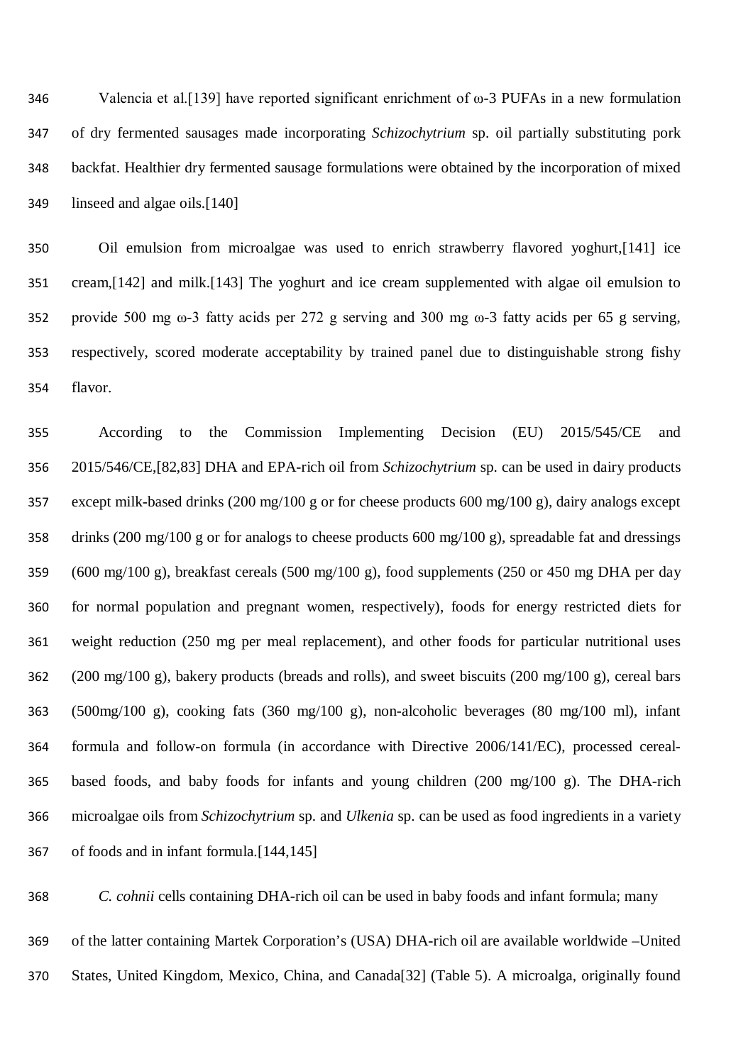Valencia et al.[139] have reported significant enrichment of ω-3 PUFAs in a new formulation of dry fermented sausages made incorporating *Schizochytrium* sp. oil partially substituting pork backfat. Healthier dry fermented sausage formulations were obtained by the incorporation of mixed linseed and algae oils.[140]

Oil emulsion from microalgae was used to enrich strawberry flavored yoghurt,[141] ice cream,[142] and milk.[143] The yoghurt and ice cream supplemented with algae oil emulsion to provide 500 mg ω-3 fatty acids per 272 g serving and 300 mg ω-3 fatty acids per 65 g serving, respectively, scored moderate acceptability by trained panel due to distinguishable strong fishy flavor.

According to the Commission Implementing Decision (EU) 2015/545/CE and 2015/546/CE,[82,83] DHA and EPA-rich oil from *Schizochytrium* sp. can be used in dairy products except milk-based drinks (200 mg/100 g or for cheese products 600 mg/100 g), dairy analogs except drinks (200 mg/100 g or for analogs to cheese products 600 mg/100 g), spreadable fat and dressings (600 mg/100 g), breakfast cereals (500 mg/100 g), food supplements (250 or 450 mg DHA per day for normal population and pregnant women, respectively), foods for energy restricted diets for weight reduction (250 mg per meal replacement), and other foods for particular nutritional uses (200 mg/100 g), bakery products (breads and rolls), and sweet biscuits (200 mg/100 g), cereal bars (500mg/100 g), cooking fats (360 mg/100 g), non-alcoholic beverages (80 mg/100 ml), infant formula and follow-on formula (in accordance with Directive 2006/141/EC), processed cereal-based foods, and baby foods for infants and young children (200 mg/100 g). The DHA-rich microalgae oils from *Schizochytrium* sp. and *Ulkenia* sp. can be used as food ingredients in a variety of foods and in infant formula.[144,145]

*C. cohnii* cells containing DHA-rich oil can be used in baby foods and infant formula; many of the latter containing Martek Corporation's (USA) DHA-rich oil are available worldwide –United States, United Kingdom, Mexico, China, and Canada[32] (Table 5). A microalga, originally found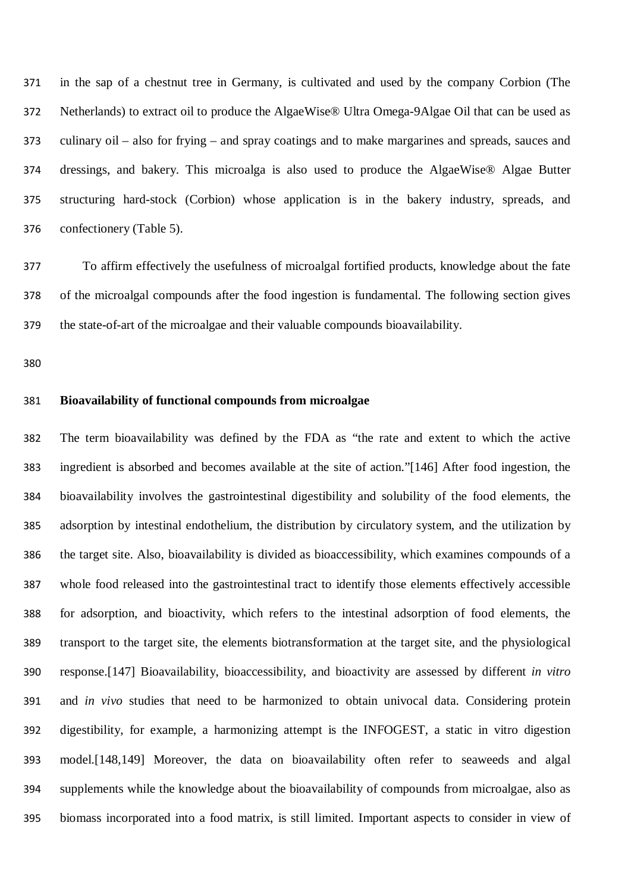in the sap of a chestnut tree in Germany, is cultivated and used by the company Corbion (The Netherlands) to extract oil to produce the AlgaeWise® Ultra Omega-9Algae Oil that can be used as culinary oil – also for frying – and spray coatings and to make margarines and spreads, sauces and dressings, and bakery. This microalga is also used to produce the AlgaeWise® Algae Butter structuring hard-stock (Corbion) whose application is in the bakery industry, spreads, and confectionery (Table 5).

To affirm effectively the usefulness of microalgal fortified products, knowledge about the fate of the microalgal compounds after the food ingestion is fundamental. The following section gives the state-of-art of the microalgae and their valuable compounds bioavailability.

## Bioavailability of functional compounds from microalgae

The term bioavailability was defined by the FDA as "the rate and extent to which the active ingredient is absorbed and becomes available at the site of action."[146] After food ingestion, the bioavailability involves the gastrointestinal digestibility and solubility of the food elements, the adsorption by intestinal endothelium, the distribution by circulatory system, and the utilization by the target site. Also, bioavailability is divided as bioaccessibility, which examines compounds of a whole food released into the gastrointestinal tract to identify those elements effectively accessible for adsorption, and bioactivity, which refers to the intestinal adsorption of food elements, the transport to the target site, the elements biotransformation at the target site, and the physiological response.[147] Bioavailability, bioaccessibility, and bioactivity are assessed by different *in vitro* and *in vivo* studies that need to be harmonized to obtain univocal data. Considering protein digestibility, for example, a harmonizing attempt is the INFOGEST, a static in vitro digestion model.[148,149] Moreover, the data on bioavailability often refer to seaweeds and algal supplements while the knowledge about the bioavailability of compounds from microalgae, also as biomass incorporated into a food matrix, is still limited. Important aspects to consider in view of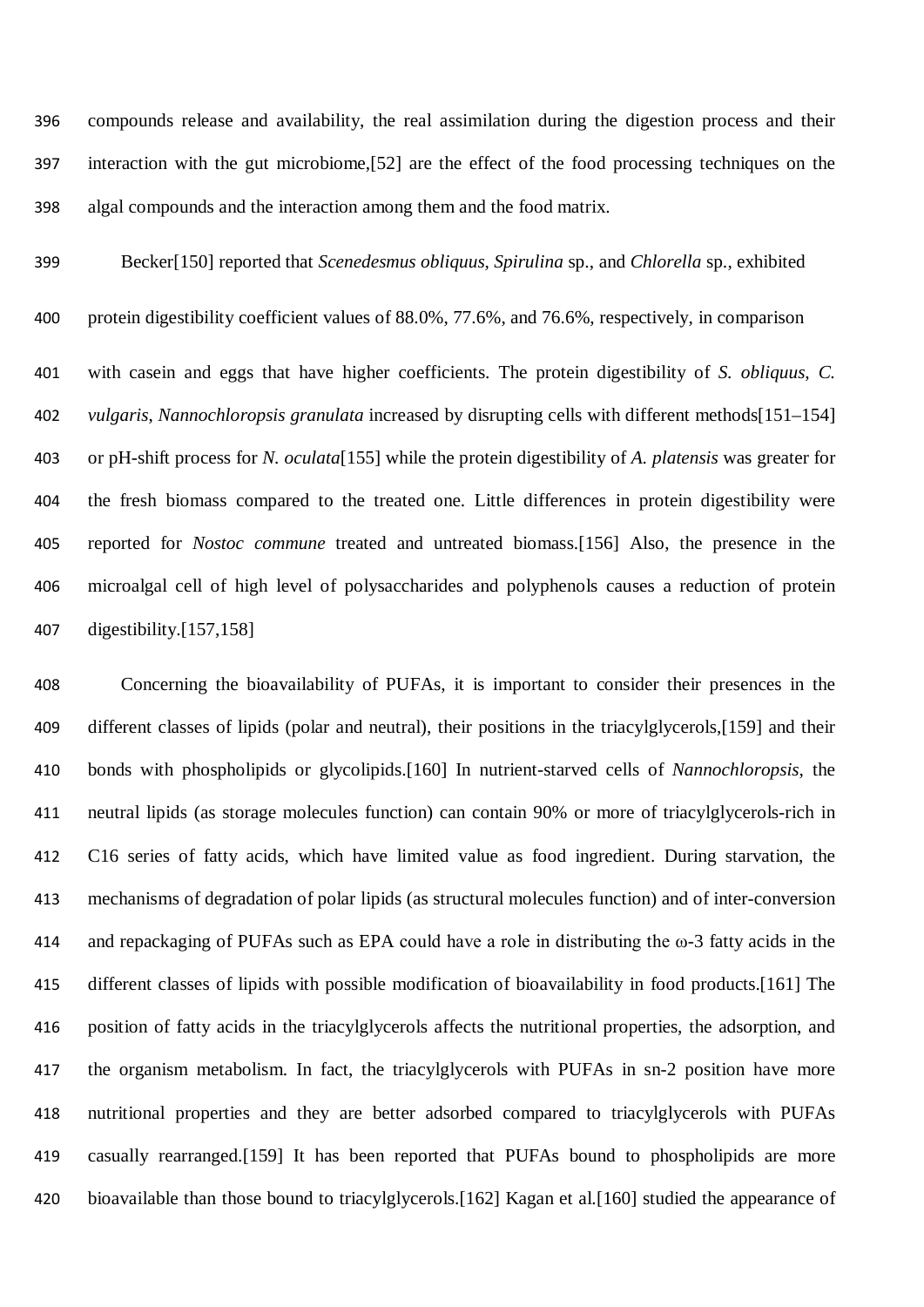compounds release and availability, the real assimilation during the digestion process and their interaction with the gut microbiome,[52] are the effect of the food processing techniques on the algal compounds and the interaction among them and the food matrix.

Becker[150] reported that *Scenedesmus obliquus*, *Spirulina* sp., and *Chlorella* sp., exhibited protein digestibility coefficient values of 88.0%, 77.6%, and 76.6%, respectively, in comparison with casein and eggs that have higher coefficients. The protein digestibility of *S. obliquus*, *C. vulgaris*, *Nannochloropsis granulata* increased by disrupting cells with different methods[151–154] or pH-shift process for *N. oculata*[155] while the protein digestibility of *A. platensis* was greater for the fresh biomass compared to the treated one. Little differences in protein digestibility were reported for *Nostoc commune* treated and untreated biomass.[156] Also, the presence in the microalgal cell of high level of polysaccharides and polyphenols causes a reduction of protein digestibility.[157,158]

Concerning the bioavailability of PUFAs, it is important to consider their presences in the different classes of lipids (polar and neutral), their positions in the triacylglycerols,[159] and their bonds with phospholipids or glycolipids.[160] In nutrient-starved cells of *Nannochloropsis*, the neutral lipids (as storage molecules function) can contain 90% or more of triacylglycerols-rich in C16 series of fatty acids, which have limited value as food ingredient. During starvation, the mechanisms of degradation of polar lipids (as structural molecules function) and of inter-conversion and repackaging of PUFAs such as EPA could have a role in distributing the ω-3 fatty acids in the different classes of lipids with possible modification of bioavailability in food products.[161] The position of fatty acids in the triacylglycerols affects the nutritional properties, the adsorption, and the organism metabolism. In fact, the triacylglycerols with PUFAs in sn-2 position have more nutritional properties and they are better adsorbed compared to triacylglycerols with PUFAs casually rearranged.[159] It has been reported that PUFAs bound to phospholipids are more bioavailable than those bound to triacylglycerols.[162] Kagan et al.[160] studied the appearance of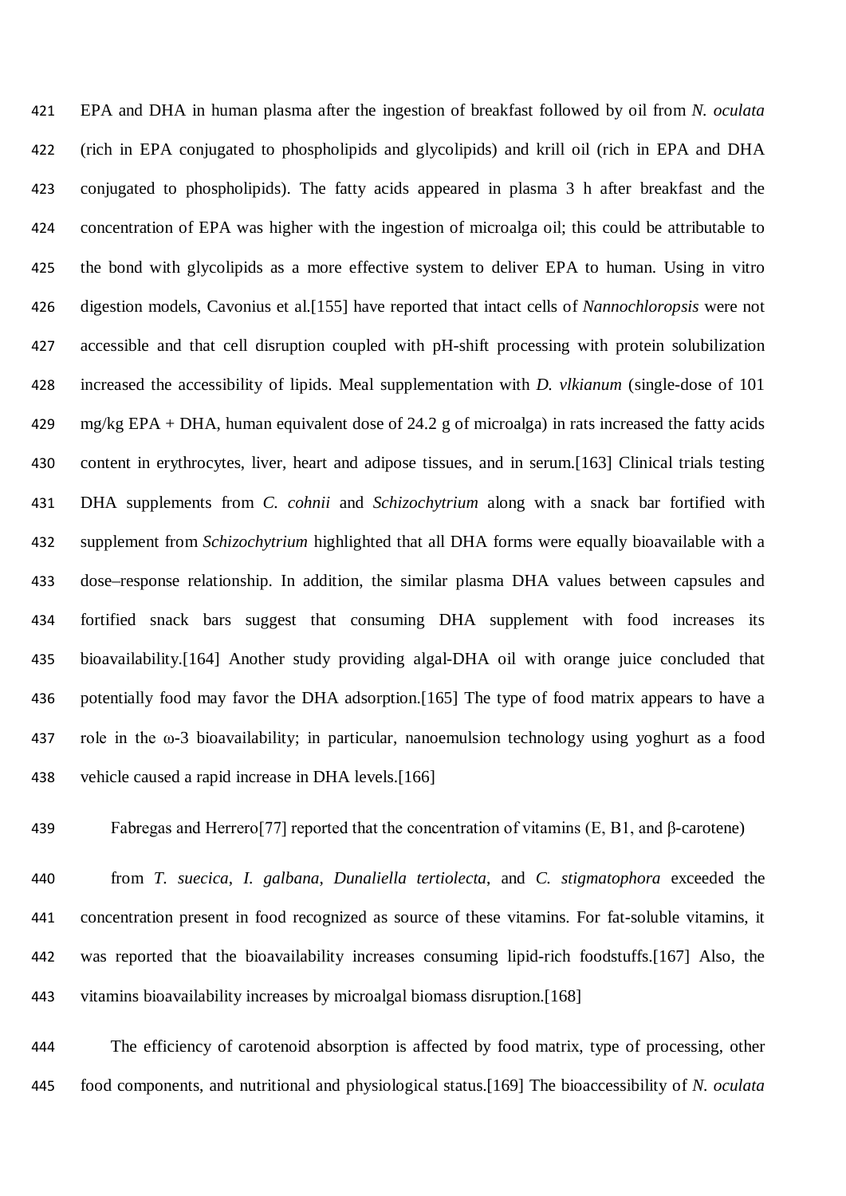EPA and DHA in human plasma after the ingestion of breakfast followed by oil from *N. oculata* (rich in EPA conjugated to phospholipids and glycolipids) and krill oil (rich in EPA and DHA conjugated to phospholipids). The fatty acids appeared in plasma 3 h after breakfast and the concentration of EPA was higher with the ingestion of microalga oil; this could be attributable to the bond with glycolipids as a more effective system to deliver EPA to human. Using in vitro digestion models, Cavonius et al.[155] have reported that intact cells of *Nannochloropsis* were not accessible and that cell disruption coupled with pH-shift processing with protein solubilization increased the accessibility of lipids. Meal supplementation with *D. vlkianum* (single-dose of 101 mg/kg EPA + DHA, human equivalent dose of 24.2 g of microalga) in rats increased the fatty acids content in erythrocytes, liver, heart and adipose tissues, and in serum.[163] Clinical trials testing DHA supplements from *C. cohnii* and *Schizochytrium* along with a snack bar fortified with supplement from *Schizochytrium* highlighted that all DHA forms were equally bioavailable with a dose–response relationship. In addition, the similar plasma DHA values between capsules and fortified snack bars suggest that consuming DHA supplement with food increases its bioavailability.[164] Another study providing algal-DHA oil with orange juice concluded that potentially food may favor the DHA adsorption.[165] The type of food matrix appears to have a role in the ω-3 bioavailability; in particular, nanoemulsion technology using yoghurt as a food vehicle caused a rapid increase in DHA levels.[166]

Fabregas and Herrero[77] reported that the concentration of vitamins (E, B1, and β-carotene)

from *T. suecica*, *I. galbana*, *Dunaliella tertiolecta*, and *C. stigmatophora* exceeded the concentration present in food recognized as source of these vitamins. For fat-soluble vitamins, it was reported that the bioavailability increases consuming lipid-rich foodstuffs.[167] Also, the vitamins bioavailability increases by microalgal biomass disruption.[168]

The efficiency of carotenoid absorption is affected by food matrix, type of processing, other food components, and nutritional and physiological status.[169] The bioaccessibility of *N. oculata*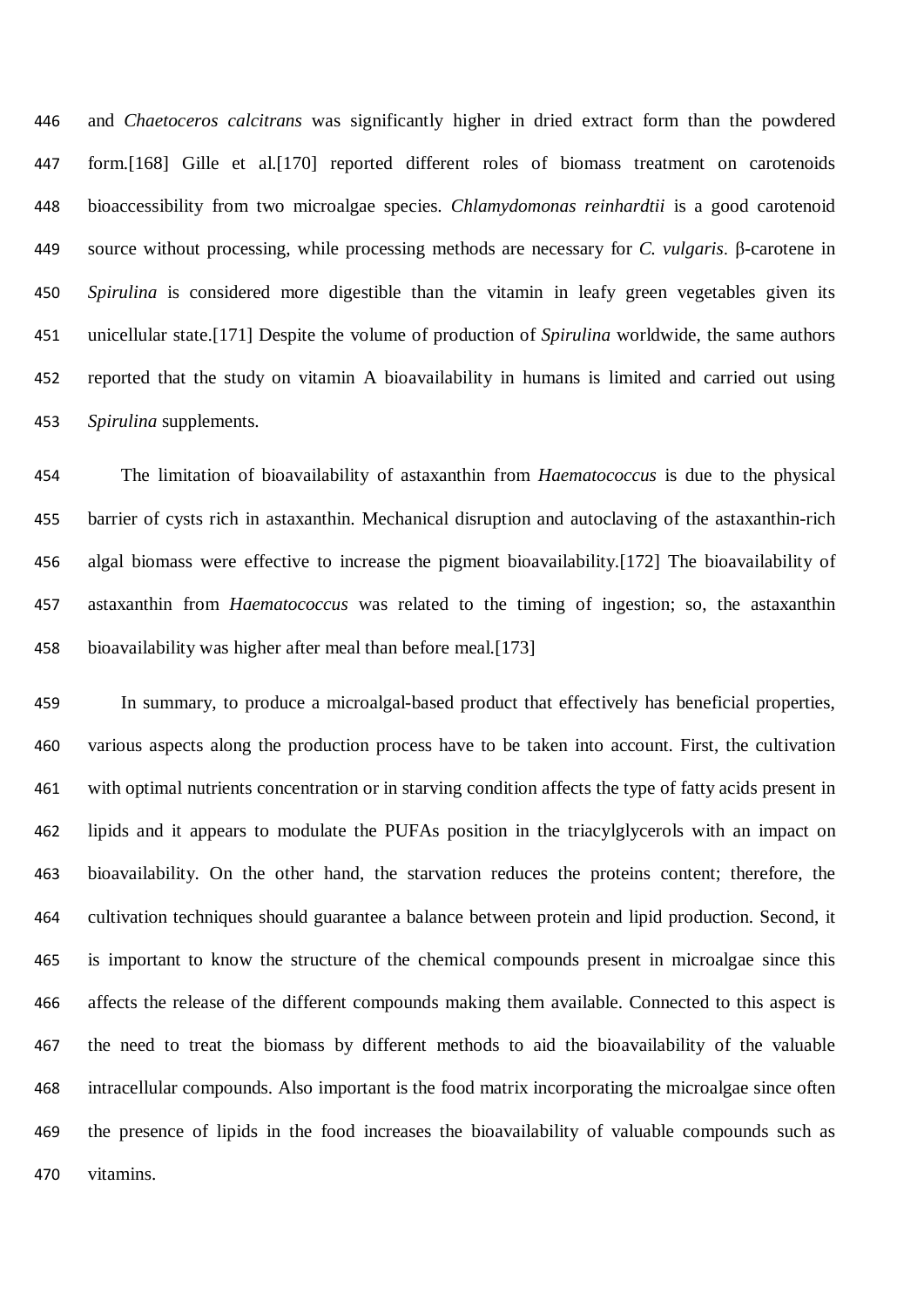and *Chaetoceros calcitrans* was significantly higher in dried extract form than the powdered form.[168] Gille et al.[170] reported different roles of biomass treatment on carotenoids bioaccessibility from two microalgae species. *Chlamydomonas reinhardtii* is a good carotenoid source without processing, while processing methods are necessary for *C. vulgaris*. β-carotene in *Spirulina* is considered more digestible than the vitamin in leafy green vegetables given its unicellular state.[171] Despite the volume of production of *Spirulina* worldwide, the same authors reported that the study on vitamin A bioavailability in humans is limited and carried out using *Spirulina* supplements.

The limitation of bioavailability of astaxanthin from *Haematococcus* is due to the physical barrier of cysts rich in astaxanthin. Mechanical disruption and autoclaving of the astaxanthin-rich algal biomass were effective to increase the pigment bioavailability.[172] The bioavailability of astaxanthin from *Haematococcus* was related to the timing of ingestion; so, the astaxanthin bioavailability was higher after meal than before meal.[173]

In summary, to produce a microalgal-based product that effectively has beneficial properties, various aspects along the production process have to be taken into account. First, the cultivation with optimal nutrients concentration or in starving condition affects the type of fatty acids present in lipids and it appears to modulate the PUFAs position in the triacylglycerols with an impact on bioavailability. On the other hand, the starvation reduces the proteins content; therefore, the cultivation techniques should guarantee a balance between protein and lipid production. Second, it is important to know the structure of the chemical compounds present in microalgae since this affects the release of the different compounds making them available. Connected to this aspect is the need to treat the biomass by different methods to aid the bioavailability of the valuable intracellular compounds. Also important is the food matrix incorporating the microalgae since often the presence of lipids in the food increases the bioavailability of valuable compounds such as vitamins.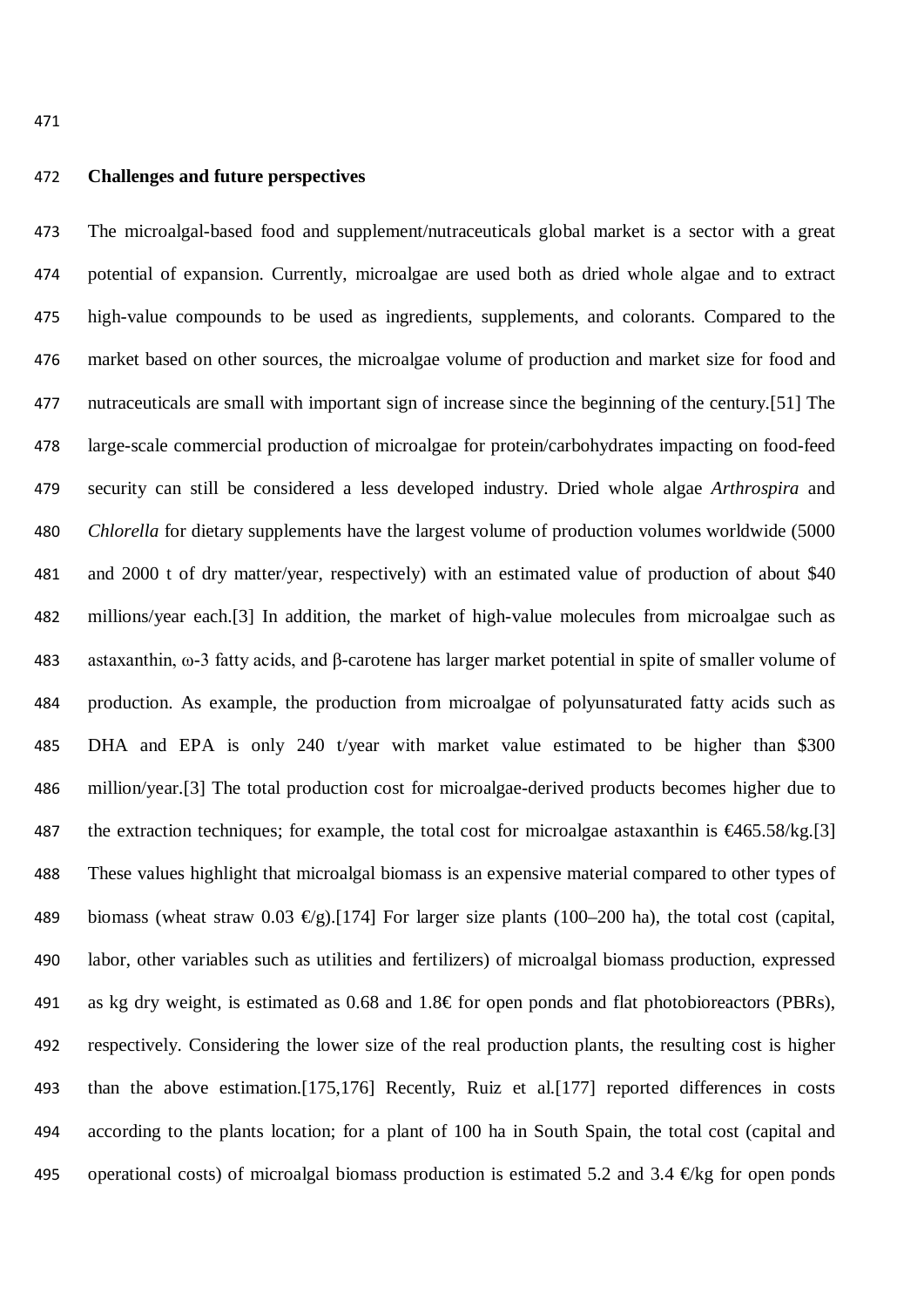## Challenges and future perspectives

The microalgal-based food and supplement/nutraceuticals global market is a sector with a great potential of expansion. Currently, microalgae are used both as dried whole algae and to extract high-value compounds to be used as ingredients, supplements, and colorants. Compared to the market based on other sources, the microalgae volume of production and market size for food and nutraceuticals are small with important sign of increase since the beginning of the century.[51] The large-scale commercial production of microalgae for protein/carbohydrates impacting on food-feed security can still be considered a less developed industry. Dried whole algae *Arthrospira* and *Chlorella* for dietary supplements have the largest volume of production volumes worldwide (5000 and 2000 t of dry matter/year, respectively) with an estimated value of production of about $40 millions/year each.[3] In addition, the market of high-value molecules from microalgae such as astaxanthin, ω-3 fatty acids, and β-carotene has larger market potential in spite of smaller volume of production. As example, the production from microalgae of polyunsaturated fatty acids such as DHA and EPA is only 240 t/year with market value estimated to be higher than $300 million/year.[3] The total production cost for microalgae-derived products becomes higher due to the extraction techniques; for example, the total cost for microalgae astaxanthin is €465.58/kg.[3] These values highlight that microalgal biomass is an expensive material compared to other types of biomass (wheat straw 0.03 €/g).[174] For larger size plants (100–200 ha), the total cost (capital, labor, other variables such as utilities and fertilizers) of microalgal biomass production, expressed as kg dry weight, is estimated as 0.68 and 1.8€ for open ponds and flat photobioreactors (PBRs), respectively. Considering the lower size of the real production plants, the resulting cost is higher than the above estimation.[175,176] Recently, Ruiz et al.[177] reported differences in costs according to the plants location; for a plant of 100 ha in South Spain, the total cost (capital and operational costs) of microalgal biomass production is estimated 5.2 and 3.4 €/kg for open ponds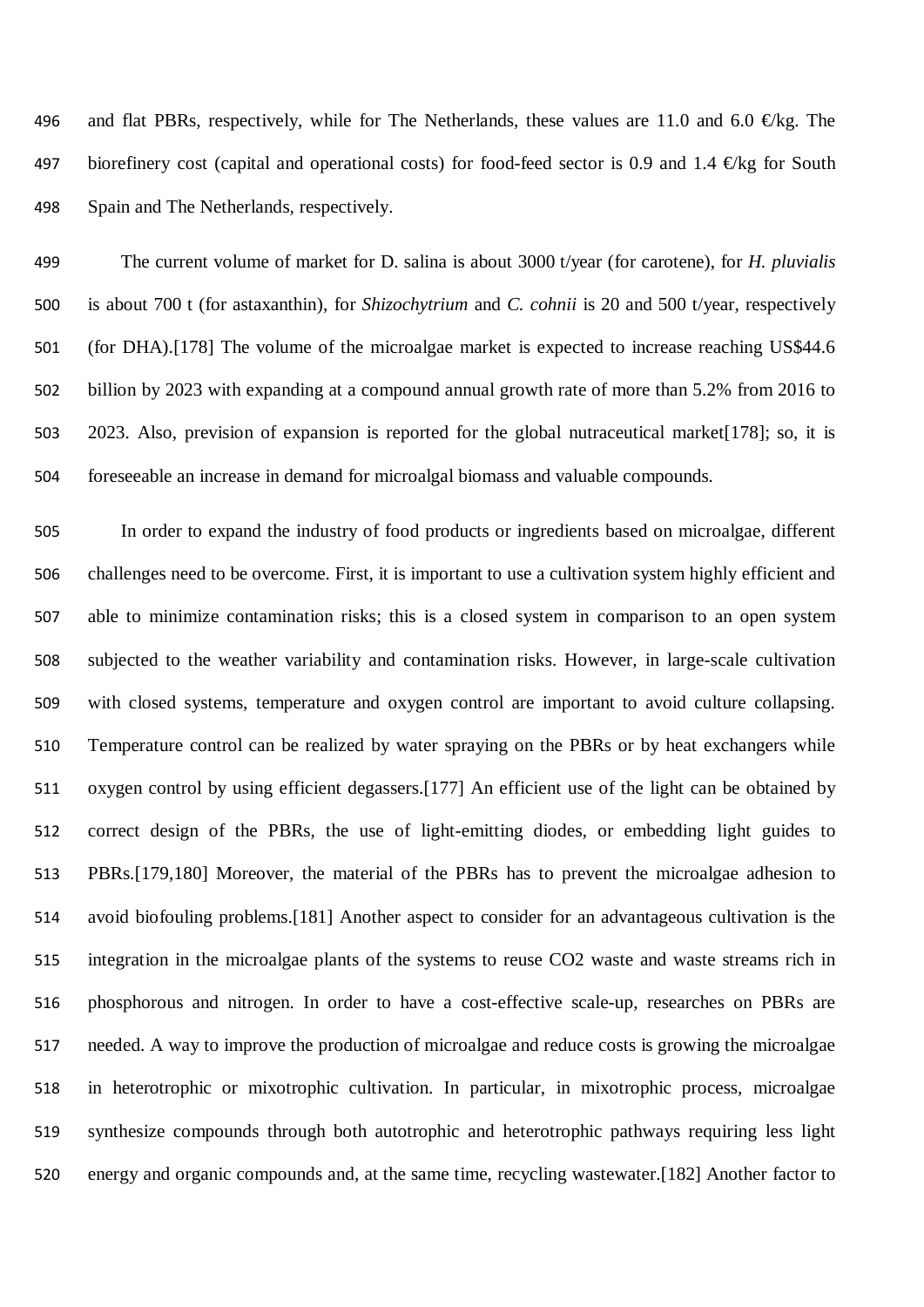and flat PBRs, respectively, while for The Netherlands, these values are 11.0 and 6.0 €/kg. The biorefinery cost (capital and operational costs) for food-feed sector is 0.9 and 1.4 €/kg for South Spain and The Netherlands, respectively.

The current volume of market for D. salina is about 3000 t/year (for carotene), for *H. pluvialis* is about 700 t (for astaxanthin), for *Shizochytrium* and *C. cohnii* is 20 and 500 t/year, respectively (for DHA).[178] The volume of the microalgae market is expected to increase reaching US$44.6 billion by 2023 with expanding at a compound annual growth rate of more than 5.2% from 2016 to 2023. Also, prevision of expansion is reported for the global nutraceutical market[178]; so, it is foreseeable an increase in demand for microalgal biomass and valuable compounds.

In order to expand the industry of food products or ingredients based on microalgae, different challenges need to be overcome. First, it is important to use a cultivation system highly efficient and able to minimize contamination risks; this is a closed system in comparison to an open system subjected to the weather variability and contamination risks. However, in large-scale cultivation with closed systems, temperature and oxygen control are important to avoid culture collapsing. Temperature control can be realized by water spraying on the PBRs or by heat exchangers while oxygen control by using efficient degassers.[177] An efficient use of the light can be obtained by correct design of the PBRs, the use of light-emitting diodes, or embedding light guides to PBRs.[179,180] Moreover, the material of the PBRs has to prevent the microalgae adhesion to avoid biofouling problems.[181] Another aspect to consider for an advantageous cultivation is the integration in the microalgae plants of the systems to reuse CO2 waste and waste streams rich in phosphorous and nitrogen. In order to have a cost-effective scale-up, researches on PBRs are needed. A way to improve the production of microalgae and reduce costs is growing the microalgae in heterotrophic or mixotrophic cultivation. In particular, in mixotrophic process, microalgae synthesize compounds through both autotrophic and heterotrophic pathways requiring less light energy and organic compounds and, at the same time, recycling wastewater.[182] Another factor to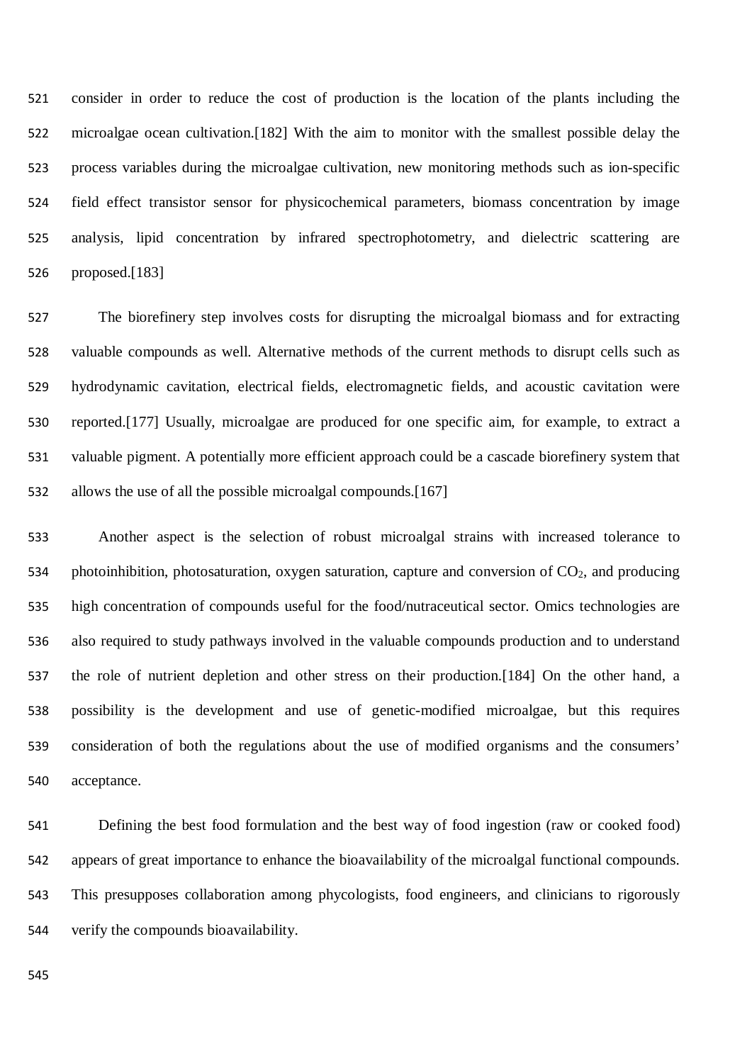consider in order to reduce the cost of production is the location of the plants including the microalgae ocean cultivation.[182] With the aim to monitor with the smallest possible delay the process variables during the microalgae cultivation, new monitoring methods such as ion-specific field effect transistor sensor for physicochemical parameters, biomass concentration by image analysis, lipid concentration by infrared spectrophotometry, and dielectric scattering are proposed.[183]

The biorefinery step involves costs for disrupting the microalgal biomass and for extracting valuable compounds as well. Alternative methods of the current methods to disrupt cells such as hydrodynamic cavitation, electrical fields, electromagnetic fields, and acoustic cavitation were reported.[177] Usually, microalgae are produced for one specific aim, for example, to extract a valuable pigment. A potentially more efficient approach could be a cascade biorefinery system that allows the use of all the possible microalgal compounds.[167]

Another aspect is the selection of robust microalgal strains with increased tolerance to photoinhibition, photosaturation, oxygen saturation, capture and conversion of $CO_2$, and producing high concentration of compounds useful for the food/nutraceutical sector. Omics technologies are also required to study pathways involved in the valuable compounds production and to understand the role of nutrient depletion and other stress on their production.[184] On the other hand, a possibility is the development and use of genetic-modified microalgae, but this requires consideration of both the regulations about the use of modified organisms and the consumers' acceptance.

Defining the best food formulation and the best way of food ingestion (raw or cooked food) appears of great importance to enhance the bioavailability of the microalgal functional compounds. This presupposes collaboration among phycologists, food engineers, and clinicians to rigorously verify the compounds bioavailability.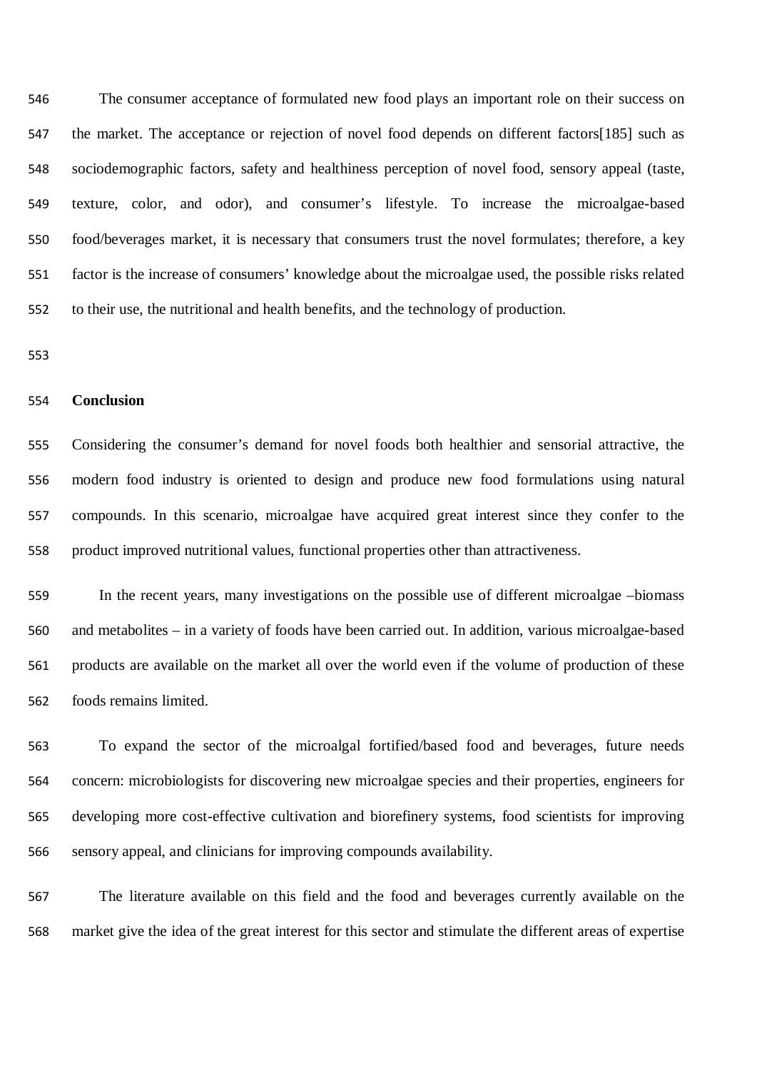The consumer acceptance of formulated new food plays an important role on their success on the market. The acceptance or rejection of novel food depends on different factors[185] such as sociodemographic factors, safety and healthiness perception of novel food, sensory appeal (taste, texture, color, and odor), and consumer's lifestyle. To increase the microalgae-based food/beverages market, it is necessary that consumers trust the novel formulates; therefore, a key factor is the increase of consumers' knowledge about the microalgae used, the possible risks related to their use, the nutritional and health benefits, and the technology of production.

## Conclusion

Considering the consumer's demand for novel foods both healthier and sensorial attractive, the modern food industry is oriented to design and produce new food formulations using natural compounds. In this scenario, microalgae have acquired great interest since they confer to the product improved nutritional values, functional properties other than attractiveness.

In the recent years, many investigations on the possible use of different microalgae –biomass and metabolites – in a variety of foods have been carried out. In addition, various microalgae-based products are available on the market all over the world even if the volume of production of these foods remains limited.

To expand the sector of the microalgal fortified/based food and beverages, future needs concern: microbiologists for discovering new microalgae species and their properties, engineers for developing more cost-effective cultivation and biorefinery systems, food scientists for improving sensory appeal, and clinicians for improving compounds availability.

The literature available on this field and the food and beverages currently available on the market give the idea of the great interest for this sector and stimulate the different areas of expertise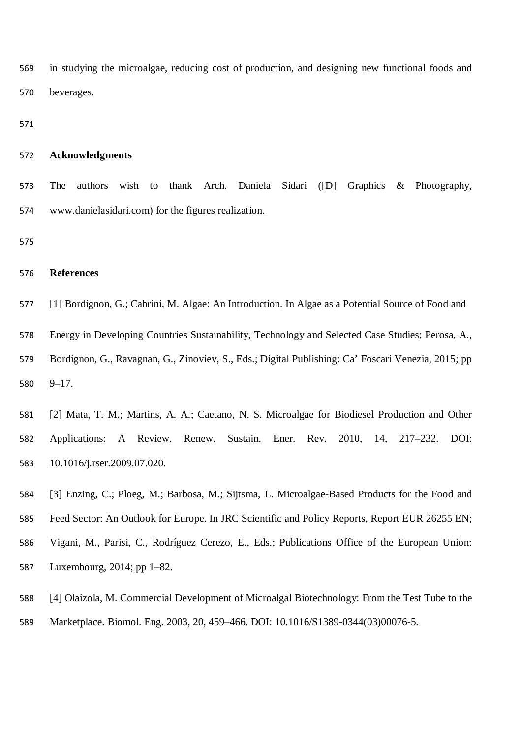in studying the microalgae, reducing cost of production, and designing new functional foods and beverages.

## Acknowledgments

The authors wish to thank Arch. Daniela Sidari ([D] Graphics & Photography, www.danielasidari.com) for the figures realization.

## References

[1] Bordignon, G.; Cabrini, M. Algae: An Introduction. In Algae as a Potential Source of Food and Energy in Developing Countries Sustainability, Technology and Selected Case Studies; Perosa, A., Bordignon, G., Ravagnan, G., Zinoviev, S., Eds.; Digital Publishing: Ca' Foscari Venezia, 2015; pp 9–17.

[2] Mata, T. M.; Martins, A. A.; Caetano, N. S. Microalgae for Biodiesel Production and Other Applications: A Review. Renew. Sustain. Ener. Rev. 2010, 14, 217–232. DOI: 10.1016/j.rser.2009.07.020.

[3] Enzing, C.; Ploeg, M.; Barbosa, M.; Sijtsma, L. Microalgae-Based Products for the Food and Feed Sector: An Outlook for Europe. In JRC Scientific and Policy Reports, Report EUR 26255 EN; Vigani, M., Parisi, C., Rodríguez Cerezo, E., Eds.; Publications Office of the European Union: Luxembourg, 2014; pp 1–82.

[4] Olaizola, M. Commercial Development of Microalgal Biotechnology: From the Test Tube to the Marketplace. Biomol. Eng. 2003, 20, 459–466. DOI: 10.1016/S1389-0344(03)00076-5.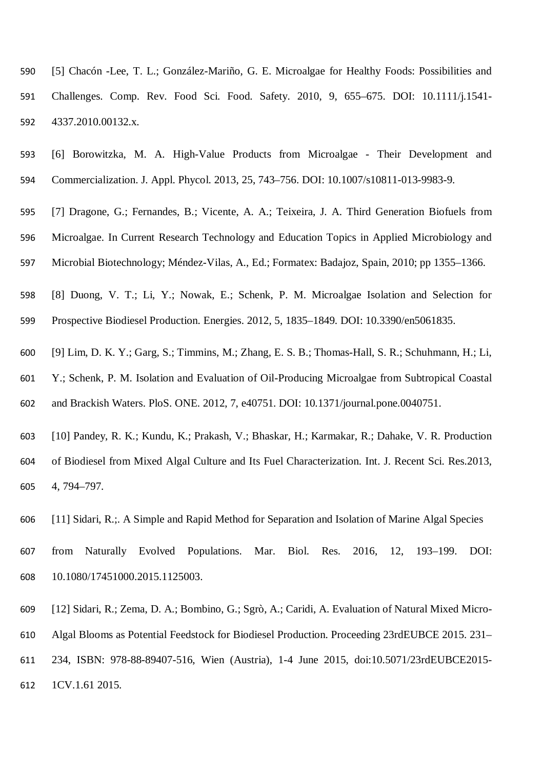[5] Chacón -Lee, T. L.; González-Mariño, G. E. Microalgae for Healthy Foods: Possibilities and Challenges. Comp. Rev. Food Sci. Food. Safety. 2010, 9, 655–675. DOI: 10.1111/j.1541-4337.2010.00132.x.

[6] Borowitzka, M. A. High-Value Products from Microalgae - Their Development and Commercialization. J. Appl. Phycol. 2013, 25, 743–756. DOI: 10.1007/s10811-013-9983-9.

[7] Dragone, G.; Fernandes, B.; Vicente, A. A.; Teixeira, J. A. Third Generation Biofuels from Microalgae. In Current Research Technology and Education Topics in Applied Microbiology and Microbial Biotechnology; Méndez-Vilas, A., Ed.; Formatex: Badajoz, Spain, 2010; pp 1355–1366.

[8] Duong, V. T.; Li, Y.; Nowak, E.; Schenk, P. M. Microalgae Isolation and Selection for Prospective Biodiesel Production. Energies. 2012, 5, 1835–1849. DOI: 10.3390/en5061835.

[9] Lim, D. K. Y.; Garg, S.; Timmins, M.; Zhang, E. S. B.; Thomas-Hall, S. R.; Schuhmann, H.; Li, Y.; Schenk, P. M. Isolation and Evaluation of Oil-Producing Microalgae from Subtropical Coastal and Brackish Waters. PloS. ONE. 2012, 7, e40751. DOI: 10.1371/journal.pone.0040751.

[10] Pandey, R. K.; Kundu, K.; Prakash, V.; Bhaskar, H.; Karmakar, R.; Dahake, V. R. Production of Biodiesel from Mixed Algal Culture and Its Fuel Characterization. Int. J. Recent Sci. Res.2013, 4, 794–797.

[11] Sidari, R.;. A Simple and Rapid Method for Separation and Isolation of Marine Algal Species from Naturally Evolved Populations. Mar. Biol. Res. 2016, 12, 193–199. DOI: 10.1080/17451000.2015.1125003.

[12] Sidari, R.; Zema, D. A.; Bombino, G.; Sgrò, A.; Caridi, A. Evaluation of Natural Mixed Micro-Algal Blooms as Potential Feedstock for Biodiesel Production. Proceeding 23rdEUBCE 2015. 231–234, ISBN: 978-88-89407-516, Wien (Austria), 1-4 June 2015, doi:10.5071/23rdEUBCE2015-1CV.1.61 2015.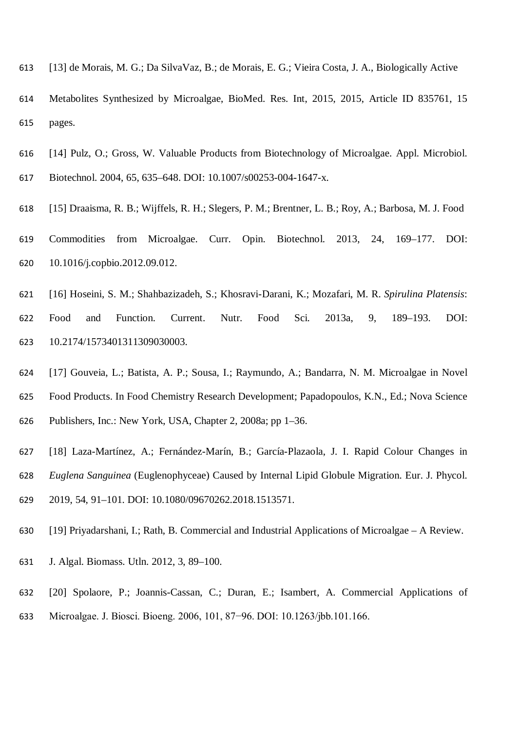[13] de Morais, M. G.; Da SilvaVaz, B.; de Morais, E. G.; Vieira Costa, J. A., Biologically Active Metabolites Synthesized by Microalgae, BioMed. Res. Int, 2015, 2015, Article ID 835761, 15 pages.

[14] Pulz, O.; Gross, W. Valuable Products from Biotechnology of Microalgae. Appl. Microbiol. Biotechnol. 2004, 65, 635–648. DOI: 10.1007/s00253-004-1647-x.

[15] Draaisma, R. B.; Wijffels, R. H.; Slegers, P. M.; Brentner, L. B.; Roy, A.; Barbosa, M. J. Food Commodities from Microalgae. Curr. Opin. Biotechnol. 2013, 24, 169–177. DOI: 10.1016/j.copbio.2012.09.012.

[16] Hoseini, S. M.; Shahbazizadeh, S.; Khosravi-Darani, K.; Mozafari, M. R. *Spirulina Platensis*: Food and Function. Current. Nutr. Food Sci. 2013a, 9, 189–193. DOI: 10.2174/1573401311309030003.

[17] Gouveia, L.; Batista, A. P.; Sousa, I.; Raymundo, A.; Bandarra, N. M. Microalgae in Novel Food Products. In Food Chemistry Research Development; Papadopoulos, K.N., Ed.; Nova Science Publishers, Inc.: New York, USA, Chapter 2, 2008a; pp 1–36.

[18] Laza-Martínez, A.; Fernández-Marín, B.; García-Plazaola, J. I. Rapid Colour Changes in *Euglena Sanguinea* (Euglenophyceae) Caused by Internal Lipid Globule Migration. Eur. J. Phycol. 2019, 54, 91–101. DOI: 10.1080/09670262.2018.1513571.

[19] Priyadarshani, I.; Rath, B. Commercial and Industrial Applications of Microalgae – A Review. J. Algal. Biomass. Utln. 2012, 3, 89–100.

[20] Spolaore, P.; Joannis-Cassan, C.; Duran, E.; Isambert, A. Commercial Applications of Microalgae. J. Biosci. Bioeng. 2006, 101, 87−96. DOI: 10.1263/jbb.101.166.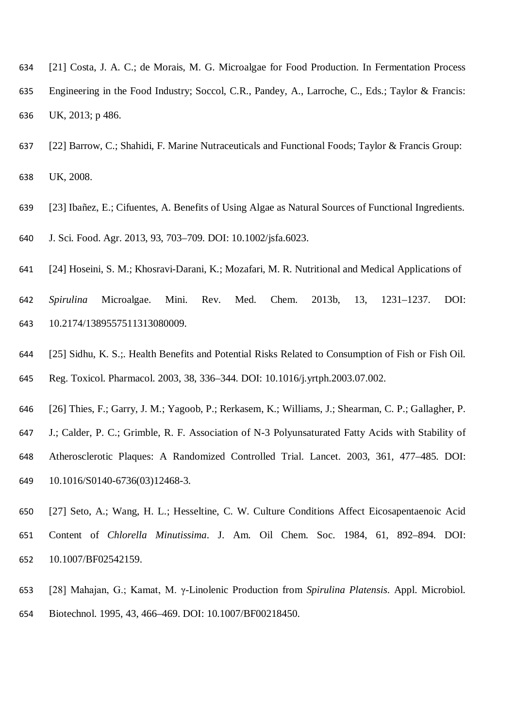[21] Costa, J. A. C.; de Morais, M. G. Microalgae for Food Production. In Fermentation Process Engineering in the Food Industry; Soccol, C.R., Pandey, A., Larroche, C., Eds.; Taylor & Francis: UK, 2013; p 486.

[22] Barrow, C.; Shahidi, F. Marine Nutraceuticals and Functional Foods; Taylor & Francis Group: UK, 2008.

[23] Ibañez, E.; Cifuentes, A. Benefits of Using Algae as Natural Sources of Functional Ingredients. J. Sci. Food. Agr. 2013, 93, 703–709. DOI: 10.1002/jsfa.6023.

[24] Hoseini, S. M.; Khosravi-Darani, K.; Mozafari, M. R. Nutritional and Medical Applications of *Spirulina* Microalgae. Mini. Rev. Med. Chem. 2013b, 13, 1231–1237. DOI: 10.2174/1389557511313080009.

[25] Sidhu, K. S.;. Health Benefits and Potential Risks Related to Consumption of Fish or Fish Oil. Reg. Toxicol. Pharmacol. 2003, 38, 336–344. DOI: 10.1016/j.yrtph.2003.07.002.

[26] Thies, F.; Garry, J. M.; Yagoob, P.; Rerkasem, K.; Williams, J.; Shearman, C. P.; Gallagher, P. J.; Calder, P. C.; Grimble, R. F. Association of N-3 Polyunsaturated Fatty Acids with Stability of Atherosclerotic Plaques: A Randomized Controlled Trial. Lancet. 2003, 361, 477–485. DOI: 10.1016/S0140-6736(03)12468-3.

[27] Seto, A.; Wang, H. L.; Hesseltine, C. W. Culture Conditions Affect Eicosapentaenoic Acid Content of *Chlorella Minutissima*. J. Am. Oil Chem. Soc. 1984, 61, 892–894. DOI: 10.1007/BF02542159.

[28] Mahajan, G.; Kamat, M. γ-Linolenic Production from *Spirulina Platensis*. Appl. Microbiol. Biotechnol. 1995, 43, 466–469. DOI: 10.1007/BF00218450.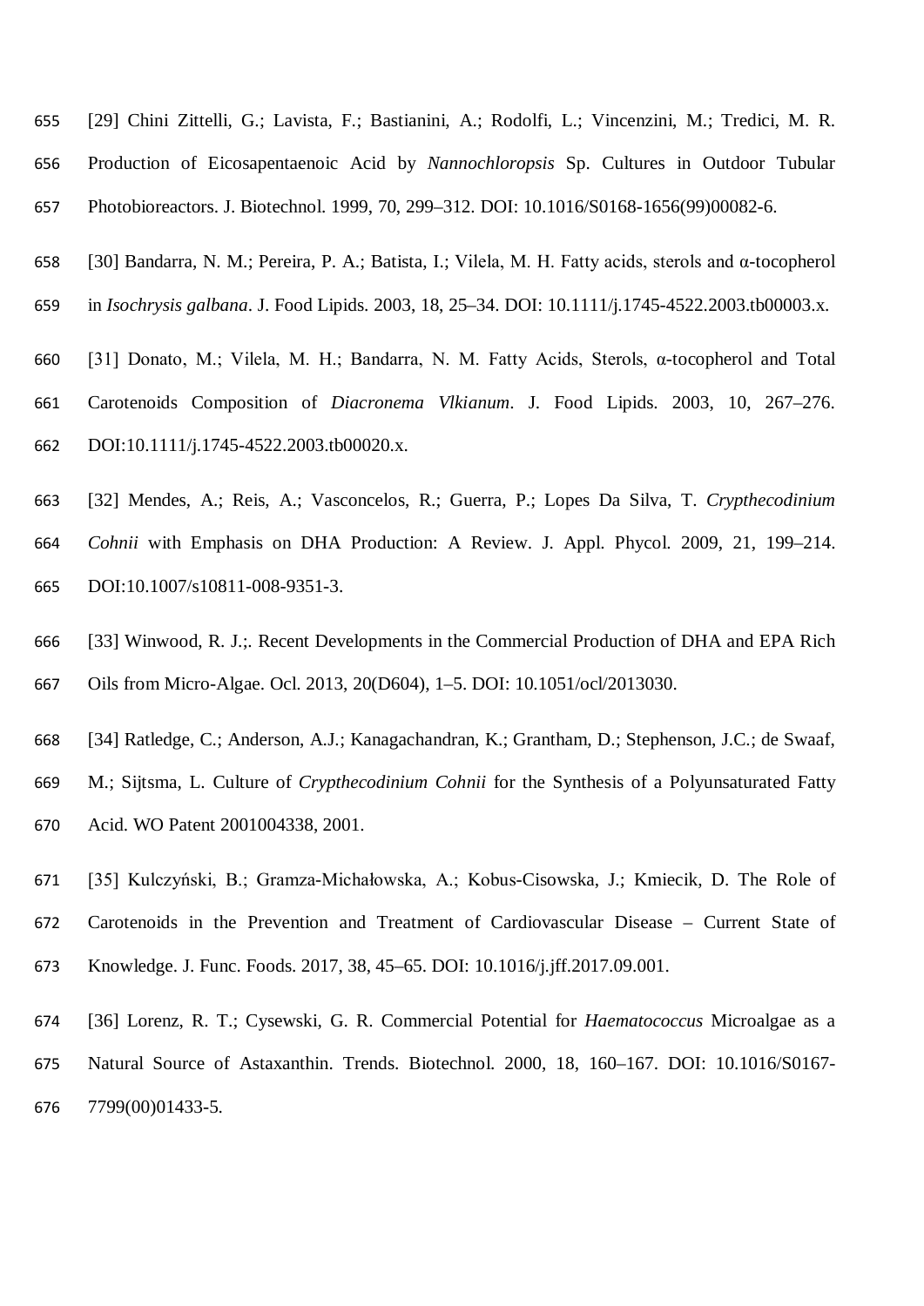[29] Chini Zittelli, G.; Lavista, F.; Bastianini, A.; Rodolfi, L.; Vincenzini, M.; Tredici, M. R. Production of Eicosapentaenoic Acid by *Nannochloropsis* Sp. Cultures in Outdoor Tubular Photobioreactors. J. Biotechnol. 1999, 70, 299–312. DOI: 10.1016/S0168-1656(99)00082-6.

[30] Bandarra, N. M.; Pereira, P. A.; Batista, I.; Vilela, M. H. Fatty acids, sterols and α-tocopherol in *Isochrysis galbana*. J. Food Lipids. 2003, 18, 25–34. DOI: 10.1111/j.1745-4522.2003.tb00003.x.

[31] Donato, M.; Vilela, M. H.; Bandarra, N. M. Fatty Acids, Sterols, α-tocopherol and Total Carotenoids Composition of *Diacronema Vlkianum*. J. Food Lipids. 2003, 10, 267–276. DOI:10.1111/j.1745-4522.2003.tb00020.x.

[32] Mendes, A.; Reis, A.; Vasconcelos, R.; Guerra, P.; Lopes Da Silva, T. *Crypthecodinium Cohnii* with Emphasis on DHA Production: A Review. J. Appl. Phycol. 2009, 21, 199–214. DOI:10.1007/s10811-008-9351-3.

[33] Winwood, R. J.;. Recent Developments in the Commercial Production of DHA and EPA Rich Oils from Micro-Algae. Ocl. 2013, 20(D604), 1–5. DOI: 10.1051/ocl/2013030.

[34] Ratledge, C.; Anderson, A.J.; Kanagachandran, K.; Grantham, D.; Stephenson, J.C.; de Swaaf, M.; Sijtsma, L. Culture of *Crypthecodinium Cohnii* for the Synthesis of a Polyunsaturated Fatty Acid. WO Patent 2001004338, 2001.

[35] Kulczyński, B.; Gramza-Michałowska, A.; Kobus-Cisowska, J.; Kmiecik, D. The Role of Carotenoids in the Prevention and Treatment of Cardiovascular Disease – Current State of Knowledge. J. Func. Foods. 2017, 38, 45–65. DOI: 10.1016/j.jff.2017.09.001.

[36] Lorenz, R. T.; Cysewski, G. R. Commercial Potential for *Haematococcus* Microalgae as a Natural Source of Astaxanthin. Trends. Biotechnol. 2000, 18, 160–167. DOI: 10.1016/S0167-7799(00)01433-5.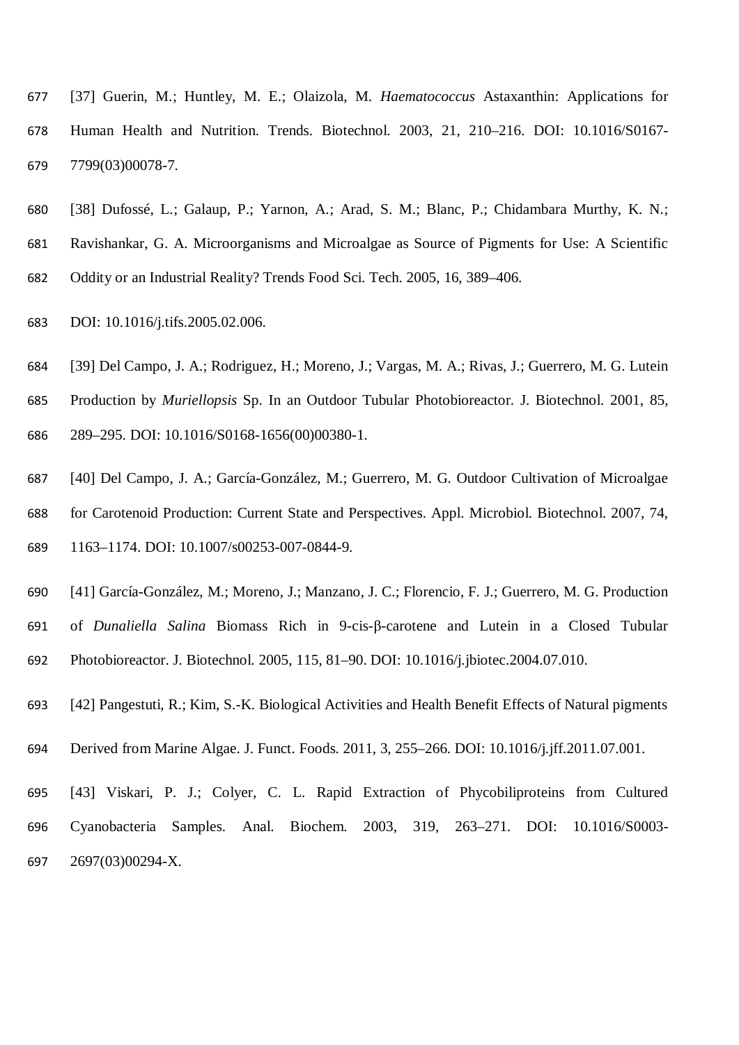[37] Guerin, M.; Huntley, M. E.; Olaizola, M. *Haematococcus* Astaxanthin: Applications for Human Health and Nutrition. Trends. Biotechnol. 2003, 21, 210–216. DOI: 10.1016/S0167-7799(03)00078-7.

[38] Dufossé, L.; Galaup, P.; Yarnon, A.; Arad, S. M.; Blanc, P.; Chidambara Murthy, K. N.; Ravishankar, G. A. Microorganisms and Microalgae as Source of Pigments for Use: A Scientific Oddity or an Industrial Reality? Trends Food Sci. Tech. 2005, 16, 389–406.

DOI: 10.1016/j.tifs.2005.02.006.

[39] Del Campo, J. A.; Rodriguez, H.; Moreno, J.; Vargas, M. A.; Rivas, J.; Guerrero, M. G. Lutein Production by *Muriellopsis* Sp. In an Outdoor Tubular Photobioreactor. J. Biotechnol. 2001, 85, 289–295. DOI: 10.1016/S0168-1656(00)00380-1.

[40] Del Campo, J. A.; García-González, M.; Guerrero, M. G. Outdoor Cultivation of Microalgae for Carotenoid Production: Current State and Perspectives. Appl. Microbiol. Biotechnol. 2007, 74, 1163–1174. DOI: 10.1007/s00253-007-0844-9.

[41] García-González, M.; Moreno, J.; Manzano, J. C.; Florencio, F. J.; Guerrero, M. G. Production of *Dunaliella Salina* Biomass Rich in 9-cis-β-carotene and Lutein in a Closed Tubular Photobioreactor. J. Biotechnol. 2005, 115, 81–90. DOI: 10.1016/j.jbiotec.2004.07.010.

[42] Pangestuti, R.; Kim, S.-K. Biological Activities and Health Benefit Effects of Natural pigments Derived from Marine Algae. J. Funct. Foods. 2011, 3, 255–266. DOI: 10.1016/j.jff.2011.07.001.

[43] Viskari, P. J.; Colyer, C. L. Rapid Extraction of Phycobiliproteins from Cultured Cyanobacteria Samples. Anal. Biochem. 2003, 319, 263–271. DOI: 10.1016/S0003-2697(03)00294-X.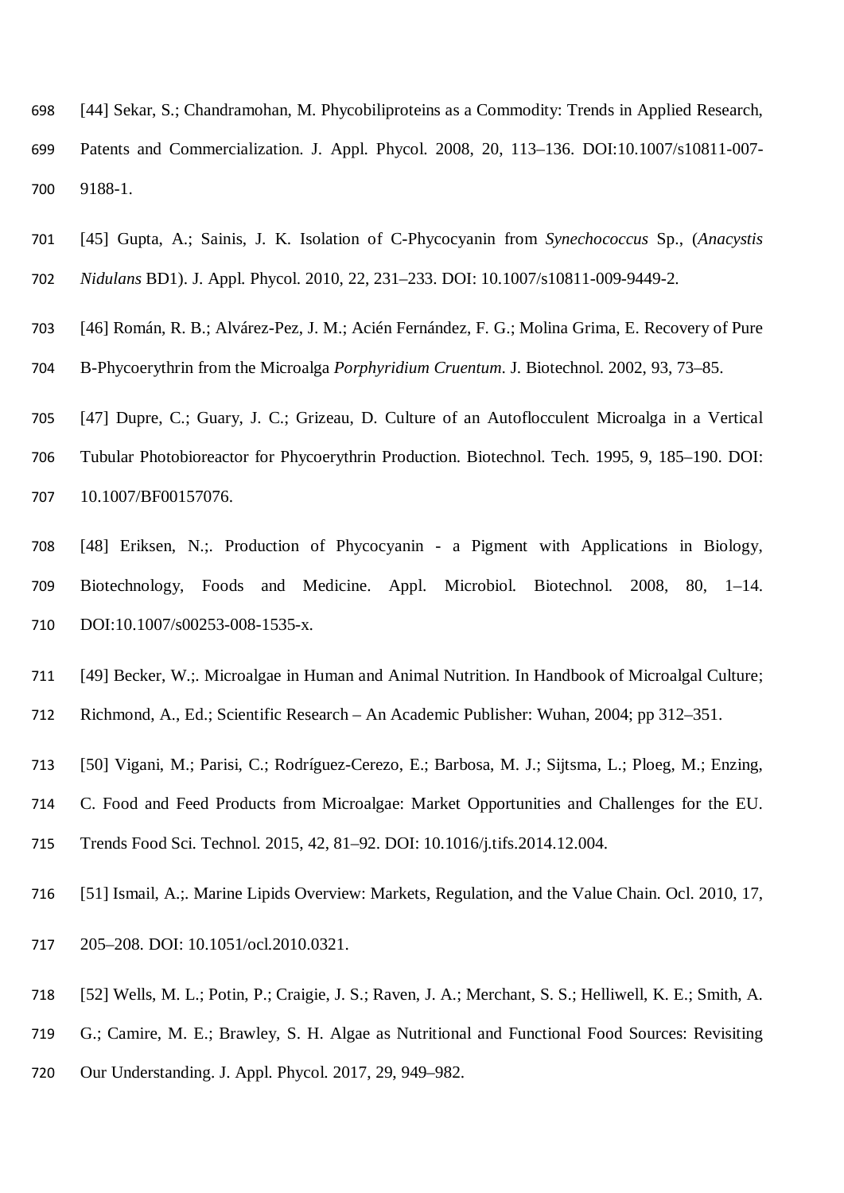[44] Sekar, S.; Chandramohan, M. Phycobiliproteins as a Commodity: Trends in Applied Research, Patents and Commercialization. J. Appl. Phycol. 2008, 20, 113–136. DOI:10.1007/s10811-007-9188-1.

[45] Gupta, A.; Sainis, J. K. Isolation of C-Phycocyanin from *Synechococcus* Sp., (*Anacystis Nidulans* BD1). J. Appl. Phycol. 2010, 22, 231–233. DOI: 10.1007/s10811-009-9449-2.

[46] Román, R. B.; Alvárez-Pez, J. M.; Acién Fernández, F. G.; Molina Grima, E. Recovery of Pure B-Phycoerythrin from the Microalga *Porphyridium Cruentum*. J. Biotechnol. 2002, 93, 73–85.

[47] Dupre, C.; Guary, J. C.; Grizeau, D. Culture of an Autoflocculent Microalga in a Vertical Tubular Photobioreactor for Phycoerythrin Production. Biotechnol. Tech. 1995, 9, 185–190. DOI: 10.1007/BF00157076.

[48] Eriksen, N.;. Production of Phycocyanin - a Pigment with Applications in Biology, Biotechnology, Foods and Medicine. Appl. Microbiol. Biotechnol. 2008, 80, 1–14. DOI:10.1007/s00253-008-1535-x.

[49] Becker, W.;. Microalgae in Human and Animal Nutrition. In Handbook of Microalgal Culture; Richmond, A., Ed.; Scientific Research – An Academic Publisher: Wuhan, 2004; pp 312–351.

[50] Vigani, M.; Parisi, C.; Rodríguez-Cerezo, E.; Barbosa, M. J.; Sijtsma, L.; Ploeg, M.; Enzing, C. Food and Feed Products from Microalgae: Market Opportunities and Challenges for the EU. Trends Food Sci. Technol. 2015, 42, 81–92. DOI: 10.1016/j.tifs.2014.12.004.

[51] Ismail, A.;. Marine Lipids Overview: Markets, Regulation, and the Value Chain. Ocl. 2010, 17, 205–208. DOI: 10.1051/ocl.2010.0321.

[52] Wells, M. L.; Potin, P.; Craigie, J. S.; Raven, J. A.; Merchant, S. S.; Helliwell, K. E.; Smith, A. G.; Camire, M. E.; Brawley, S. H. Algae as Nutritional and Functional Food Sources: Revisiting Our Understanding. J. Appl. Phycol. 2017, 29, 949–982.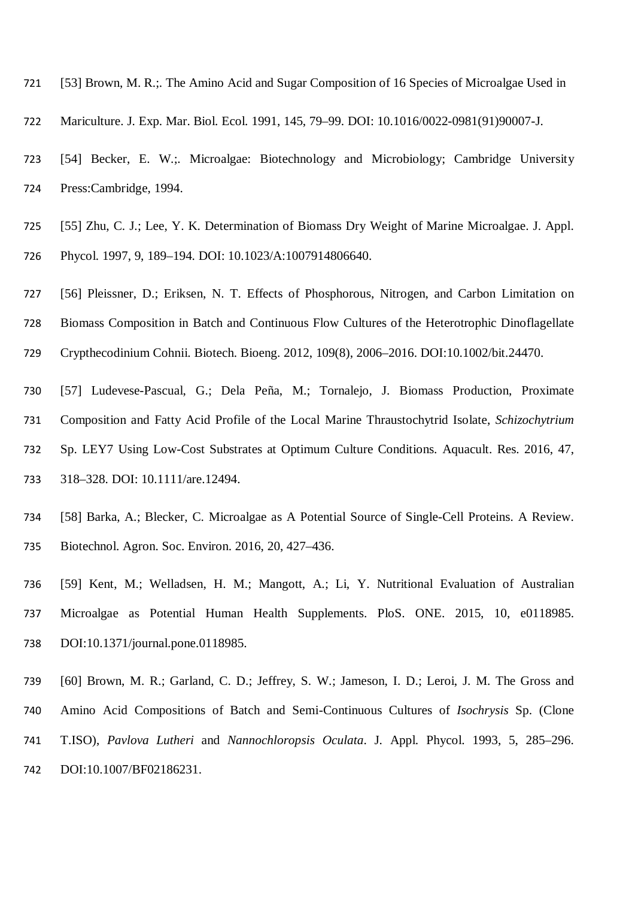[53] Brown, M. R.;. The Amino Acid and Sugar Composition of 16 Species of Microalgae Used in Mariculture. J. Exp. Mar. Biol. Ecol. 1991, 145, 79–99. DOI: 10.1016/0022-0981(91)90007-J.

[54] Becker, E. W.;. Microalgae: Biotechnology and Microbiology; Cambridge University Press:Cambridge, 1994.

[55] Zhu, C. J.; Lee, Y. K. Determination of Biomass Dry Weight of Marine Microalgae. J. Appl. Phycol. 1997, 9, 189–194. DOI: 10.1023/A:1007914806640.

[56] Pleissner, D.; Eriksen, N. T. Effects of Phosphorous, Nitrogen, and Carbon Limitation on Biomass Composition in Batch and Continuous Flow Cultures of the Heterotrophic Dinoflagellate Crypthecodinium Cohnii. Biotech. Bioeng. 2012, 109(8), 2006–2016. DOI:10.1002/bit.24470.

[57] Ludevese-Pascual, G.; Dela Peña, M.; Tornalejo, J. Biomass Production, Proximate Composition and Fatty Acid Profile of the Local Marine Thraustochytrid Isolate, *Schizochytrium* Sp. LEY7 Using Low-Cost Substrates at Optimum Culture Conditions. Aquacult. Res. 2016, 47, 318–328. DOI: 10.1111/are.12494.

[58] Barka, A.; Blecker, C. Microalgae as A Potential Source of Single-Cell Proteins. A Review. Biotechnol. Agron. Soc. Environ. 2016, 20, 427–436.

[59] Kent, M.; Welladsen, H. M.; Mangott, A.; Li, Y. Nutritional Evaluation of Australian Microalgae as Potential Human Health Supplements. PloS. ONE. 2015, 10, e0118985. DOI:10.1371/journal.pone.0118985.

[60] Brown, M. R.; Garland, C. D.; Jeffrey, S. W.; Jameson, I. D.; Leroi, J. M. The Gross and Amino Acid Compositions of Batch and Semi-Continuous Cultures of *Isochrysis* Sp. (Clone T.ISO), *Pavlova Lutheri* and *Nannochloropsis Oculata*. J. Appl. Phycol. 1993, 5, 285–296. DOI:10.1007/BF02186231.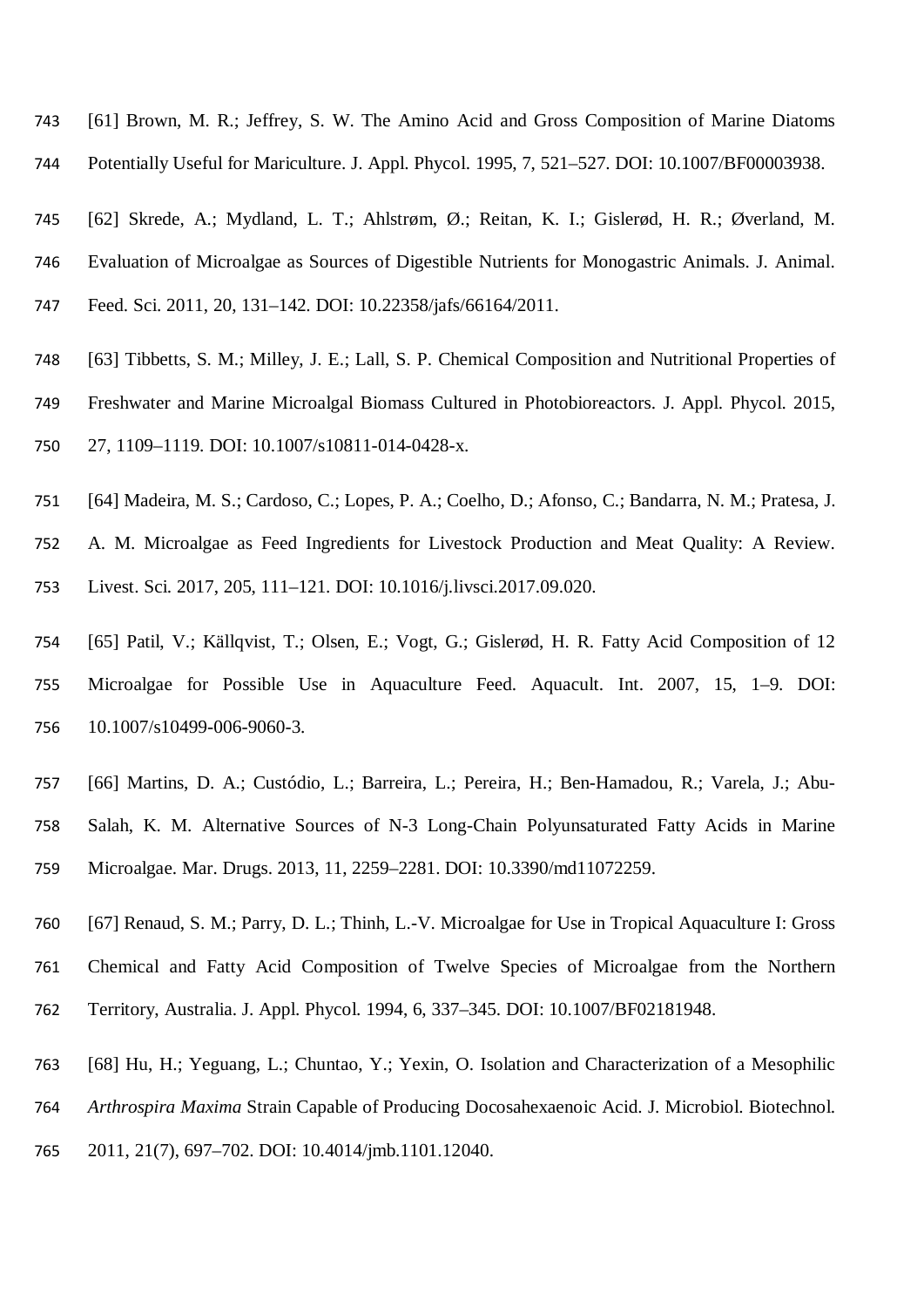[61] Brown, M. R.; Jeffrey, S. W. The Amino Acid and Gross Composition of Marine Diatoms Potentially Useful for Mariculture. J. Appl. Phycol. 1995, 7, 521–527. DOI: 10.1007/BF00003938.

[62] Skrede, A.; Mydland, L. T.; Ahlstrøm, Ø.; Reitan, K. I.; Gislerød, H. R.; Øverland, M. Evaluation of Microalgae as Sources of Digestible Nutrients for Monogastric Animals. J. Animal. Feed. Sci. 2011, 20, 131–142. DOI: 10.22358/jafs/66164/2011.

[63] Tibbetts, S. M.; Milley, J. E.; Lall, S. P. Chemical Composition and Nutritional Properties of Freshwater and Marine Microalgal Biomass Cultured in Photobioreactors. J. Appl. Phycol. 2015, 27, 1109–1119. DOI: 10.1007/s10811-014-0428-x.

[64] Madeira, M. S.; Cardoso, C.; Lopes, P. A.; Coelho, D.; Afonso, C.; Bandarra, N. M.; Pratesa, J. A. M. Microalgae as Feed Ingredients for Livestock Production and Meat Quality: A Review. Livest. Sci. 2017, 205, 111–121. DOI: 10.1016/j.livsci.2017.09.020.

[65] Patil, V.; Källqvist, T.; Olsen, E.; Vogt, G.; Gislerød, H. R. Fatty Acid Composition of 12 Microalgae for Possible Use in Aquaculture Feed. Aquacult. Int. 2007, 15, 1–9. DOI: 10.1007/s10499-006-9060-3.

[66] Martins, D. A.; Custódio, L.; Barreira, L.; Pereira, H.; Ben-Hamadou, R.; Varela, J.; Abu-Salah, K. M. Alternative Sources of N-3 Long-Chain Polyunsaturated Fatty Acids in Marine Microalgae. Mar. Drugs. 2013, 11, 2259–2281. DOI: 10.3390/md11072259.

[67] Renaud, S. M.; Parry, D. L.; Thinh, L.-V. Microalgae for Use in Tropical Aquaculture I: Gross Chemical and Fatty Acid Composition of Twelve Species of Microalgae from the Northern Territory, Australia. J. Appl. Phycol. 1994, 6, 337–345. DOI: 10.1007/BF02181948.

[68] Hu, H.; Yeguang, L.; Chuntao, Y.; Yexin, O. Isolation and Characterization of a Mesophilic *Arthrospira Maxima* Strain Capable of Producing Docosahexaenoic Acid. J. Microbiol. Biotechnol. 2011, 21(7), 697–702. DOI: 10.4014/jmb.1101.12040.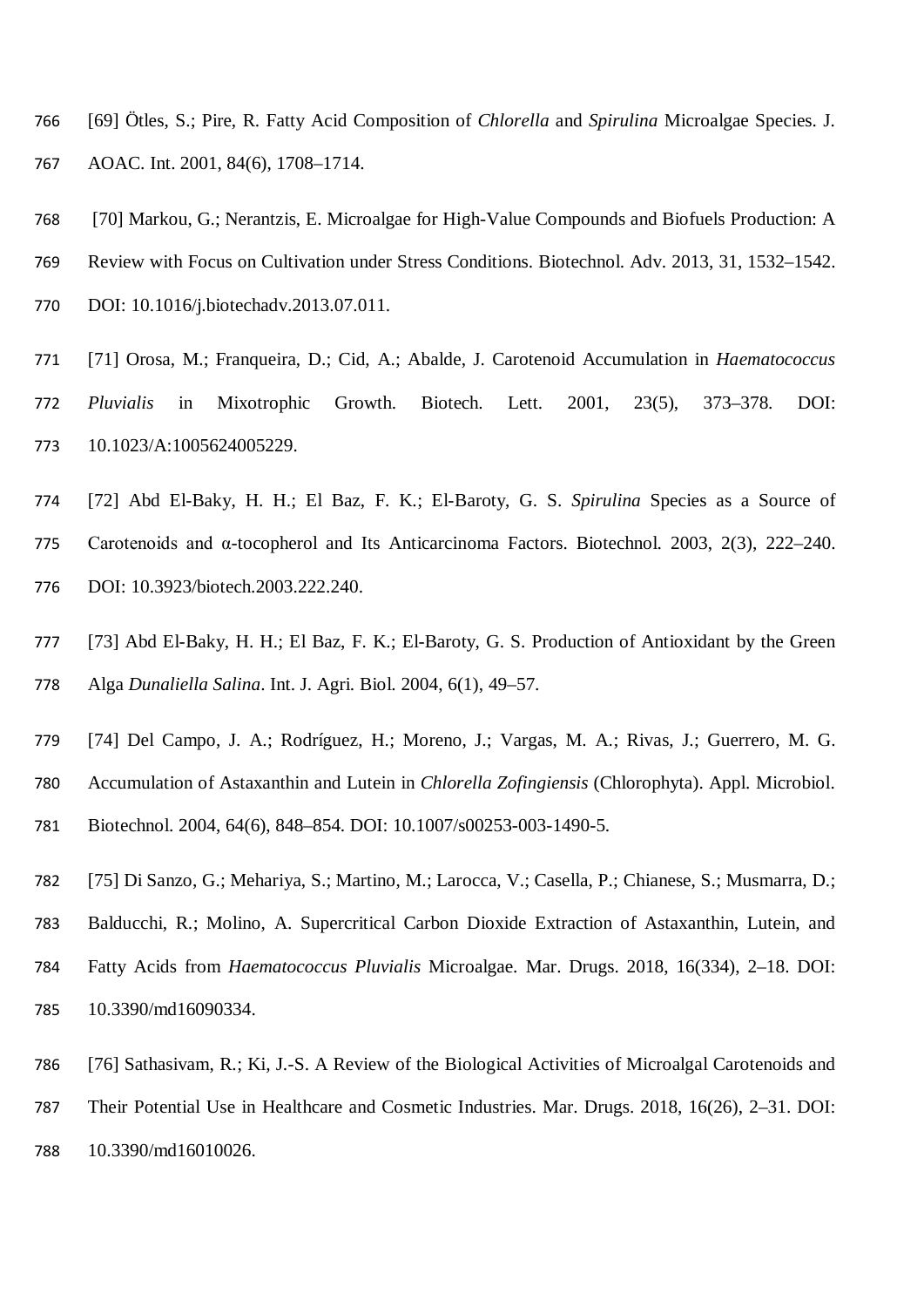[69] Ötles, S.; Pire, R. Fatty Acid Composition of *Chlorella* and *Spirulina* Microalgae Species. J. AOAC. Int. 2001, 84(6), 1708–1714.

[70] Markou, G.; Nerantzis, E. Microalgae for High-Value Compounds and Biofuels Production: A Review with Focus on Cultivation under Stress Conditions. Biotechnol. Adv. 2013, 31, 1532–1542. DOI: 10.1016/j.biotechadv.2013.07.011.

[71] Orosa, M.; Franqueira, D.; Cid, A.; Abalde, J. Carotenoid Accumulation in *Haematococcus Pluvialis* in Mixotrophic Growth. Biotech. Lett. 2001, 23(5), 373–378. DOI: 10.1023/A:1005624005229.

[72] Abd El-Baky, H. H.; El Baz, F. K.; El-Baroty, G. S. *Spirulina* Species as a Source of Carotenoids and α-tocopherol and Its Anticarcinoma Factors. Biotechnol. 2003, 2(3), 222–240. DOI: 10.3923/biotech.2003.222.240.

[73] Abd El-Baky, H. H.; El Baz, F. K.; El-Baroty, G. S. Production of Antioxidant by the Green Alga *Dunaliella Salina*. Int. J. Agri. Biol. 2004, 6(1), 49–57.

[74] Del Campo, J. A.; Rodríguez, H.; Moreno, J.; Vargas, M. A.; Rivas, J.; Guerrero, M. G. Accumulation of Astaxanthin and Lutein in *Chlorella Zofingiensis* (Chlorophyta). Appl. Microbiol. Biotechnol. 2004, 64(6), 848–854. DOI: 10.1007/s00253-003-1490-5.

[75] Di Sanzo, G.; Mehariya, S.; Martino, M.; Larocca, V.; Casella, P.; Chianese, S.; Musmarra, D.; Balducchi, R.; Molino, A. Supercritical Carbon Dioxide Extraction of Astaxanthin, Lutein, and Fatty Acids from *Haematococcus Pluvialis* Microalgae. Mar. Drugs. 2018, 16(334), 2–18. DOI: 10.3390/md16090334.

[76] Sathasivam, R.; Ki, J.-S. A Review of the Biological Activities of Microalgal Carotenoids and Their Potential Use in Healthcare and Cosmetic Industries. Mar. Drugs. 2018, 16(26), 2–31. DOI: 10.3390/md16010026.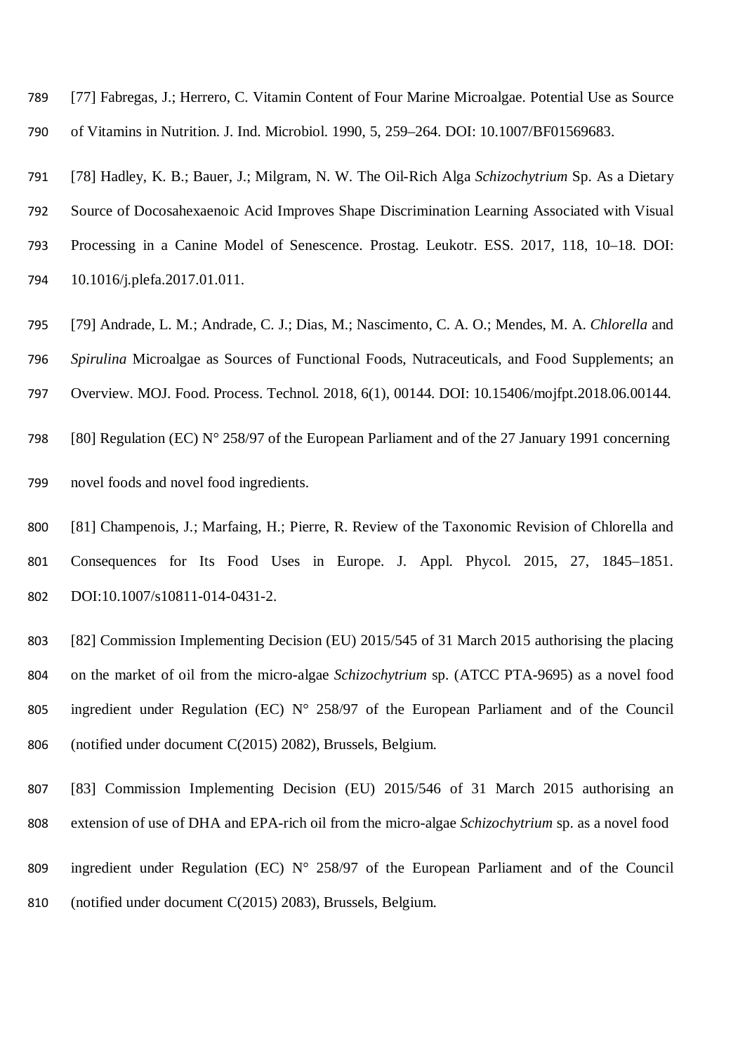[77] Fabregas, J.; Herrero, C. Vitamin Content of Four Marine Microalgae. Potential Use as Source of Vitamins in Nutrition. J. Ind. Microbiol. 1990, 5, 259–264. DOI: 10.1007/BF01569683.

[78] Hadley, K. B.; Bauer, J.; Milgram, N. W. The Oil-Rich Alga *Schizochytrium* Sp. As a Dietary Source of Docosahexaenoic Acid Improves Shape Discrimination Learning Associated with Visual Processing in a Canine Model of Senescence. Prostag. Leukotr. ESS. 2017, 118, 10–18. DOI: 10.1016/j.plefa.2017.01.011.

[79] Andrade, L. M.; Andrade, C. J.; Dias, M.; Nascimento, C. A. O.; Mendes, M. A. *Chlorella* and *Spirulina* Microalgae as Sources of Functional Foods, Nutraceuticals, and Food Supplements; an Overview. MOJ. Food. Process. Technol. 2018, 6(1), 00144. DOI: 10.15406/mojfpt.2018.06.00144.

[80] Regulation (EC) N° 258/97 of the European Parliament and of the 27 January 1991 concerning novel foods and novel food ingredients.

[81] Champenois, J.; Marfaing, H.; Pierre, R. Review of the Taxonomic Revision of Chlorella and Consequences for Its Food Uses in Europe. J. Appl. Phycol. 2015, 27, 1845–1851. DOI:10.1007/s10811-014-0431-2.

[82] Commission Implementing Decision (EU) 2015/545 of 31 March 2015 authorising the placing on the market of oil from the micro-algae *Schizochytrium* sp. (ATCC PTA-9695) as a novel food ingredient under Regulation (EC) N° 258/97 of the European Parliament and of the Council (notified under document C(2015) 2082), Brussels, Belgium.

[83] Commission Implementing Decision (EU) 2015/546 of 31 March 2015 authorising an extension of use of DHA and EPA-rich oil from the micro-algae *Schizochytrium* sp. as a novel food ingredient under Regulation (EC) N° 258/97 of the European Parliament and of the Council (notified under document C(2015) 2083), Brussels, Belgium.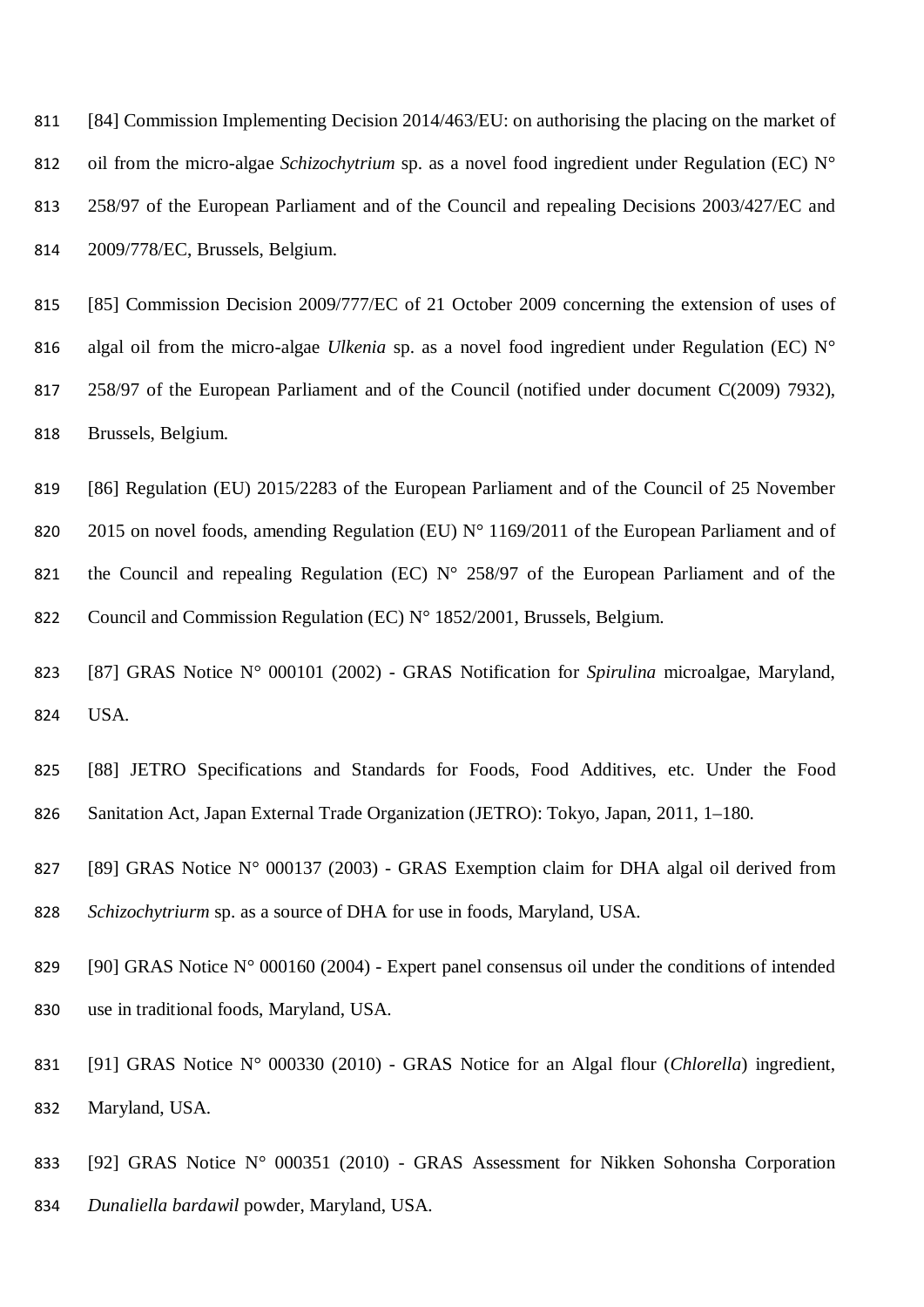[84] Commission Implementing Decision 2014/463/EU: on authorising the placing on the market of oil from the micro-algae *Schizochytrium* sp. as a novel food ingredient under Regulation (EC) N° 258/97 of the European Parliament and of the Council and repealing Decisions 2003/427/EC and 2009/778/EC, Brussels, Belgium.

[85] Commission Decision 2009/777/EC of 21 October 2009 concerning the extension of uses of algal oil from the micro-algae *Ulkenia* sp. as a novel food ingredient under Regulation (EC) N° 258/97 of the European Parliament and of the Council (notified under document C(2009) 7932), Brussels, Belgium.

[86] Regulation (EU) 2015/2283 of the European Parliament and of the Council of 25 November 2015 on novel foods, amending Regulation (EU) N° 1169/2011 of the European Parliament and of the Council and repealing Regulation (EC) N° 258/97 of the European Parliament and of the Council and Commission Regulation (EC) N° 1852/2001, Brussels, Belgium.

[87] GRAS Notice N° 000101 (2002) - GRAS Notification for *Spirulina* microalgae, Maryland, USA.

[88] JETRO Specifications and Standards for Foods, Food Additives, etc. Under the Food Sanitation Act, Japan External Trade Organization (JETRO): Tokyo, Japan, 2011, 1–180.

[89] GRAS Notice N° 000137 (2003) - GRAS Exemption claim for DHA algal oil derived from *Schizochytriurm* sp. as a source of DHA for use in foods, Maryland, USA.

[90] GRAS Notice N° 000160 (2004) - Expert panel consensus oil under the conditions of intended use in traditional foods, Maryland, USA.

[91] GRAS Notice N° 000330 (2010) - GRAS Notice for an Algal flour (*Chlorella*) ingredient, Maryland, USA.

[92] GRAS Notice N° 000351 (2010) - GRAS Assessment for Nikken Sohonsha Corporation *Dunaliella bardawil* powder, Maryland, USA.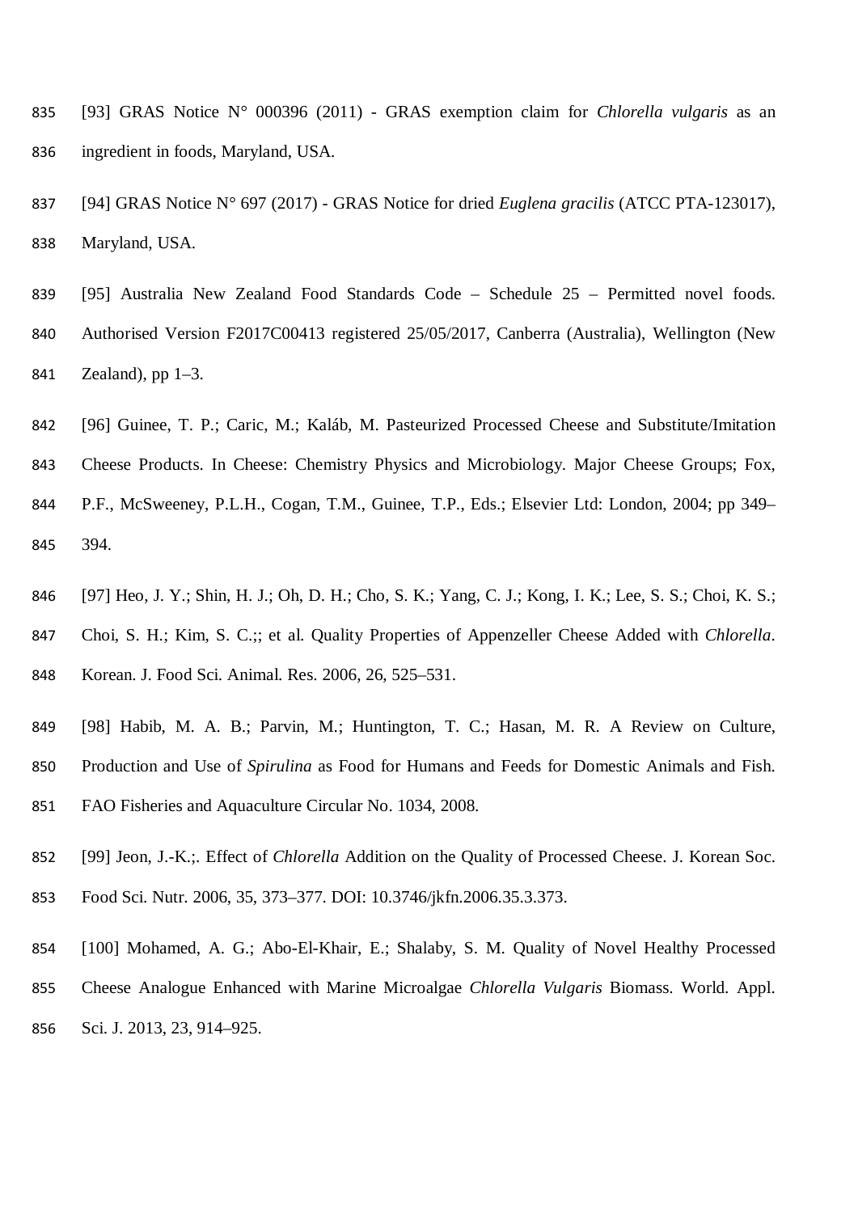[93] GRAS Notice N° 000396 (2011) - GRAS exemption claim for *Chlorella vulgaris* as an ingredient in foods, Maryland, USA.

[94] GRAS Notice N° 697 (2017) - GRAS Notice for dried *Euglena gracilis* (ATCC PTA-123017), Maryland, USA.

[95] Australia New Zealand Food Standards Code – Schedule 25 – Permitted novel foods. Authorised Version F2017C00413 registered 25/05/2017, Canberra (Australia), Wellington (New Zealand), pp 1–3.

[96] Guinee, T. P.; Caric, M.; Kaláb, M. Pasteurized Processed Cheese and Substitute/Imitation Cheese Products. In Cheese: Chemistry Physics and Microbiology. Major Cheese Groups; Fox, P.F., McSweeney, P.L.H., Cogan, T.M., Guinee, T.P., Eds.; Elsevier Ltd: London, 2004; pp 349–394.

[97] Heo, J. Y.; Shin, H. J.; Oh, D. H.; Cho, S. K.; Yang, C. J.; Kong, I. K.; Lee, S. S.; Choi, K. S.; Choi, S. H.; Kim, S. C.;; et al. Quality Properties of Appenzeller Cheese Added with *Chlorella*. Korean. J. Food Sci. Animal. Res. 2006, 26, 525–531.

[98] Habib, M. A. B.; Parvin, M.; Huntington, T. C.; Hasan, M. R. A Review on Culture, Production and Use of *Spirulina* as Food for Humans and Feeds for Domestic Animals and Fish. FAO Fisheries and Aquaculture Circular No. 1034, 2008.

[99] Jeon, J.-K.;. Effect of *Chlorella* Addition on the Quality of Processed Cheese. J. Korean Soc. Food Sci. Nutr. 2006, 35, 373–377. DOI: 10.3746/jkfn.2006.35.3.373.

[100] Mohamed, A. G.; Abo-El-Khair, E.; Shalaby, S. M. Quality of Novel Healthy Processed Cheese Analogue Enhanced with Marine Microalgae *Chlorella Vulgaris* Biomass. World. Appl. Sci. J. 2013, 23, 914–925.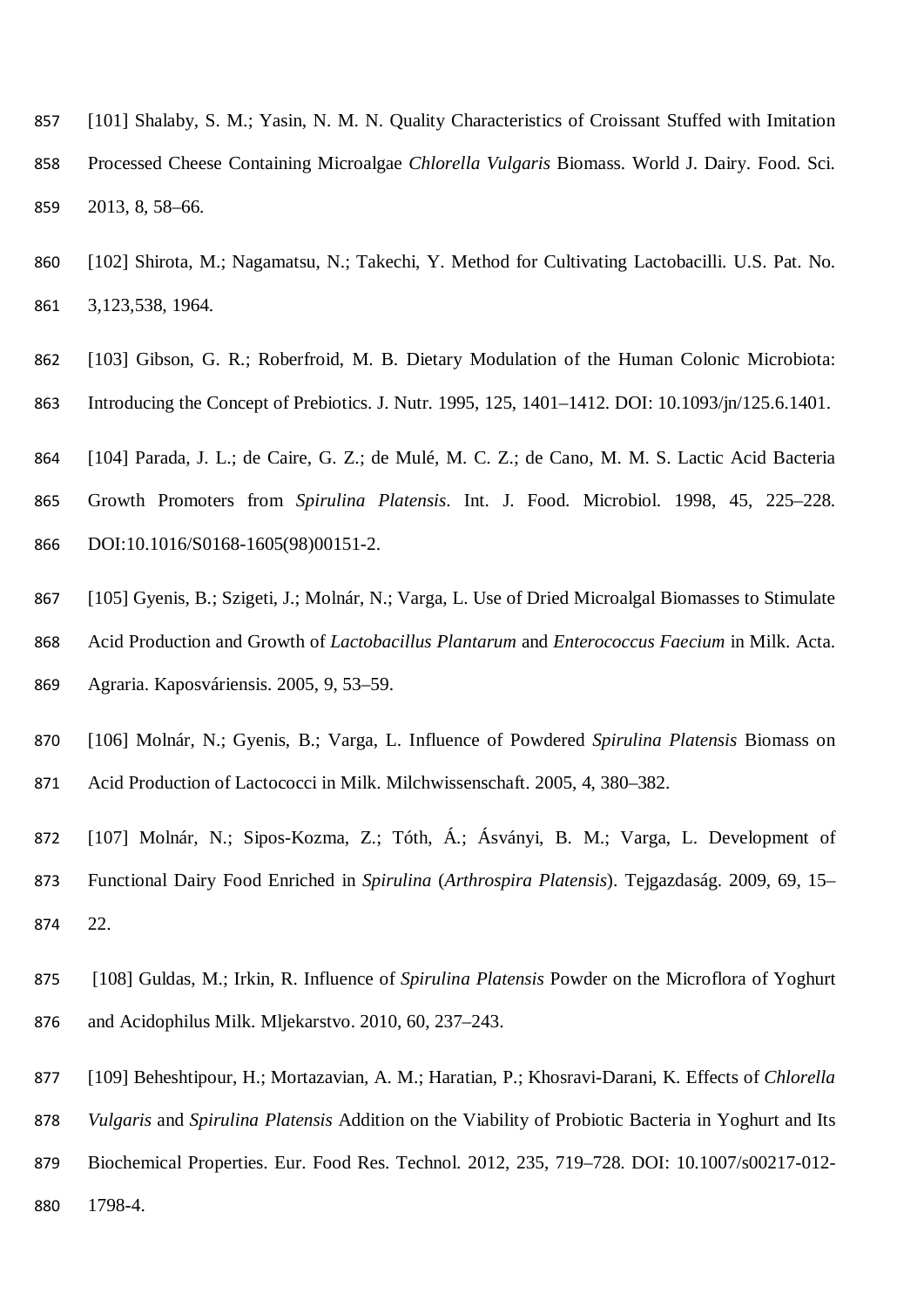[101] Shalaby, S. M.; Yasin, N. M. N. Quality Characteristics of Croissant Stuffed with Imitation Processed Cheese Containing Microalgae *Chlorella Vulgaris* Biomass. World J. Dairy. Food. Sci. 2013, 8, 58–66.

[102] Shirota, M.; Nagamatsu, N.; Takechi, Y. Method for Cultivating Lactobacilli. U.S. Pat. No. 3,123,538, 1964.

[103] Gibson, G. R.; Roberfroid, M. B. Dietary Modulation of the Human Colonic Microbiota: Introducing the Concept of Prebiotics. J. Nutr. 1995, 125, 1401–1412. DOI: 10.1093/jn/125.6.1401.

[104] Parada, J. L.; de Caire, G. Z.; de Mulé, M. C. Z.; de Cano, M. M. S. Lactic Acid Bacteria Growth Promoters from *Spirulina Platensis*. Int. J. Food. Microbiol. 1998, 45, 225–228. DOI:10.1016/S0168-1605(98)00151-2.

[105] Gyenis, B.; Szigeti, J.; Molnár, N.; Varga, L. Use of Dried Microalgal Biomasses to Stimulate Acid Production and Growth of *Lactobacillus Plantarum* and *Enterococcus Faecium* in Milk. Acta. Agraria. Kaposváriensis. 2005, 9, 53–59.

[106] Molnár, N.; Gyenis, B.; Varga, L. Influence of Powdered *Spirulina Platensis* Biomass on Acid Production of Lactococci in Milk. Milchwissenschaft. 2005, 4, 380–382.

[107] Molnár, N.; Sipos-Kozma, Z.; Tóth, Á.; Ásványi, B. M.; Varga, L. Development of Functional Dairy Food Enriched in *Spirulina* (*Arthrospira Platensis*). Tejgazdaság. 2009, 69, 15–22.

[108] Guldas, M.; Irkin, R. Influence of *Spirulina Platensis* Powder on the Microflora of Yoghurt and Acidophilus Milk. Mljekarstvo. 2010, 60, 237–243.

[109] Beheshtipour, H.; Mortazavian, A. M.; Haratian, P.; Khosravi-Darani, K. Effects of *Chlorella Vulgaris* and *Spirulina Platensis* Addition on the Viability of Probiotic Bacteria in Yoghurt and Its Biochemical Properties. Eur. Food Res. Technol. 2012, 235, 719–728. DOI: 10.1007/s00217-012-1798-4.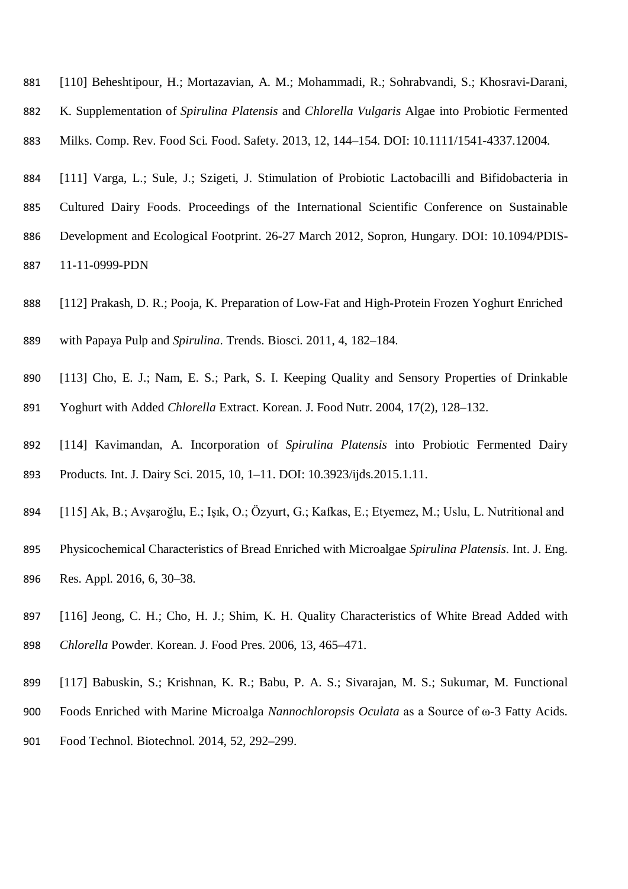[110] Beheshtipour, H.; Mortazavian, A. M.; Mohammadi, R.; Sohrabvandi, S.; Khosravi-Darani, K. Supplementation of *Spirulina Platensis* and *Chlorella Vulgaris* Algae into Probiotic Fermented Milks. Comp. Rev. Food Sci. Food. Safety. 2013, 12, 144–154. DOI: 10.1111/1541-4337.12004.

[111] Varga, L.; Sule, J.; Szigeti, J. Stimulation of Probiotic Lactobacilli and Bifidobacteria in Cultured Dairy Foods. Proceedings of the International Scientific Conference on Sustainable Development and Ecological Footprint. 26-27 March 2012, Sopron, Hungary. DOI: 10.1094/PDIS-11-11-0999-PDN

[112] Prakash, D. R.; Pooja, K. Preparation of Low-Fat and High-Protein Frozen Yoghurt Enriched with Papaya Pulp and *Spirulina*. Trends. Biosci. 2011, 4, 182–184.

[113] Cho, E. J.; Nam, E. S.; Park, S. I. Keeping Quality and Sensory Properties of Drinkable Yoghurt with Added *Chlorella* Extract. Korean. J. Food Nutr. 2004, 17(2), 128–132.

[114] Kavimandan, A. Incorporation of *Spirulina Platensis* into Probiotic Fermented Dairy Products. Int. J. Dairy Sci. 2015, 10, 1–11. DOI: 10.3923/ijds.2015.1.11.

[115] Ak, B.; Avşaroğlu, E.; Işık, O.; Özyurt, G.; Kafkas, E.; Etyemez, M.; Uslu, L. Nutritional and Physicochemical Characteristics of Bread Enriched with Microalgae *Spirulina Platensis*. Int. J. Eng. Res. Appl. 2016, 6, 30–38.

[116] Jeong, C. H.; Cho, H. J.; Shim, K. H. Quality Characteristics of White Bread Added with *Chlorella* Powder. Korean. J. Food Pres. 2006, 13, 465–471.

[117] Babuskin, S.; Krishnan, K. R.; Babu, P. A. S.; Sivarajan, M. S.; Sukumar, M. Functional Foods Enriched with Marine Microalga *Nannochloropsis Oculata* as a Source of ω-3 Fatty Acids. Food Technol. Biotechnol. 2014, 52, 292–299.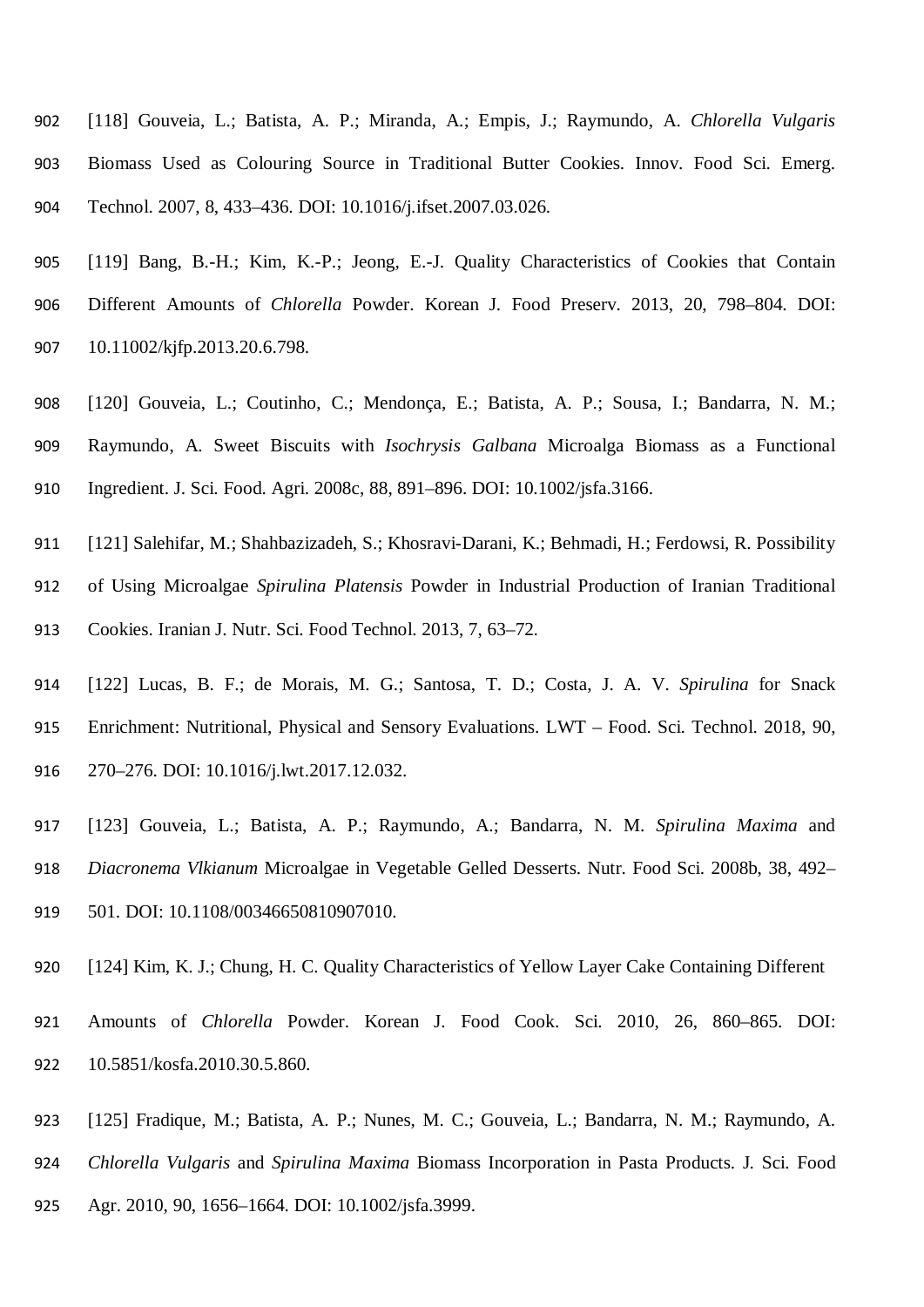[118] Gouveia, L.; Batista, A. P.; Miranda, A.; Empis, J.; Raymundo, A. *Chlorella Vulgaris* Biomass Used as Colouring Source in Traditional Butter Cookies. Innov. Food Sci. Emerg. Technol. 2007, 8, 433–436. DOI: 10.1016/j.ifset.2007.03.026.

[119] Bang, B.-H.; Kim, K.-P.; Jeong, E.-J. Quality Characteristics of Cookies that Contain Different Amounts of *Chlorella* Powder. Korean J. Food Preserv. 2013, 20, 798–804. DOI: 10.11002/kjfp.2013.20.6.798.

[120] Gouveia, L.; Coutinho, C.; Mendonça, E.; Batista, A. P.; Sousa, I.; Bandarra, N. M.; Raymundo, A. Sweet Biscuits with *Isochrysis Galbana* Microalga Biomass as a Functional Ingredient. J. Sci. Food. Agri. 2008c, 88, 891–896. DOI: 10.1002/jsfa.3166.

[121] Salehifar, M.; Shahbazizadeh, S.; Khosravi-Darani, K.; Behmadi, H.; Ferdowsi, R. Possibility of Using Microalgae *Spirulina Platensis* Powder in Industrial Production of Iranian Traditional Cookies. Iranian J. Nutr. Sci. Food Technol. 2013, 7, 63–72.

[122] Lucas, B. F.; de Morais, M. G.; Santosa, T. D.; Costa, J. A. V. *Spirulina* for Snack Enrichment: Nutritional, Physical and Sensory Evaluations. LWT – Food. Sci. Technol. 2018, 90, 270–276. DOI: 10.1016/j.lwt.2017.12.032.

[123] Gouveia, L.; Batista, A. P.; Raymundo, A.; Bandarra, N. M. *Spirulina Maxima* and *Diacronema Vlkianum* Microalgae in Vegetable Gelled Desserts. Nutr. Food Sci. 2008b, 38, 492–501. DOI: 10.1108/00346650810907010.

[124] Kim, K. J.; Chung, H. C. Quality Characteristics of Yellow Layer Cake Containing Different Amounts of *Chlorella* Powder. Korean J. Food Cook. Sci. 2010, 26, 860–865. DOI: 10.5851/kosfa.2010.30.5.860.

[125] Fradique, M.; Batista, A. P.; Nunes, M. C.; Gouveia, L.; Bandarra, N. M.; Raymundo, A. *Chlorella Vulgaris* and *Spirulina Maxima* Biomass Incorporation in Pasta Products. J. Sci. Food Agr. 2010, 90, 1656–1664. DOI: 10.1002/jsfa.3999.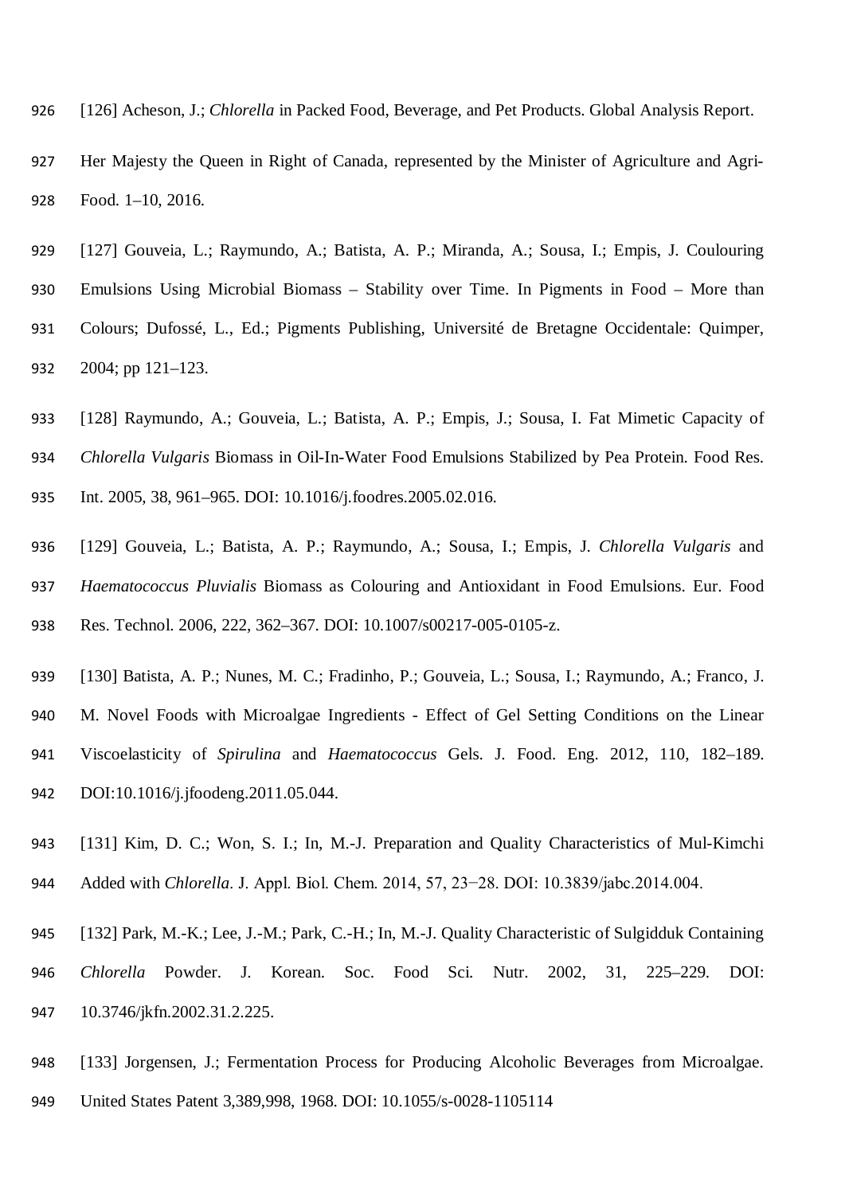[126] Acheson, J.; *Chlorella* in Packed Food, Beverage, and Pet Products. Global Analysis Report. Her Majesty the Queen in Right of Canada, represented by the Minister of Agriculture and Agri-Food. 1–10, 2016.

[127] Gouveia, L.; Raymundo, A.; Batista, A. P.; Miranda, A.; Sousa, I.; Empis, J. Coulouring Emulsions Using Microbial Biomass – Stability over Time. In Pigments in Food – More than Colours; Dufossé, L., Ed.; Pigments Publishing, Université de Bretagne Occidentale: Quimper, 2004; pp 121–123.

[128] Raymundo, A.; Gouveia, L.; Batista, A. P.; Empis, J.; Sousa, I. Fat Mimetic Capacity of *Chlorella Vulgaris* Biomass in Oil-In-Water Food Emulsions Stabilized by Pea Protein. Food Res. Int. 2005, 38, 961–965. DOI: 10.1016/j.foodres.2005.02.016.

[129] Gouveia, L.; Batista, A. P.; Raymundo, A.; Sousa, I.; Empis, J. *Chlorella Vulgaris* and *Haematococcus Pluvialis* Biomass as Colouring and Antioxidant in Food Emulsions. Eur. Food Res. Technol. 2006, 222, 362–367. DOI: 10.1007/s00217-005-0105-z.

[130] Batista, A. P.; Nunes, M. C.; Fradinho, P.; Gouveia, L.; Sousa, I.; Raymundo, A.; Franco, J. M. Novel Foods with Microalgae Ingredients - Effect of Gel Setting Conditions on the Linear Viscoelasticity of *Spirulina* and *Haematococcus* Gels. J. Food. Eng. 2012, 110, 182–189. DOI:10.1016/j.jfoodeng.2011.05.044.

[131] Kim, D. C.; Won, S. I.; In, M.-J. Preparation and Quality Characteristics of Mul-Kimchi Added with *Chlorella*. J. Appl. Biol. Chem. 2014, 57, 23−28. DOI: 10.3839/jabc.2014.004.

[132] Park, M.-K.; Lee, J.-M.; Park, C.-H.; In, M.-J. Quality Characteristic of Sulgidduk Containing *Chlorella* Powder. J. Korean. Soc. Food Sci. Nutr. 2002, 31, 225–229. DOI: 10.3746/jkfn.2002.31.2.225.

[133] Jorgensen, J.; Fermentation Process for Producing Alcoholic Beverages from Microalgae. United States Patent 3,389,998, 1968. DOI: 10.1055/s-0028-1105114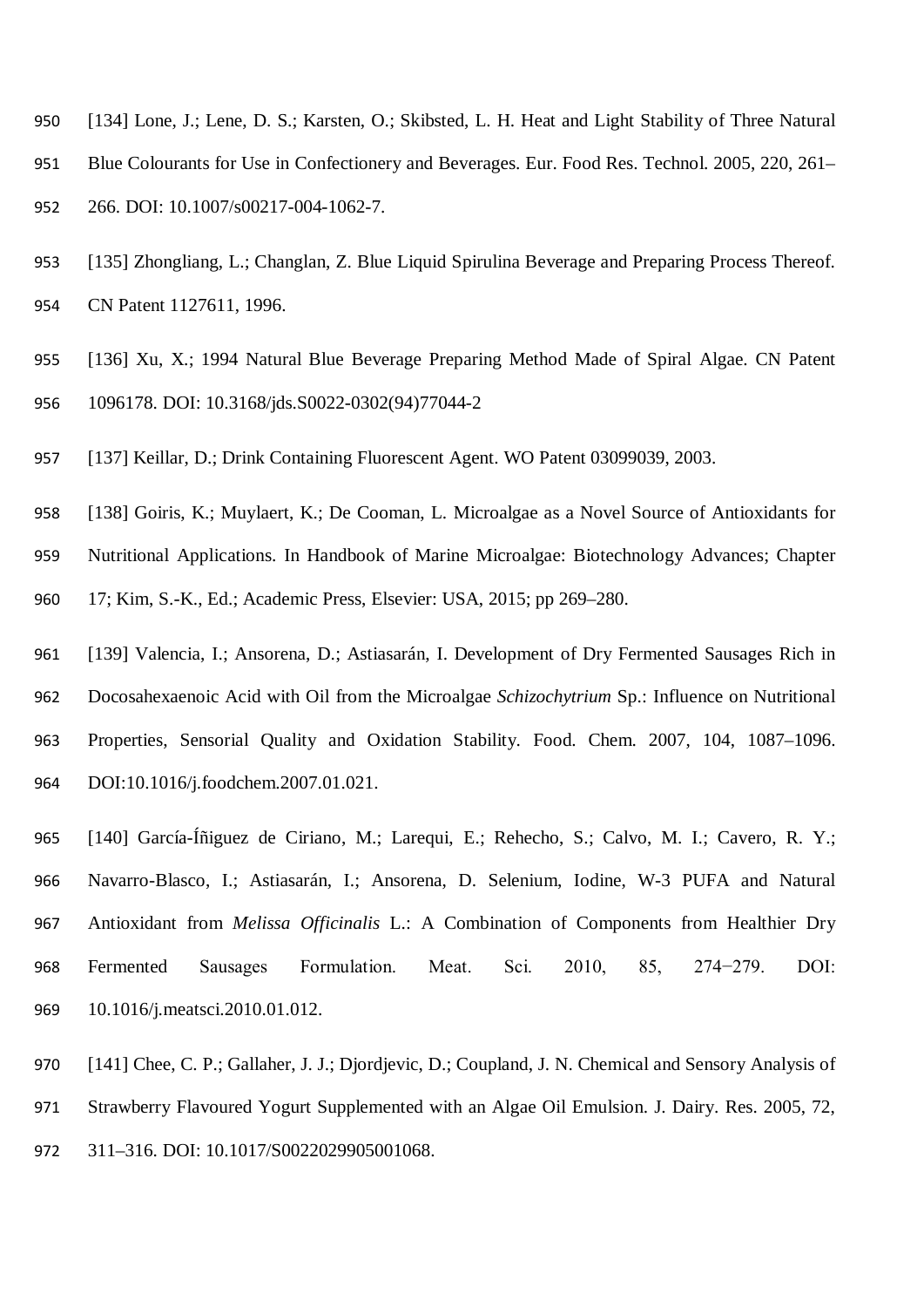[134] Lone, J.; Lene, D. S.; Karsten, O.; Skibsted, L. H. Heat and Light Stability of Three Natural Blue Colourants for Use in Confectionery and Beverages. Eur. Food Res. Technol. 2005, 220, 261–266. DOI: 10.1007/s00217-004-1062-7.

[135] Zhongliang, L.; Changlan, Z. Blue Liquid Spirulina Beverage and Preparing Process Thereof. CN Patent 1127611, 1996.

[136] Xu, X.; 1994 Natural Blue Beverage Preparing Method Made of Spiral Algae. CN Patent 1096178. DOI: 10.3168/jds.S0022-0302(94)77044-2

[137] Keillar, D.; Drink Containing Fluorescent Agent. WO Patent 03099039, 2003.

[138] Goiris, K.; Muylaert, K.; De Cooman, L. Microalgae as a Novel Source of Antioxidants for Nutritional Applications. In Handbook of Marine Microalgae: Biotechnology Advances; Chapter 17; Kim, S.-K., Ed.; Academic Press, Elsevier: USA, 2015; pp 269–280.

[139] Valencia, I.; Ansorena, D.; Astiasarán, I. Development of Dry Fermented Sausages Rich in Docosahexaenoic Acid with Oil from the Microalgae *Schizochytrium* Sp.: Influence on Nutritional Properties, Sensorial Quality and Oxidation Stability. Food. Chem. 2007, 104, 1087–1096. DOI:10.1016/j.foodchem.2007.01.021.

[140] García-Íñiguez de Ciriano, M.; Larequi, E.; Rehecho, S.; Calvo, M. I.; Cavero, R. Y.; Navarro-Blasco, I.; Astiasarán, I.; Ansorena, D. Selenium, Iodine, W-3 PUFA and Natural Antioxidant from *Melissa Officinalis* L.: A Combination of Components from Healthier Dry Fermented Sausages Formulation. Meat. Sci. 2010, 85, 274−279. DOI: 10.1016/j.meatsci.2010.01.012.

[141] Chee, C. P.; Gallaher, J. J.; Djordjevic, D.; Coupland, J. N. Chemical and Sensory Analysis of Strawberry Flavoured Yogurt Supplemented with an Algae Oil Emulsion. J. Dairy. Res. 2005, 72, 311–316. DOI: 10.1017/S0022029905001068.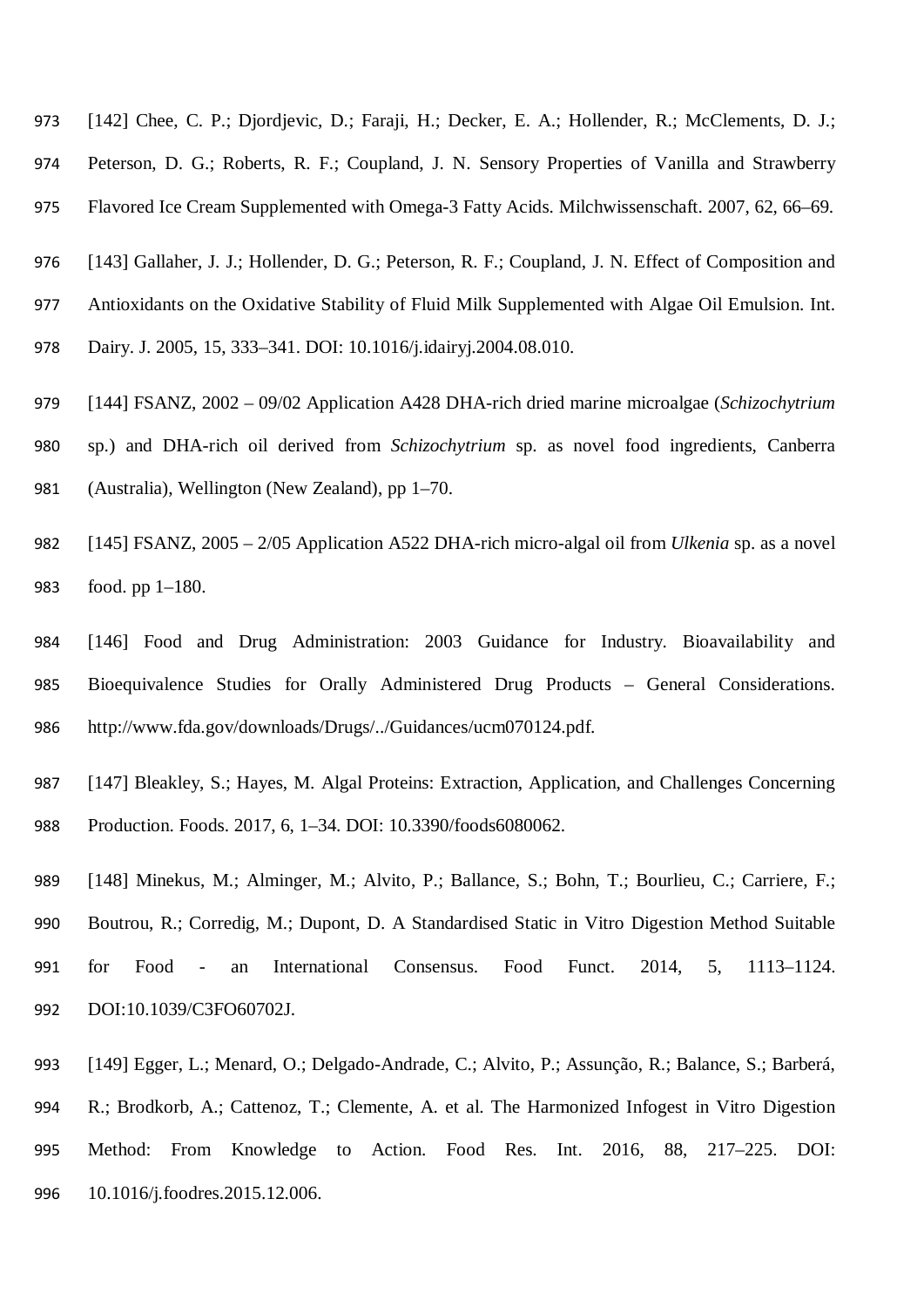[142] Chee, C. P.; Djordjevic, D.; Faraji, H.; Decker, E. A.; Hollender, R.; McClements, D. J.; Peterson, D. G.; Roberts, R. F.; Coupland, J. N. Sensory Properties of Vanilla and Strawberry Flavored Ice Cream Supplemented with Omega-3 Fatty Acids. Milchwissenschaft. 2007, 62, 66–69.

[143] Gallaher, J. J.; Hollender, D. G.; Peterson, R. F.; Coupland, J. N. Effect of Composition and Antioxidants on the Oxidative Stability of Fluid Milk Supplemented with Algae Oil Emulsion. Int. Dairy. J. 2005, 15, 333–341. DOI: 10.1016/j.idairyj.2004.08.010.

[144] FSANZ, 2002 – 09/02 Application A428 DHA-rich dried marine microalgae (*Schizochytrium* sp.) and DHA-rich oil derived from *Schizochytrium* sp. as novel food ingredients, Canberra (Australia), Wellington (New Zealand), pp 1–70.

[145] FSANZ, 2005 – 2/05 Application A522 DHA-rich micro-algal oil from *Ulkenia* sp. as a novel food. pp 1–180.

[146] Food and Drug Administration: 2003 Guidance for Industry. Bioavailability and Bioequivalence Studies for Orally Administered Drug Products – General Considerations. http://www.fda.gov/downloads/Drugs/../Guidances/ucm070124.pdf.

[147] Bleakley, S.; Hayes, M. Algal Proteins: Extraction, Application, and Challenges Concerning Production. Foods. 2017, 6, 1–34. DOI: 10.3390/foods6080062.

[148] Minekus, M.; Alminger, M.; Alvito, P.; Ballance, S.; Bohn, T.; Bourlieu, C.; Carriere, F.; Boutrou, R.; Corredig, M.; Dupont, D. A Standardised Static in Vitro Digestion Method Suitable for Food - an International Consensus. Food Funct. 2014, 5, 1113–1124. DOI:10.1039/C3FO60702J.

[149] Egger, L.; Menard, O.; Delgado-Andrade, C.; Alvito, P.; Assunção, R.; Balance, S.; Barberá, R.; Brodkorb, A.; Cattenoz, T.; Clemente, A. et al. The Harmonized Infogest in Vitro Digestion Method: From Knowledge to Action. Food Res. Int. 2016, 88, 217–225. DOI: 10.1016/j.foodres.2015.12.006.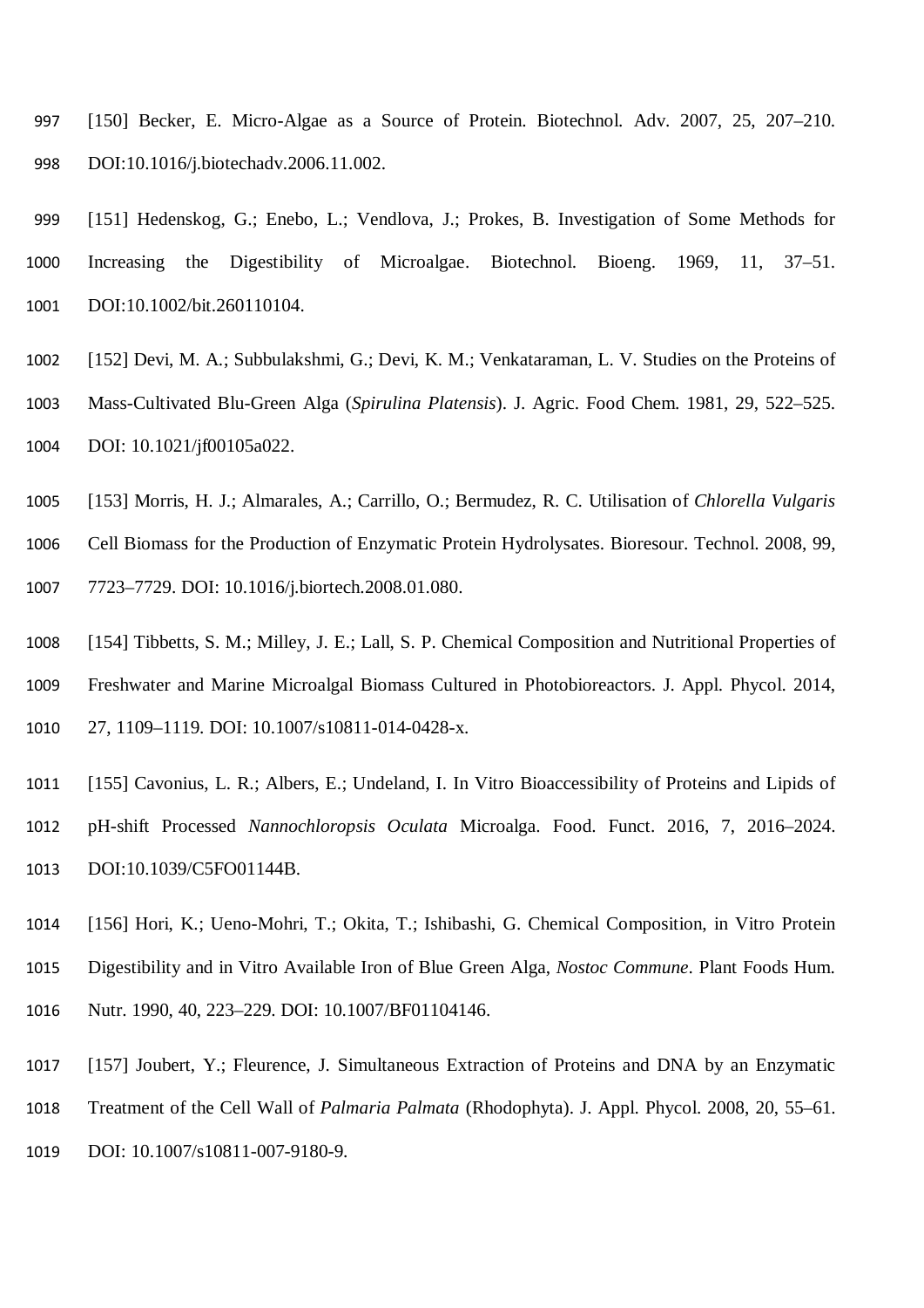[150] Becker, E. Micro-Algae as a Source of Protein. Biotechnol. Adv. 2007, 25, 207–210. DOI:10.1016/j.biotechadv.2006.11.002.

[151] Hedenskog, G.; Enebo, L.; Vendlova, J.; Prokes, B. Investigation of Some Methods for Increasing the Digestibility of Microalgae. Biotechnol. Bioeng. 1969, 11, 37–51. DOI:10.1002/bit.260110104.

[152] Devi, M. A.; Subbulakshmi, G.; Devi, K. M.; Venkataraman, L. V. Studies on the Proteins of Mass-Cultivated Blu-Green Alga (*Spirulina Platensis*). J. Agric. Food Chem. 1981, 29, 522–525. DOI: 10.1021/jf00105a022.

[153] Morris, H. J.; Almarales, A.; Carrillo, O.; Bermudez, R. C. Utilisation of *Chlorella Vulgaris* Cell Biomass for the Production of Enzymatic Protein Hydrolysates. Bioresour. Technol. 2008, 99, 7723–7729. DOI: 10.1016/j.biortech.2008.01.080.

[154] Tibbetts, S. M.; Milley, J. E.; Lall, S. P. Chemical Composition and Nutritional Properties of Freshwater and Marine Microalgal Biomass Cultured in Photobioreactors. J. Appl. Phycol. 2014, 27, 1109–1119. DOI: 10.1007/s10811-014-0428-x.

[155] Cavonius, L. R.; Albers, E.; Undeland, I. In Vitro Bioaccessibility of Proteins and Lipids of pH-shift Processed *Nannochloropsis Oculata* Microalga. Food. Funct. 2016, 7, 2016–2024. DOI:10.1039/C5FO01144B.

[156] Hori, K.; Ueno-Mohri, T.; Okita, T.; Ishibashi, G. Chemical Composition, in Vitro Protein Digestibility and in Vitro Available Iron of Blue Green Alga, *Nostoc Commune*. Plant Foods Hum. Nutr. 1990, 40, 223–229. DOI: 10.1007/BF01104146.

[157] Joubert, Y.; Fleurence, J. Simultaneous Extraction of Proteins and DNA by an Enzymatic Treatment of the Cell Wall of *Palmaria Palmata* (Rhodophyta). J. Appl. Phycol. 2008, 20, 55–61. DOI: 10.1007/s10811-007-9180-9.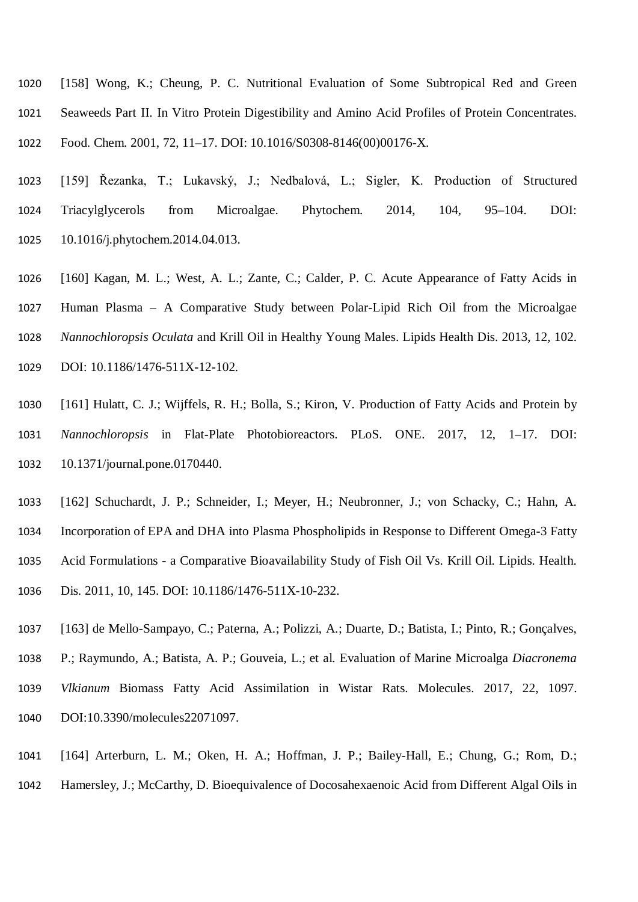[158] Wong, K.; Cheung, P. C. Nutritional Evaluation of Some Subtropical Red and Green Seaweeds Part II. In Vitro Protein Digestibility and Amino Acid Profiles of Protein Concentrates. Food. Chem. 2001, 72, 11–17. DOI: 10.1016/S0308-8146(00)00176-X.

[159] Řezanka, T.; Lukavský, J.; Nedbalová, L.; Sigler, K. Production of Structured Triacylglycerols from Microalgae. Phytochem. 2014, 104, 95–104. DOI: 10.1016/j.phytochem.2014.04.013.

[160] Kagan, M. L.; West, A. L.; Zante, C.; Calder, P. C. Acute Appearance of Fatty Acids in Human Plasma – A Comparative Study between Polar-Lipid Rich Oil from the Microalgae *Nannochloropsis Oculata* and Krill Oil in Healthy Young Males. Lipids Health Dis. 2013, 12, 102. DOI: 10.1186/1476-511X-12-102.

[161] Hulatt, C. J.; Wijffels, R. H.; Bolla, S.; Kiron, V. Production of Fatty Acids and Protein by *Nannochloropsis* in Flat-Plate Photobioreactors. PLoS. ONE. 2017, 12, 1–17. DOI: 10.1371/journal.pone.0170440.

[162] Schuchardt, J. P.; Schneider, I.; Meyer, H.; Neubronner, J.; von Schacky, C.; Hahn, A. Incorporation of EPA and DHA into Plasma Phospholipids in Response to Different Omega-3 Fatty Acid Formulations - a Comparative Bioavailability Study of Fish Oil Vs. Krill Oil. Lipids. Health. Dis. 2011, 10, 145. DOI: 10.1186/1476-511X-10-232.

[163] de Mello-Sampayo, C.; Paterna, A.; Polizzi, A.; Duarte, D.; Batista, I.; Pinto, R.; Gonçalves, P.; Raymundo, A.; Batista, A. P.; Gouveia, L.; et al. Evaluation of Marine Microalga *Diacronema Vlkianum* Biomass Fatty Acid Assimilation in Wistar Rats. Molecules. 2017, 22, 1097. DOI:10.3390/molecules22071097.

[164] Arterburn, L. M.; Oken, H. A.; Hoffman, J. P.; Bailey-Hall, E.; Chung, G.; Rom, D.; Hamersley, J.; McCarthy, D. Bioequivalence of Docosahexaenoic Acid from Different Algal Oils in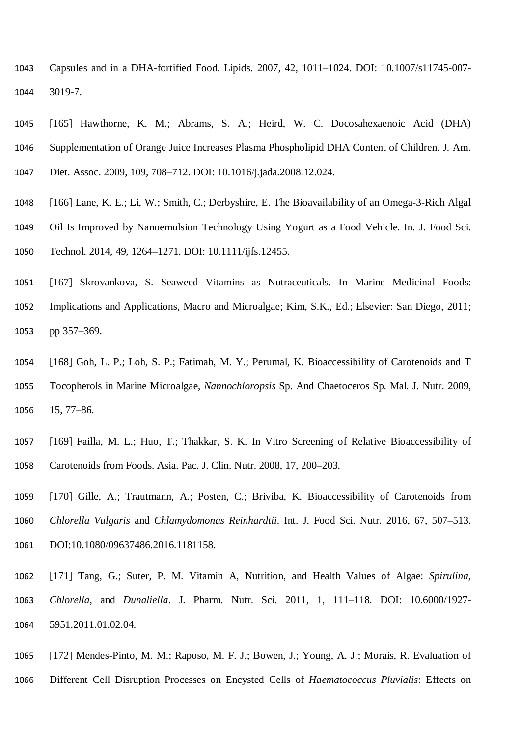Capsules and in a DHA-fortified Food. Lipids. 2007, 42, 1011–1024. DOI: 10.1007/s11745-007-3019-7.

[165] Hawthorne, K. M.; Abrams, S. A.; Heird, W. C. Docosahexaenoic Acid (DHA) Supplementation of Orange Juice Increases Plasma Phospholipid DHA Content of Children. J. Am. Diet. Assoc. 2009, 109, 708–712. DOI: 10.1016/j.jada.2008.12.024.

[166] Lane, K. E.; Li, W.; Smith, C.; Derbyshire, E. The Bioavailability of an Omega-3-Rich Algal Oil Is Improved by Nanoemulsion Technology Using Yogurt as a Food Vehicle. In. J. Food Sci. Technol. 2014, 49, 1264–1271. DOI: 10.1111/ijfs.12455.

[167] Skrovankova, S. Seaweed Vitamins as Nutraceuticals. In Marine Medicinal Foods: Implications and Applications, Macro and Microalgae; Kim, S.K., Ed.; Elsevier: San Diego, 2011; pp 357–369.

[168] Goh, L. P.; Loh, S. P.; Fatimah, M. Y.; Perumal, K. Bioaccessibility of Carotenoids and T Tocopherols in Marine Microalgae, *Nannochloropsis* Sp. And Chaetoceros Sp. Mal. J. Nutr. 2009, 15, 77–86.

[169] Failla, M. L.; Huo, T.; Thakkar, S. K. In Vitro Screening of Relative Bioaccessibility of Carotenoids from Foods. Asia. Pac. J. Clin. Nutr. 2008, 17, 200–203.

[170] Gille, A.; Trautmann, A.; Posten, C.; Briviba, K. Bioaccessibility of Carotenoids from *Chlorella Vulgaris* and *Chlamydomonas Reinhardtii*. Int. J. Food Sci. Nutr. 2016, 67, 507–513. DOI:10.1080/09637486.2016.1181158.

[171] Tang, G.; Suter, P. M. Vitamin A, Nutrition, and Health Values of Algae: *Spirulina*, *Chlorella*, and *Dunaliella*. J. Pharm. Nutr. Sci. 2011, 1, 111–118. DOI: 10.6000/1927-5951.2011.01.02.04.

[172] Mendes-Pinto, M. M.; Raposo, M. F. J.; Bowen, J.; Young, A. J.; Morais, R. Evaluation of Different Cell Disruption Processes on Encysted Cells of *Haematococcus Pluvialis*: Effects on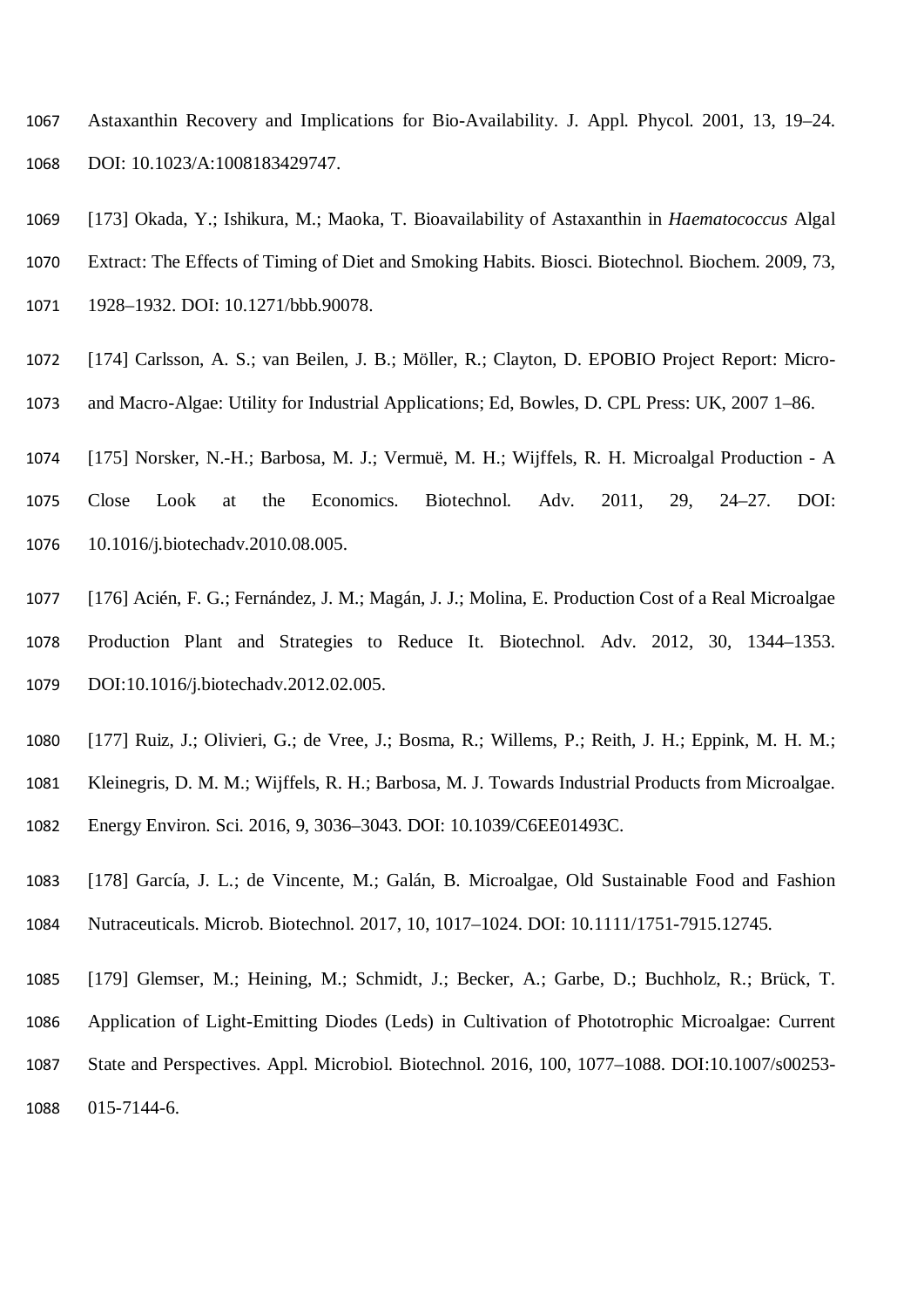Astaxanthin Recovery and Implications for Bio-Availability. J. Appl. Phycol. 2001, 13, 19–24. DOI: 10.1023/A:1008183429747.

[173] Okada, Y.; Ishikura, M.; Maoka, T. Bioavailability of Astaxanthin in *Haematococcus* Algal Extract: The Effects of Timing of Diet and Smoking Habits. Biosci. Biotechnol. Biochem. 2009, 73, 1928–1932. DOI: 10.1271/bbb.90078.

[174] Carlsson, A. S.; van Beilen, J. B.; Möller, R.; Clayton, D. EPOBIO Project Report: Micro- and Macro-Algae: Utility for Industrial Applications; Ed, Bowles, D. CPL Press: UK, 2007 1–86.

[175] Norsker, N.-H.; Barbosa, M. J.; Vermuë, M. H.; Wijffels, R. H. Microalgal Production - A Close Look at the Economics. Biotechnol. Adv. 2011, 29, 24–27. DOI: 10.1016/j.biotechadv.2010.08.005.

[176] Acién, F. G.; Fernández, J. M.; Magán, J. J.; Molina, E. Production Cost of a Real Microalgae Production Plant and Strategies to Reduce It. Biotechnol. Adv. 2012, 30, 1344–1353. DOI:10.1016/j.biotechadv.2012.02.005.

[177] Ruiz, J.; Olivieri, G.; de Vree, J.; Bosma, R.; Willems, P.; Reith, J. H.; Eppink, M. H. M.; Kleinegris, D. M. M.; Wijffels, R. H.; Barbosa, M. J. Towards Industrial Products from Microalgae. Energy Environ. Sci. 2016, 9, 3036–3043. DOI: 10.1039/C6EE01493C.

[178] García, J. L.; de Vincente, M.; Galán, B. Microalgae, Old Sustainable Food and Fashion Nutraceuticals. Microb. Biotechnol. 2017, 10, 1017–1024. DOI: 10.1111/1751-7915.12745.

[179] Glemser, M.; Heining, M.; Schmidt, J.; Becker, A.; Garbe, D.; Buchholz, R.; Brück, T. Application of Light-Emitting Diodes (Leds) in Cultivation of Phototrophic Microalgae: Current State and Perspectives. Appl. Microbiol. Biotechnol. 2016, 100, 1077–1088. DOI:10.1007/s00253-015-7144-6.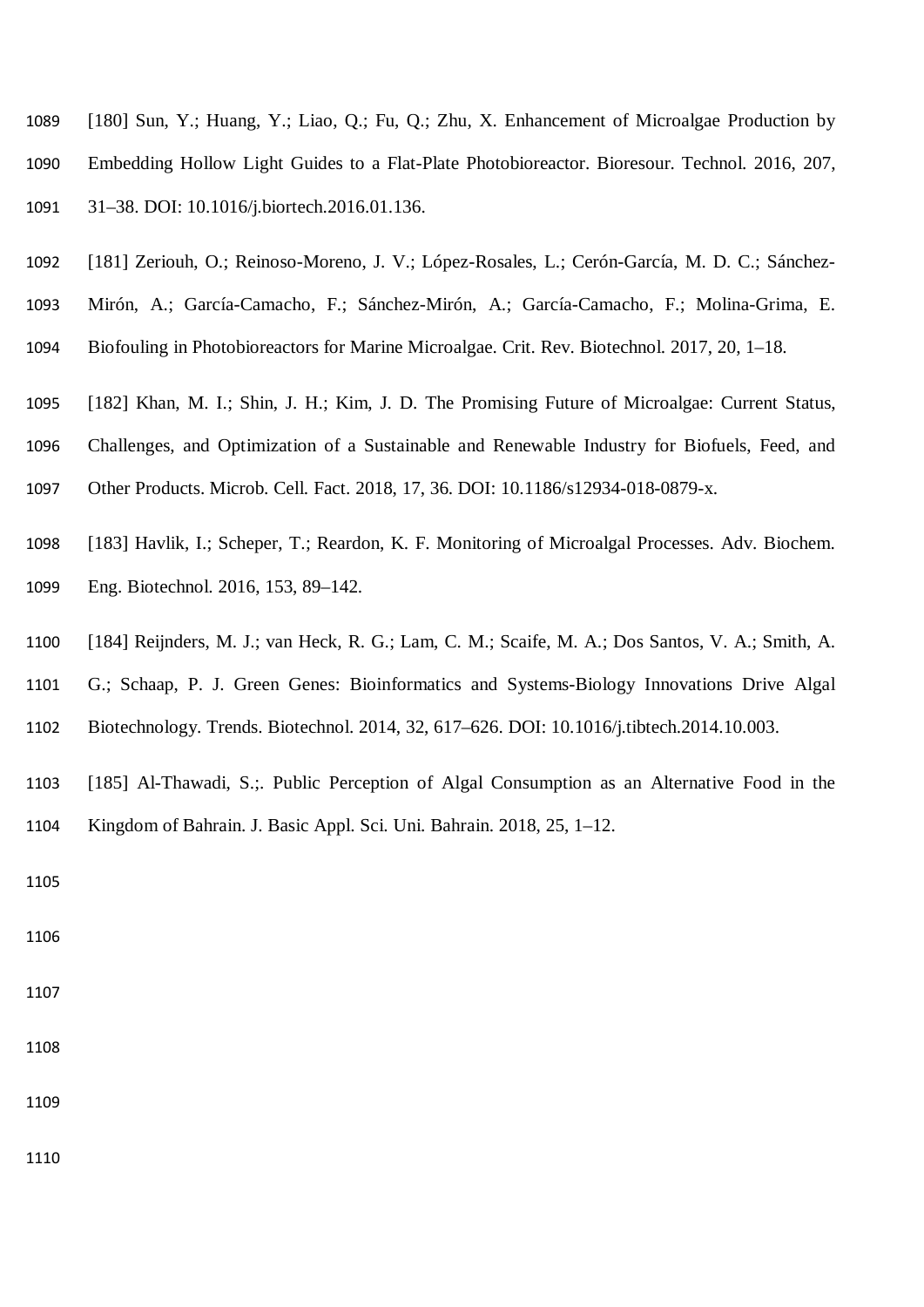[180] Sun, Y.; Huang, Y.; Liao, Q.; Fu, Q.; Zhu, X. Enhancement of Microalgae Production by Embedding Hollow Light Guides to a Flat-Plate Photobioreactor. Bioresour. Technol. 2016, 207, 31–38. DOI: 10.1016/j.biortech.2016.01.136.

[181] Zeriouh, O.; Reinoso-Moreno, J. V.; López-Rosales, L.; Cerón-García, M. D. C.; Sánchez-Mirón, A.; García-Camacho, F.; Sánchez-Mirón, A.; García-Camacho, F.; Molina-Grima, E. Biofouling in Photobioreactors for Marine Microalgae. Crit. Rev. Biotechnol. 2017, 20, 1–18.

[182] Khan, M. I.; Shin, J. H.; Kim, J. D. The Promising Future of Microalgae: Current Status, Challenges, and Optimization of a Sustainable and Renewable Industry for Biofuels, Feed, and Other Products. Microb. Cell. Fact. 2018, 17, 36. DOI: 10.1186/s12934-018-0879-x.

[183] Havlik, I.; Scheper, T.; Reardon, K. F. Monitoring of Microalgal Processes. Adv. Biochem. Eng. Biotechnol. 2016, 153, 89–142.

[184] Reijnders, M. J.; van Heck, R. G.; Lam, C. M.; Scaife, M. A.; Dos Santos, V. A.; Smith, A. G.; Schaap, P. J. Green Genes: Bioinformatics and Systems-Biology Innovations Drive Algal Biotechnology. Trends. Biotechnol. 2014, 32, 617–626. DOI: 10.1016/j.tibtech.2014.10.003.

[185] Al-Thawadi, S.;. Public Perception of Algal Consumption as an Alternative Food in the Kingdom of Bahrain. J. Basic Appl. Sci. Uni. Bahrain. 2018, 25, 1–12.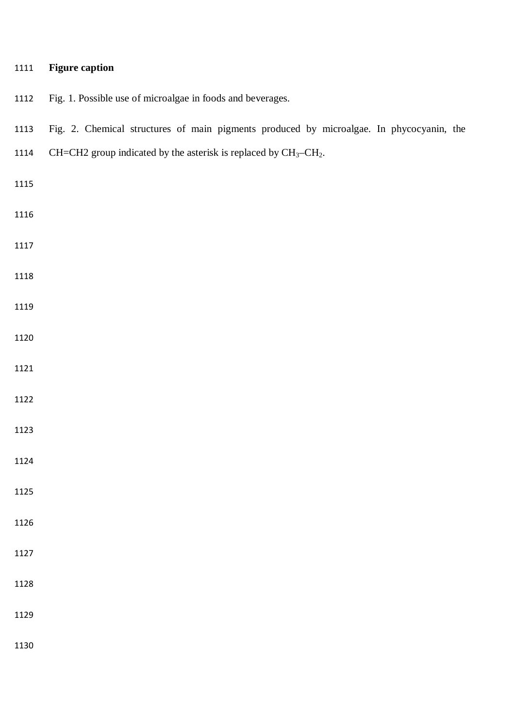**Figure caption**

Fig. 1. Possible use of microalgae in foods and beverages.

Fig. 2. Chemical structures of main pigments produced by microalgae. In phycocyanin, the CH=CH2 group indicated by the asterisk is replaced by $CH_3$–$CH_2$.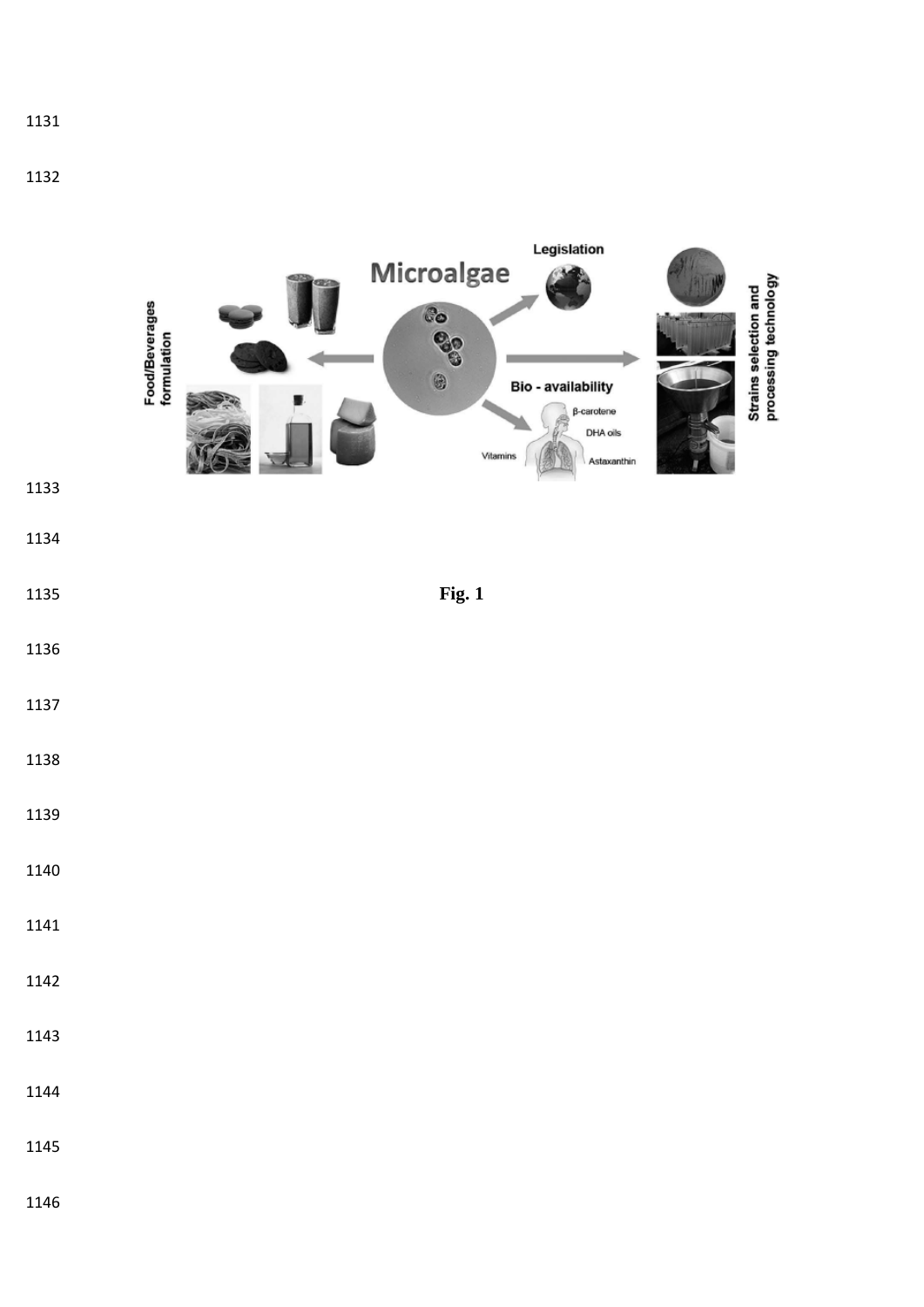Fig. 1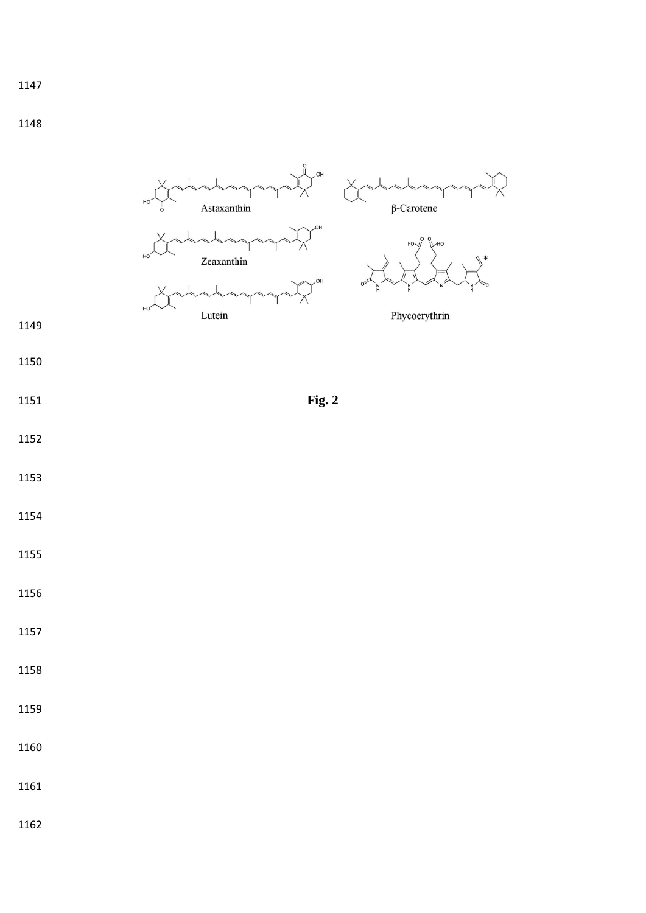**Fig. 2**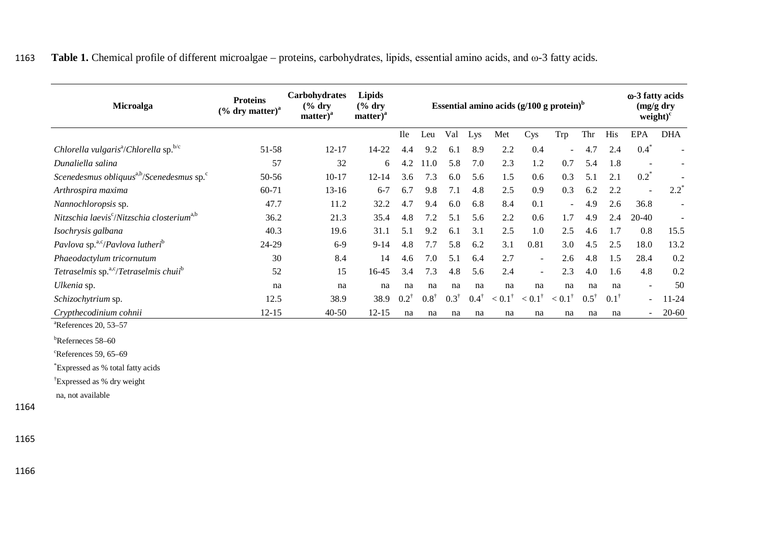**Table 1.** Chemical profile of different microalgae – proteins, carbohydrates, lipids, essential amino acids, and ω-3 fatty acids.

| Microalga | Proteins (% dry matter)[a] | Carbohydrates (% dry matter)[a] | Lipids (% dry matter)[a] | Essential amino acids (g/100 g protein)[b] | | | | | | | | | ω-3 fatty acids (mg/g dry weight)[c] | |
|---|---|---|---|---|---|---|---|---|---|---|---|---|---|---|
| | | | | Ile | Leu | Val | Lys | Met | Cys | Trp | Thr | His | EPA | DHA |
| *Chlorella vulgaris*[a]/*Chlorella* sp.[b/c] | 51-58 | 12-17 | 14-22 | 4.4 | 9.2 | 6.1 | 8.9 | 2.2 | 0.4 | - | 4.7 | 2.4 | 0.4* | - |
| *Dunaliella salina* | 57 | 32 | 6 | 4.2 | 11.0 | 5.8 | 7.0 | 2.3 | 1.2 | 0.7 | 5.4 | 1.8 | - | - |
| *Scenedesmus obliquus*[a,b]/*Scenedesmus* sp.[c] | 50-56 | 10-17 | 12-14 | 3.6 | 7.3 | 6.0 | 5.6 | 1.5 | 0.6 | 0.3 | 5.1 | 2.1 | 0.2* | - |
| *Arthrospira maxima* | 60-71 | 13-16 | 6-7 | 6.7 | 9.8 | 7.1 | 4.8 | 2.5 | 0.9 | 0.3 | 6.2 | 2.2 | - | 2.2* |
| *Nannochloropsis* sp. | 47.7 | 11.2 | 32.2 | 4.7 | 9.4 | 6.0 | 6.8 | 8.4 | 0.1 | - | 4.9 | 2.6 | 36.8 | - |
| *Nitzschia laevis*[c]/*Nitzschia closterium*[a,b] | 36.2 | 21.3 | 35.4 | 4.8 | 7.2 | 5.1 | 5.6 | 2.2 | 0.6 | 1.7 | 4.9 | 2.4 | 20-40 | - |
| *Isochrysis galbana* | 40.3 | 19.6 | 31.1 | 5.1 | 9.2 | 6.1 | 3.1 | 2.5 | 1.0 | 2.5 | 4.6 | 1.7 | 0.8 | 15.5 |
| *Pavlova* sp.[a,c]/*Pavlova lutheri*[b] | 24-29 | 6-9 | 9-14 | 4.8 | 7.7 | 5.8 | 6.2 | 3.1 | 0.81 | 3.0 | 4.5 | 2.5 | 18.0 | 13.2 |
| *Phaeodactylum tricornutum* | 30 | 8.4 | 14 | 4.6 | 7.0 | 5.1 | 6.4 | 2.7 | - | 2.6 | 4.8 | 1.5 | 28.4 | 0.2 |
| *Tetraselmis* sp.[a,c]/*Tetraselmis chuii*[b] | 52 | 15 | 16-45 | 3.4 | 7.3 | 4.8 | 5.6 | 2.4 | - | 2.3 | 4.0 | 1.6 | 4.8 | 0.2 |
| *Ulkenia* sp. | na | na | na | na | na | na | na | na | na | na | na | na | - | 50 |
| *Schizochytrium* sp. | 12.5 | 38.9 | 38.9 | 0.2† | 0.8† | 0.3† | 0.4† | < 0.1† | < 0.1† | < 0.1† | 0.5† | 0.1† | - | 11-24 |
| *Crypthecodinium cohnii* | 12-15 | 40-50 | 12-15 | na | na | na | na | na | na | na | na | na | - | 20-60 |

[a]References 20, 53–57

[b]Referneces 58–60

[c]References 59, 65–69

*Expressed as % total fatty acids

†Expressed as % dry weight

na, not available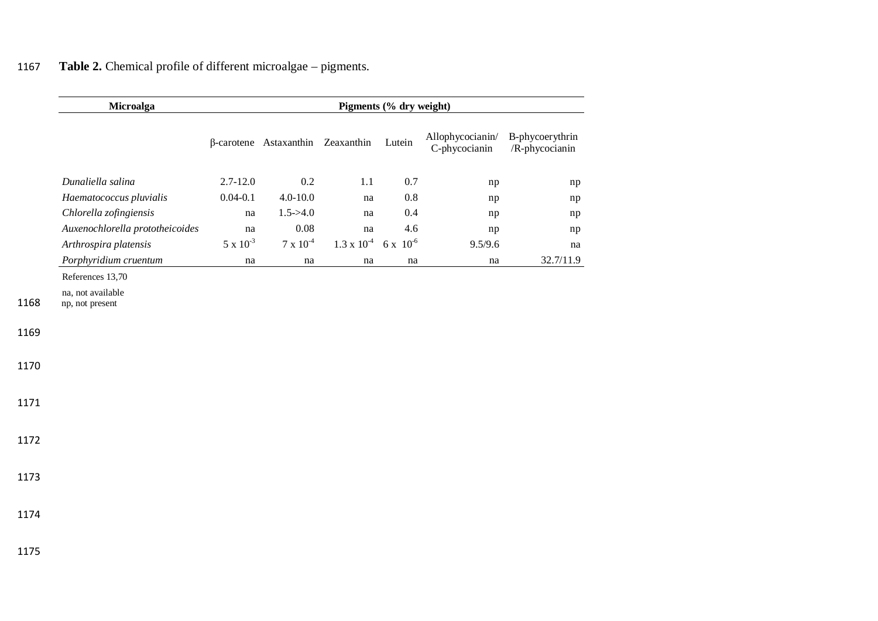**Table 2.** Chemical profile of different microalgae – pigments.

| Microalga | Pigments (% dry weight) | | | | | |
|---|---|---|---|---|---|---|
| | β-carotene | Astaxanthin | Zeaxanthin | Lutein | Allophycocianin/ C-phycocianin | B-phycoerythrin /R-phycocianin |
| *Dunaliella salina* | 2.7-12.0 | 0.2 | 1.1 | 0.7 | np | np |
| *Haematococcus pluvialis* | 0.04-0.1 | 4.0-10.0 | na | 0.8 | np | np |
| *Chlorella zofingiensis* | na | 1.5->4.0 | na | 0.4 | np | np |
| *Auxenochlorella prototheicoides* | na | 0.08 | na | 4.6 | np | np |
| *Arthrospira platensis* | $5 \times 10^{-3}$ | $7 \times 10^{-4}$ | $1.3 \times 10^{-4}$ | $6 \times 10^{-6}$ | 9.5/9.6 | na |
| *Porphyridium cruentum* | na | na | na | na | na | 32.7/11.9 |

References 13,70

na, not available
np, not present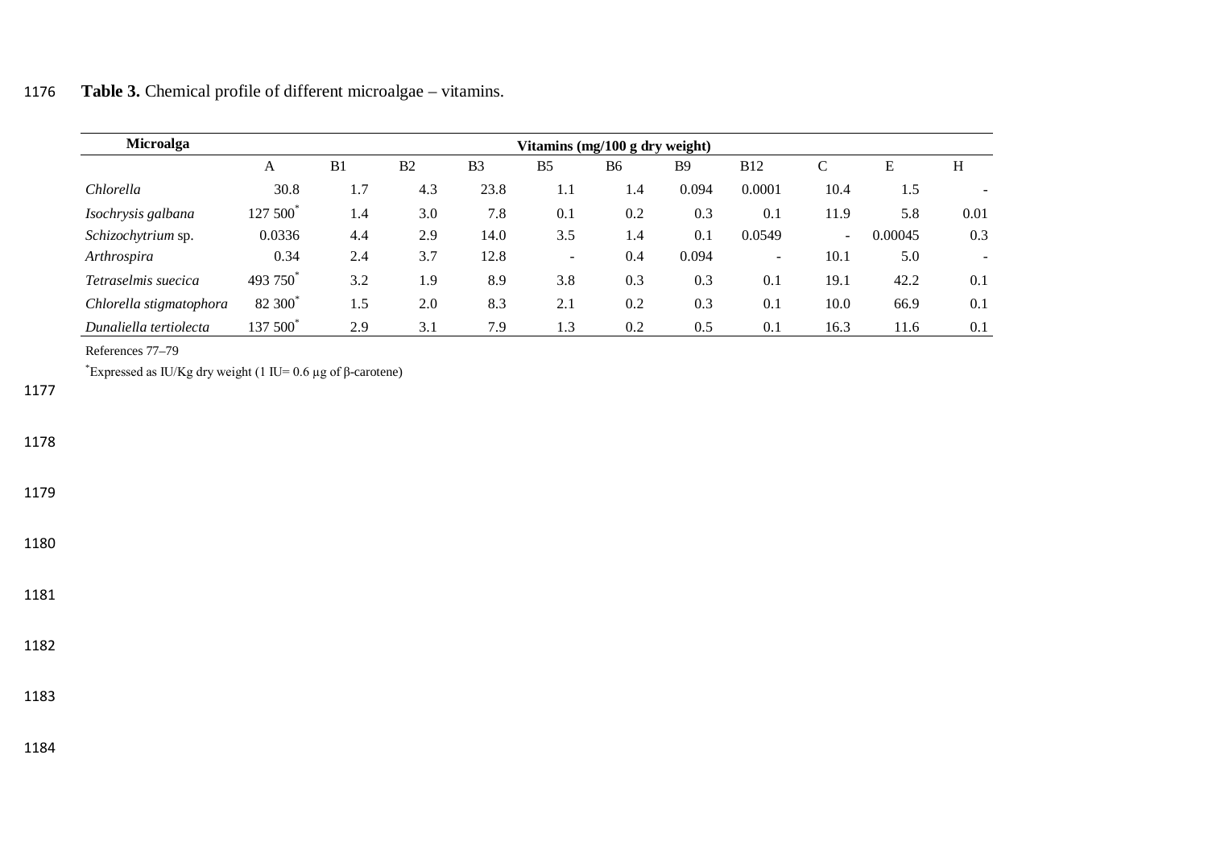**Table 3.** Chemical profile of different microalgae – vitamins.

| Microalga | Vitamins (mg/100 g dry weight) | | | | | | | | | | |
|---|---|---|---|---|---|---|---|---|---|---|---|
| | A | B1 | B2 | B3 | B5 | B6 | B9 | B12 | C | E | H |
| *Chlorella* | 30.8 | 1.7 | 4.3 | 23.8 | 1.1 | 1.4 | 0.094 | 0.0001 | 10.4 | 1.5 | - |
| *Isochrysis galbana* | 127 500* | 1.4 | 3.0 | 7.8 | 0.1 | 0.2 | 0.3 | 0.1 | 11.9 | 5.8 | 0.01 |
| *Schizochytrium* sp. | 0.0336 | 4.4 | 2.9 | 14.0 | 3.5 | 1.4 | 0.1 | 0.0549 | - | 0.00045 | 0.3 |
| *Arthrospira* | 0.34 | 2.4 | 3.7 | 12.8 | - | 0.4 | 0.094 | - | 10.1 | 5.0 | - |
| *Tetraselmis suecica* | 493 750* | 3.2 | 1.9 | 8.9 | 3.8 | 0.3 | 0.3 | 0.1 | 19.1 | 42.2 | 0.1 |
| *Chlorella stigmatophora* | 82 300* | 1.5 | 2.0 | 8.3 | 2.1 | 0.2 | 0.3 | 0.1 | 10.0 | 66.9 | 0.1 |
| *Dunaliella tertiolecta* | 137 500* | 2.9 | 3.1 | 7.9 | 1.3 | 0.2 | 0.5 | 0.1 | 16.3 | 11.6 | 0.1 |

References 77–79

*Expressed as IU/Kg dry weight (1 IU= 0.6 µg of β-carotene)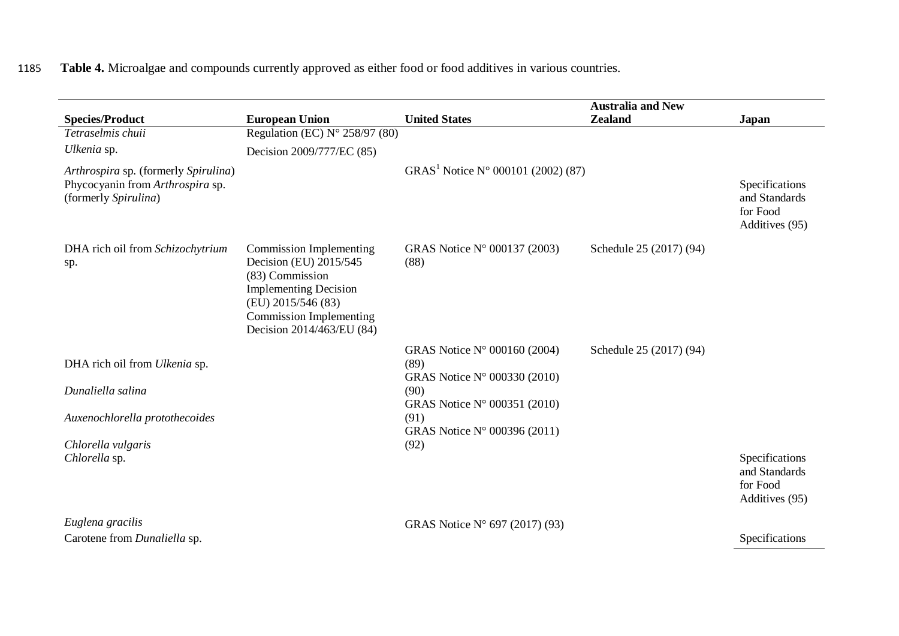**Table 4.** Microalgae and compounds currently approved as either food or food additives in various countries.

| Species/Product | European Union | United States | Australia and New Zealand | Japan |
|---|---|---|---|---|
| *Tetraselmis chuii* | Regulation (EC) N° 258/97 (80) | | | |
| *Ulkenia* sp. | Decision 2009/777/EC (85) | | | |
| *Arthrospira* sp. (formerly *Spirulina*) | | GRAS[1] Notice N° 000101 (2002) (87) | | |
| Phycocyanin from *Arthrospira* sp. (formerly *Spirulina*) | | | | Specifications and Standards for Food Additives (95) |
| DHA rich oil from *Schizochytrium* sp. | Commission Implementing Decision (EU) 2015/545 (83) Commission Implementing Decision (EU) 2015/546 (83) Commission Implementing Decision 2014/463/EU (84) | GRAS Notice N° 000137 (2003) (88) | Schedule 25 (2017) (94) | |
| DHA rich oil from *Ulkenia* sp. | | GRAS Notice N° 000160 (2004) (89) | Schedule 25 (2017) (94) | |
| *Dunaliella salina* | | GRAS Notice N° 000330 (2010) (90) | | |
| *Auxenochlorella protothecoides* | | GRAS Notice N° 000351 (2010) (91) | | |
| *Chlorella vulgaris* | | GRAS Notice N° 000396 (2011) (92) | | |
| *Chlorella* sp. | | | | Specifications and Standards for Food Additives (95) |
| *Euglena gracilis* | | GRAS Notice N° 697 (2017) (93) | | |
| Carotene from *Dunaliella* sp. | | | | Specifications |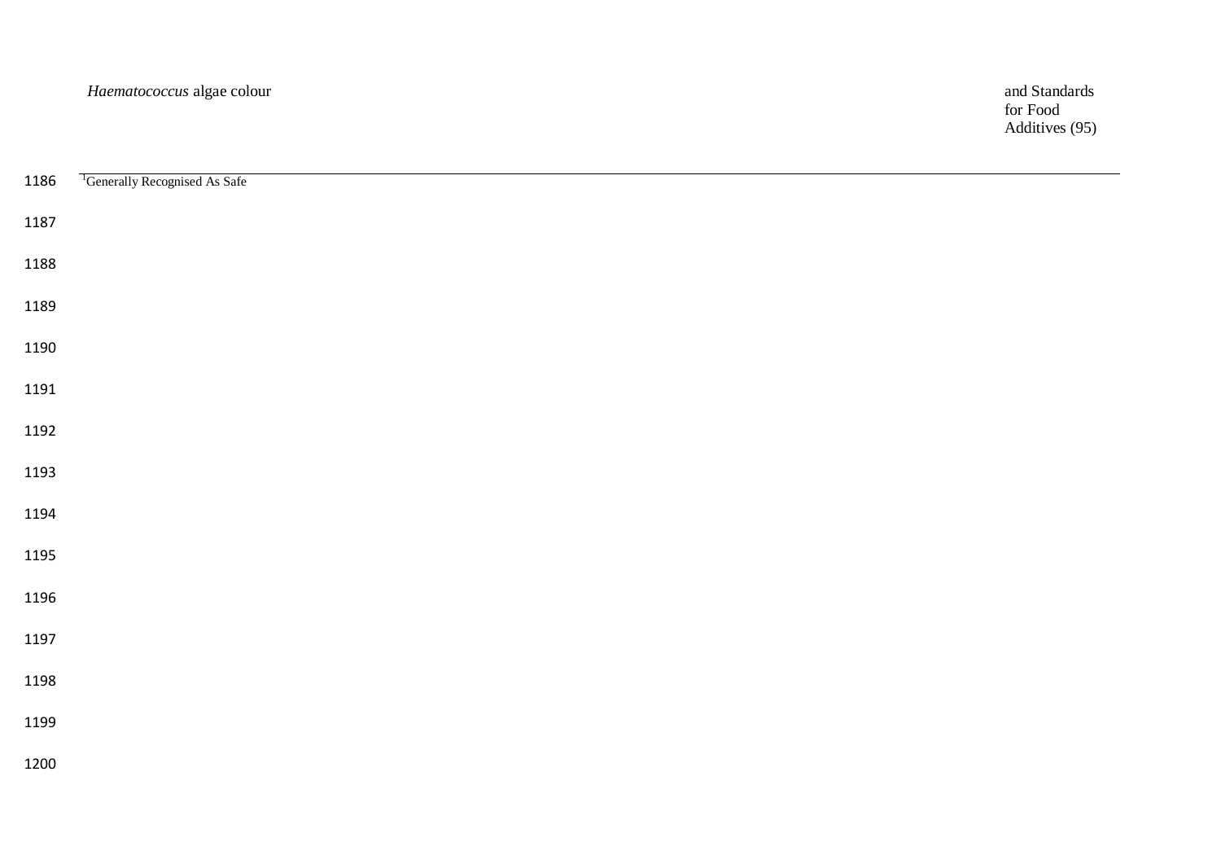| *Haematococcus* algae colour | and Standards for Food Additives (95) |
|---|---|

[1]Generally Recognised As Safe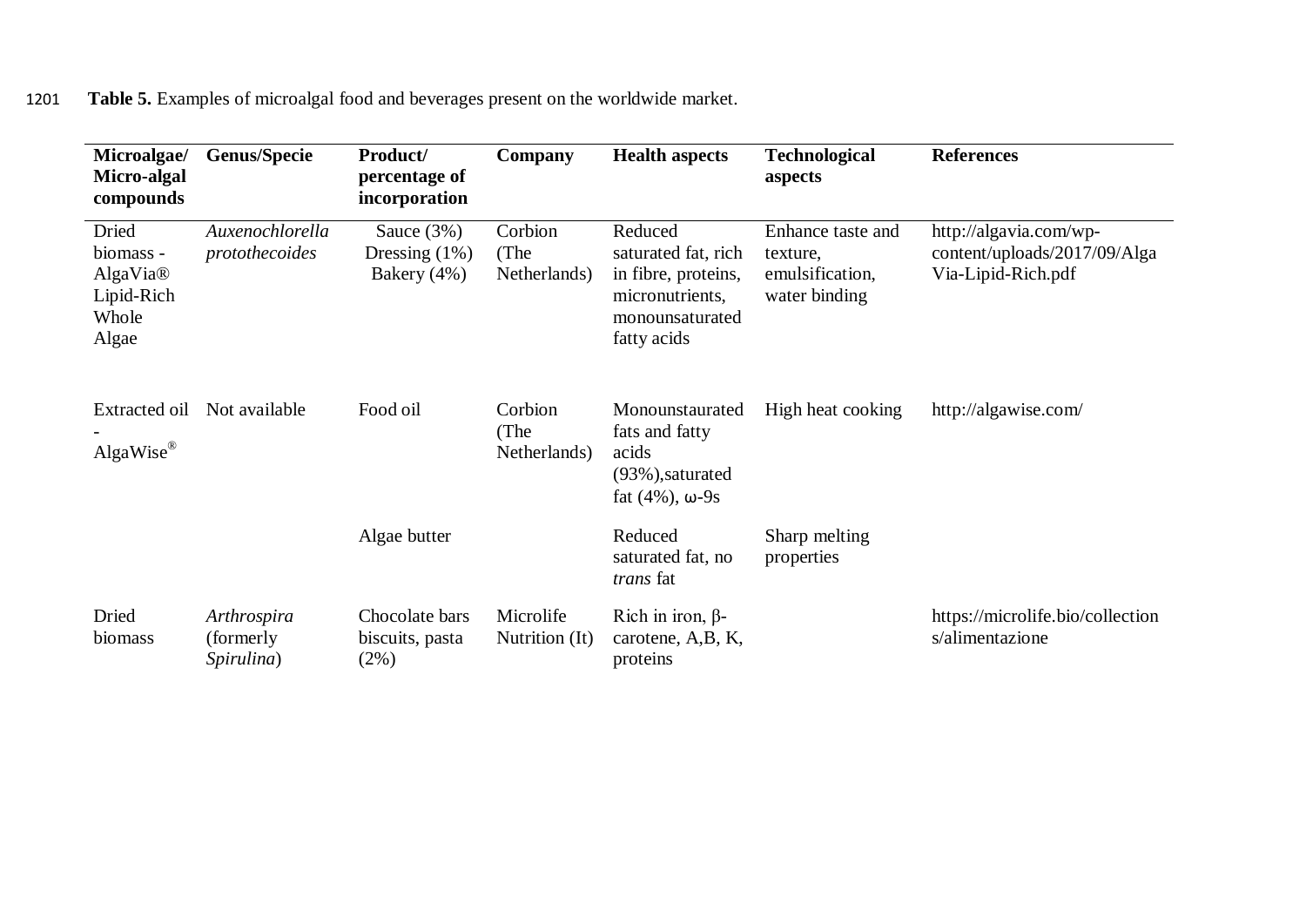**Table 5.** Examples of microalgal food and beverages present on the worldwide market.

| Microalgae/ Micro-algal compounds | Genus/Specie | Product/ percentage of incorporation | Company | Health aspects | Technological aspects | References |
|---|---|---|---|---|---|---|
| Dried biomass - AlgaVia® Lipid-Rich Whole Algae | *Auxenochlorella protothecoides* | Sauce (3%) Dressing (1%) Bakery (4%) | Corbion (The Netherlands) | Reduced saturated fat, rich in fibre, proteins, micronutrients, monounsaturated fatty acids | Enhance taste and texture, emulsification, water binding | http://algavia.com/wp-content/uploads/2017/09/AlgaVia-Lipid-Rich.pdf |
| Extracted oil - AlgaWise® | Not available | Food oil | Corbion (The Netherlands) | Monounstaurated fats and fatty acids (93%),saturated fat (4%), ω-9s | High heat cooking | http://algawise.com/ |
| | | Algae butter | | Reduced saturated fat, no *trans* fat | Sharp melting properties | |
| Dried biomass | *Arthrospira* (formerly *Spirulina*) | Chocolate bars biscuits, pasta (2%) | Microlife Nutrition (It) | Rich in iron, β-carotene, A,B, K, proteins | | https://microlife.bio/collections/alimentazione |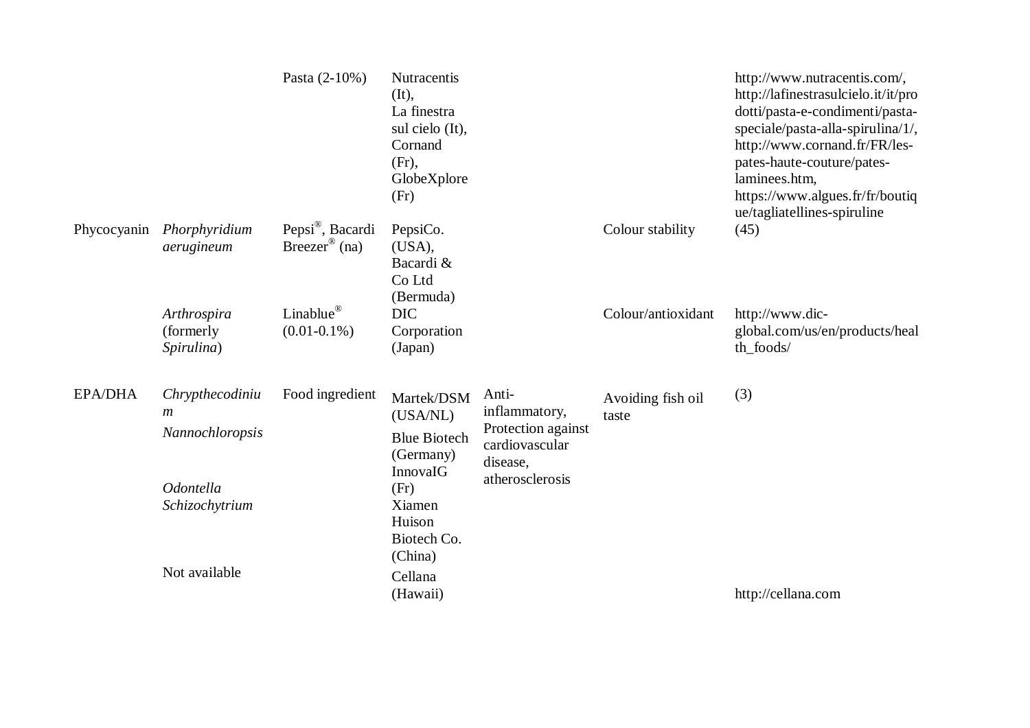| | | Pasta (2-10%) | Nutracentis (It), La finestra sul cielo (It), Cornand (Fr), GlobeXplore (Fr) | | | http://www.nutracentis.com/, http://lafinestrasulcielo.it/it/prodotti/pasta-e-condimenti/pasta-speciale/pasta-alla-spirulina/1/, http://www.cornand.fr/FR/les-pates-haute-couture/pates-laminees.htm, https://www.algues.fr/fr/boutique/tagliatellines-spiruline |
|---|---|---|---|---|---|---|
| Phycocyanin | *Phorphyridium aerugineum* | Pepsi®, Bacardi Breezer® (na) | PepsiCo. (USA), Bacardi & Co Ltd (Bermuda) | | Colour stability | (45) |
| | *Arthrospira* (formerly *Spirulina*) | Linablue® (0.01-0.1%) | DIC Corporation (Japan) | | Colour/antioxidant | http://www.dic-global.com/us/en/products/health_foods/ |
| EPA/DHA | *Chrypthecodinium* | Food ingredient | Martek/DSM (USA/NL) | Anti-inflammatory, Protection against cardiovascular disease, atherosclerosis | Avoiding fish oil taste | (3) |
| | *Nannochloropsis* | | Blue Biotech (Germany) | | | |
| | *Odontella* | | InnovaIG (Fr) | | | |
| | *Schizochytrium* | | Xiamen Huison Biotech Co. (China) | | | |
| | Not available | | Cellana (Hawaii) | | | http://cellana.com |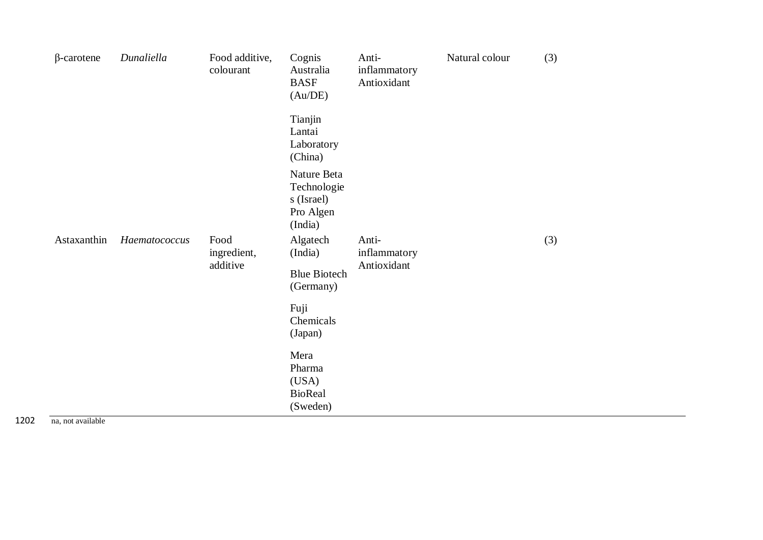| | | | | | | |
|---|---|---|---|---|---|---|
| β-carotene | *Dunaliella* | Food additive, colourant | Cognis Australia BASF (Au/DE)<br>Tianjin Lantai Laboratory (China)<br>Nature Beta Technologies (Israel)<br>Pro Algen (India) | Anti-inflammatory Antioxidant | Natural colour | (3) |
| Astaxanthin | *Haematococcus* | Food ingredient, additive | Algatech (India)<br>Blue Biotech (Germany)<br>Fuji Chemicals (Japan)<br>Mera Pharma (USA)<br>BioReal (Sweden) | Anti-inflammatory Antioxidant | | (3) |

na, not available